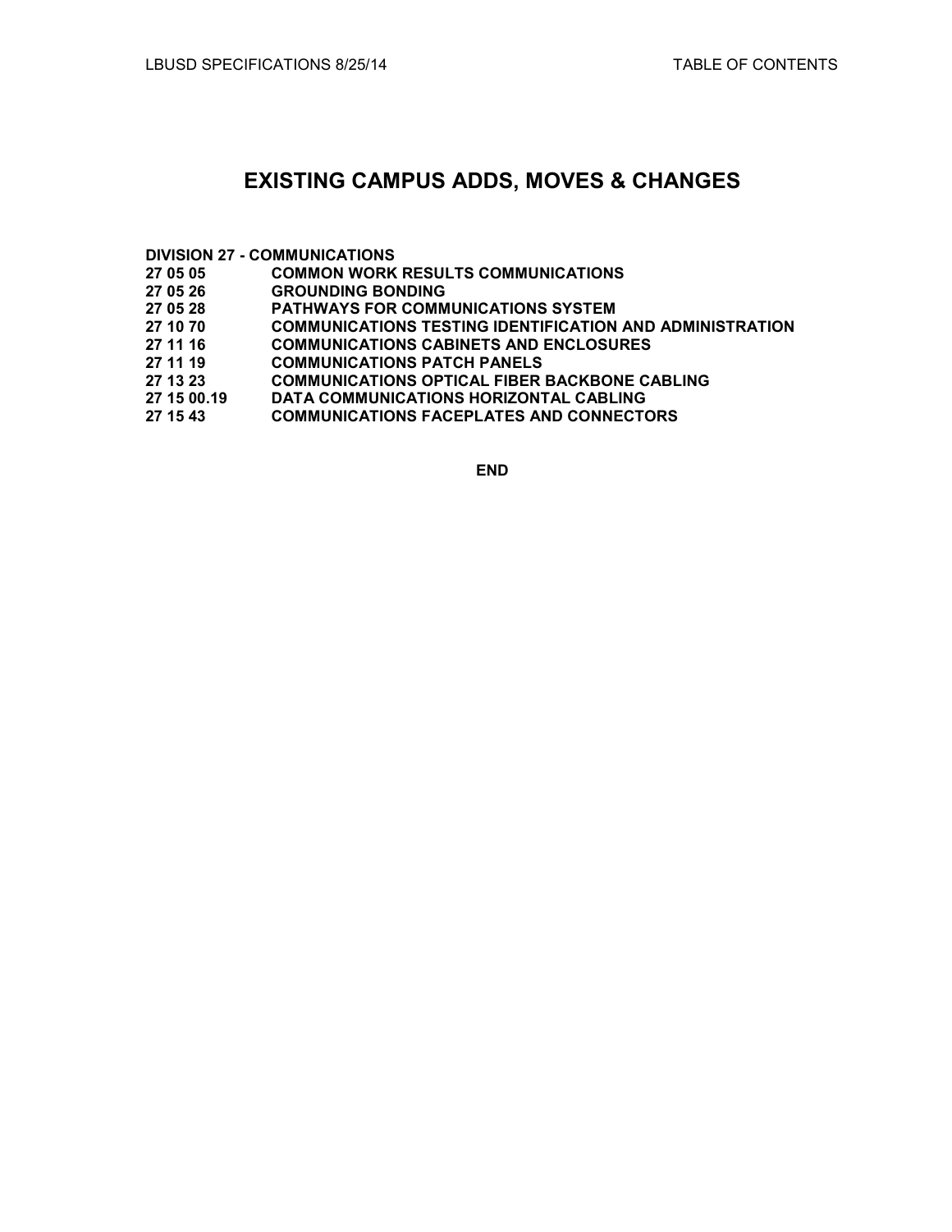# EXISTING CAMPUS ADDS, MOVES & CHANGES

**DIVISION 27 - COMMUNICATIONS**

| | |
|---|---|
| **27 05 05** | **COMMON WORK RESULTS COMMUNICATIONS** |
| **27 05 26** | **GROUNDING BONDING** |
| **27 05 28** | **PATHWAYS FOR COMMUNICATIONS SYSTEM** |
| **27 10 70** | **COMMUNICATIONS TESTING IDENTIFICATION AND ADMINISTRATION** |
| **27 11 16** | **COMMUNICATIONS CABINETS AND ENCLOSURES** |
| **27 11 19** | **COMMUNICATIONS PATCH PANELS** |
| **27 13 23** | **COMMUNICATIONS OPTICAL FIBER BACKBONE CABLING** |
| **27 15 00.19** | **DATA COMMUNICATIONS HORIZONTAL CABLING** |
| **27 15 43** | **COMMUNICATIONS FACEPLATES AND CONNECTORS** |

**END**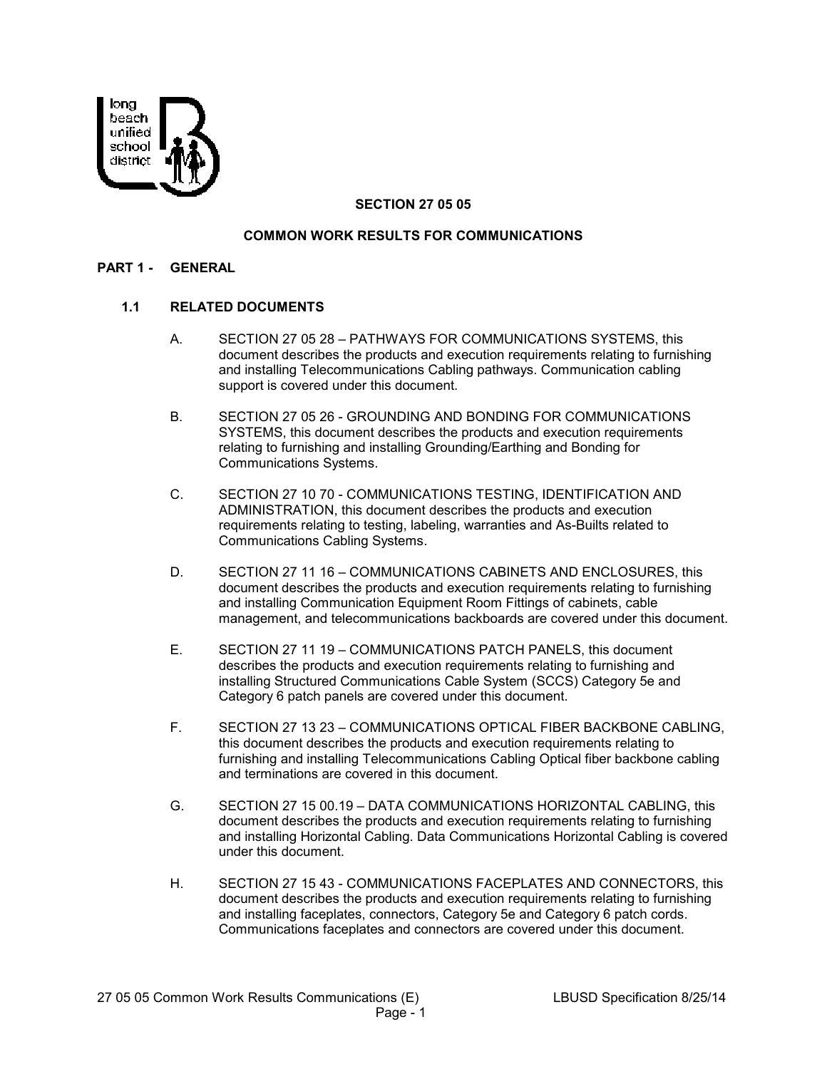## SECTION 27 05 05

## COMMON WORK RESULTS FOR COMMUNICATIONS

### PART 1 - GENERAL

#### 1.1 RELATED DOCUMENTS

A. SECTION 27 05 28 – PATHWAYS FOR COMMUNICATIONS SYSTEMS, this document describes the products and execution requirements relating to furnishing and installing Telecommunications Cabling pathways. Communication cabling support is covered under this document.

B. SECTION 27 05 26 - GROUNDING AND BONDING FOR COMMUNICATIONS SYSTEMS, this document describes the products and execution requirements relating to furnishing and installing Grounding/Earthing and Bonding for Communications Systems.

C. SECTION 27 10 70 - COMMUNICATIONS TESTING, IDENTIFICATION AND ADMINISTRATION, this document describes the products and execution requirements relating to testing, labeling, warranties and As-Builts related to Communications Cabling Systems.

D. SECTION 27 11 16 – COMMUNICATIONS CABINETS AND ENCLOSURES, this document describes the products and execution requirements relating to furnishing and installing Communication Equipment Room Fittings of cabinets, cable management, and telecommunications backboards are covered under this document.

E. SECTION 27 11 19 – COMMUNICATIONS PATCH PANELS, this document describes the products and execution requirements relating to furnishing and installing Structured Communications Cable System (SCCS) Category 5e and Category 6 patch panels are covered under this document.

F. SECTION 27 13 23 – COMMUNICATIONS OPTICAL FIBER BACKBONE CABLING, this document describes the products and execution requirements relating to furnishing and installing Telecommunications Cabling Optical fiber backbone cabling and terminations are covered in this document.

G. SECTION 27 15 00.19 – DATA COMMUNICATIONS HORIZONTAL CABLING, this document describes the products and execution requirements relating to furnishing and installing Horizontal Cabling. Data Communications Horizontal Cabling is covered under this document.

H. SECTION 27 15 43 - COMMUNICATIONS FACEPLATES AND CONNECTORS, this document describes the products and execution requirements relating to furnishing and installing faceplates, connectors, Category 5e and Category 6 patch cords. Communications faceplates and connectors are covered under this document.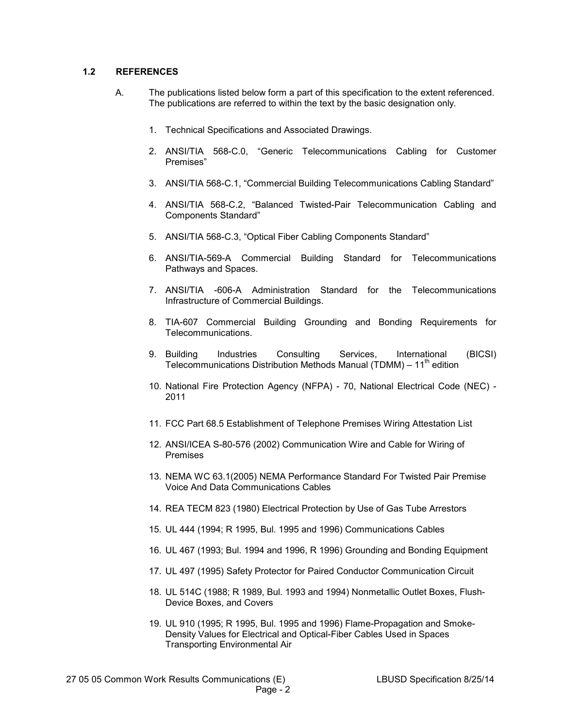## 1.2 REFERENCES

A. The publications listed below form a part of this specification to the extent referenced. The publications are referred to within the text by the basic designation only.

1. Technical Specifications and Associated Drawings.
2. ANSI/TIA 568-C.0, "Generic Telecommunications Cabling for Customer Premises"
3. ANSI/TIA 568-C.1, "Commercial Building Telecommunications Cabling Standard"
4. ANSI/TIA 568-C.2, "Balanced Twisted-Pair Telecommunication Cabling and Components Standard"
5. ANSI/TIA 568-C.3, "Optical Fiber Cabling Components Standard"
6. ANSI/TIA-569-A Commercial Building Standard for Telecommunications Pathways and Spaces.
7. ANSI/TIA -606-A Administration Standard for the Telecommunications Infrastructure of Commercial Buildings.
8. TIA-607 Commercial Building Grounding and Bonding Requirements for Telecommunications.
9. Building Industries Consulting Services, International (BICSI) Telecommunications Distribution Methods Manual (TDMM) – 11th edition
10. National Fire Protection Agency (NFPA) - 70, National Electrical Code (NEC) - 2011
11. FCC Part 68.5 Establishment of Telephone Premises Wiring Attestation List
12. ANSI/ICEA S-80-576 (2002) Communication Wire and Cable for Wiring of Premises
13. NEMA WC 63.1(2005) NEMA Performance Standard For Twisted Pair Premise Voice And Data Communications Cables
14. REA TECM 823 (1980) Electrical Protection by Use of Gas Tube Arrestors
15. UL 444 (1994; R 1995, Bul. 1995 and 1996) Communications Cables
16. UL 467 (1993; Bul. 1994 and 1996, R 1996) Grounding and Bonding Equipment
17. UL 497 (1995) Safety Protector for Paired Conductor Communication Circuit
18. UL 514C (1988; R 1989, Bul. 1993 and 1994) Nonmetallic Outlet Boxes, Flush-Device Boxes, and Covers
19. UL 910 (1995; R 1995, Bul. 1995 and 1996) Flame-Propagation and Smoke-Density Values for Electrical and Optical-Fiber Cables Used in Spaces Transporting Environmental Air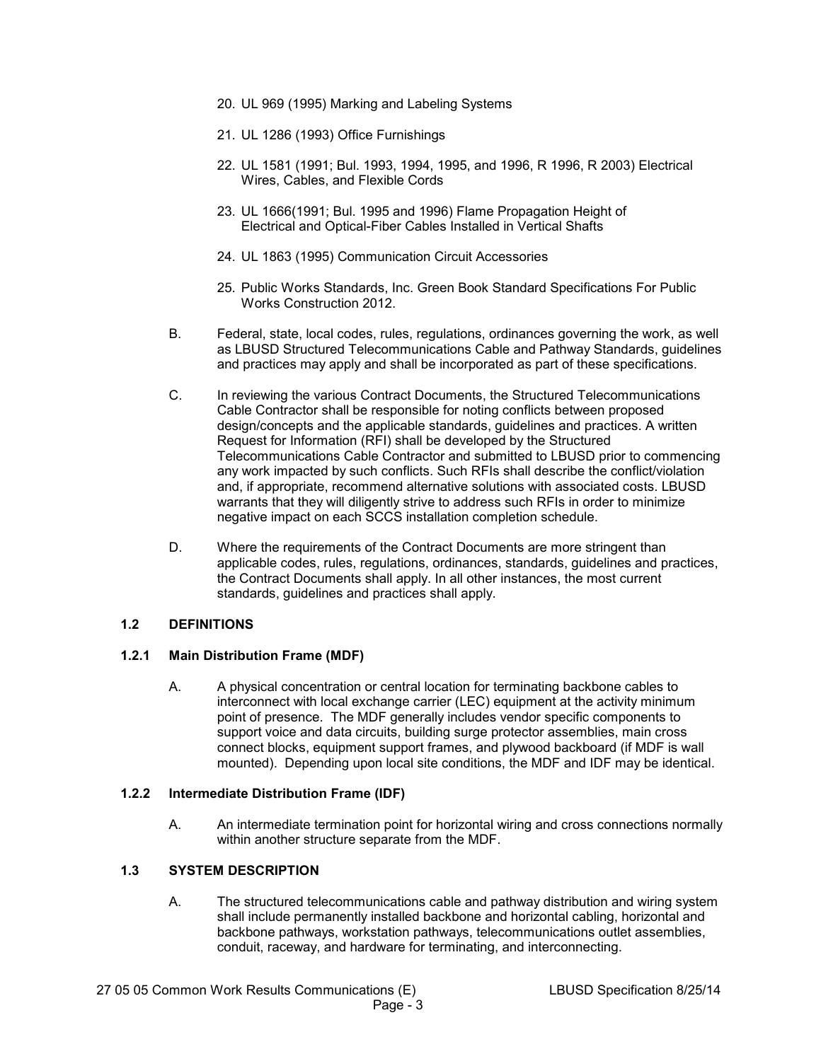20. UL 969 (1995) Marking and Labeling Systems

21. UL 1286 (1993) Office Furnishings

22. UL 1581 (1991; Bul. 1993, 1994, 1995, and 1996, R 1996, R 2003) Electrical Wires, Cables, and Flexible Cords

23. UL 1666(1991; Bul. 1995 and 1996) Flame Propagation Height of Electrical and Optical-Fiber Cables Installed in Vertical Shafts

24. UL 1863 (1995) Communication Circuit Accessories

25. Public Works Standards, Inc. Green Book Standard Specifications For Public Works Construction 2012.

B. Federal, state, local codes, rules, regulations, ordinances governing the work, as well as LBUSD Structured Telecommunications Cable and Pathway Standards, guidelines and practices may apply and shall be incorporated as part of these specifications.

C. In reviewing the various Contract Documents, the Structured Telecommunications Cable Contractor shall be responsible for noting conflicts between proposed design/concepts and the applicable standards, guidelines and practices. A written Request for Information (RFI) shall be developed by the Structured Telecommunications Cable Contractor and submitted to LBUSD prior to commencing any work impacted by such conflicts. Such RFIs shall describe the conflict/violation and, if appropriate, recommend alternative solutions with associated costs. LBUSD warrants that they will diligently strive to address such RFIs in order to minimize negative impact on each SCCS installation completion schedule.

D. Where the requirements of the Contract Documents are more stringent than applicable codes, rules, regulations, ordinances, standards, guidelines and practices, the Contract Documents shall apply. In all other instances, the most current standards, guidelines and practices shall apply.

## 1.2 DEFINITIONS

### 1.2.1 Main Distribution Frame (MDF)

A. A physical concentration or central location for terminating backbone cables to interconnect with local exchange carrier (LEC) equipment at the activity minimum point of presence. The MDF generally includes vendor specific components to support voice and data circuits, building surge protector assemblies, main cross connect blocks, equipment support frames, and plywood backboard (if MDF is wall mounted). Depending upon local site conditions, the MDF and IDF may be identical.

### 1.2.2 Intermediate Distribution Frame (IDF)

A. An intermediate termination point for horizontal wiring and cross connections normally within another structure separate from the MDF.

## 1.3 SYSTEM DESCRIPTION

A. The structured telecommunications cable and pathway distribution and wiring system shall include permanently installed backbone and horizontal cabling, horizontal and backbone pathways, workstation pathways, telecommunications outlet assemblies, conduit, raceway, and hardware for terminating, and interconnecting.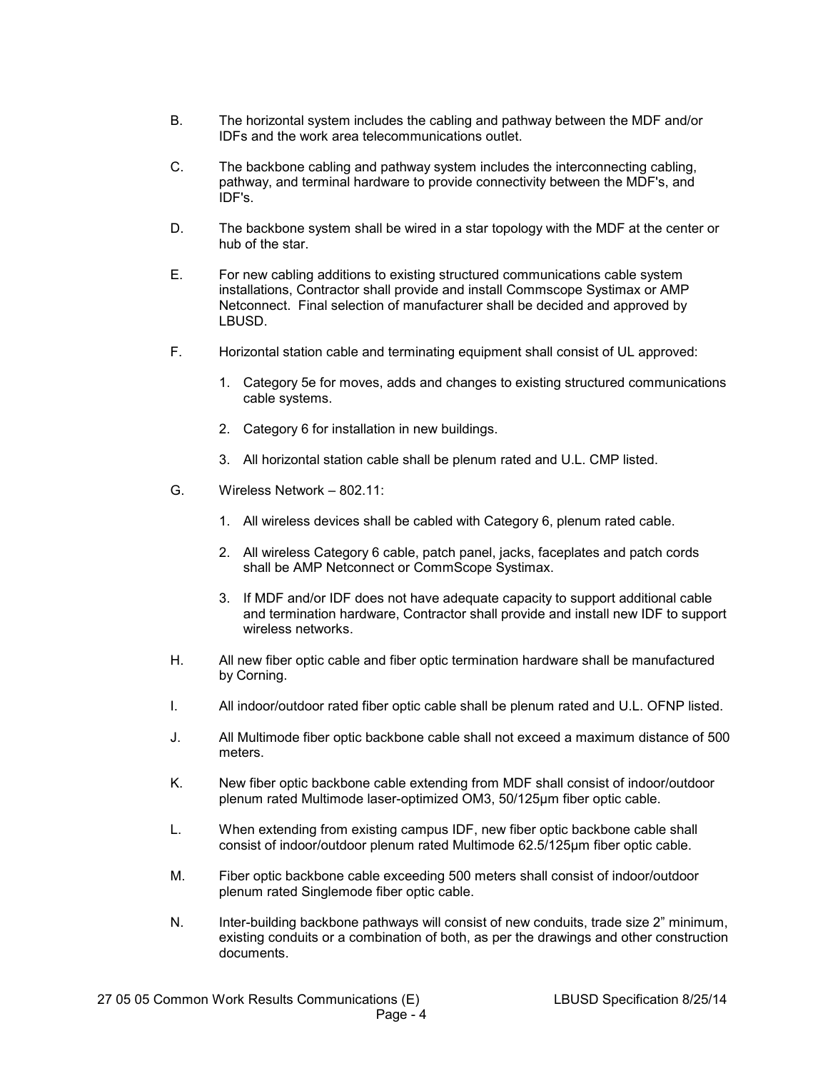B. The horizontal system includes the cabling and pathway between the MDF and/or IDFs and the work area telecommunications outlet.

C. The backbone cabling and pathway system includes the interconnecting cabling, pathway, and terminal hardware to provide connectivity between the MDF's, and IDF's.

D. The backbone system shall be wired in a star topology with the MDF at the center or hub of the star.

E. For new cabling additions to existing structured communications cable system installations, Contractor shall provide and install Commscope Systimax or AMP Netconnect. Final selection of manufacturer shall be decided and approved by LBUSD.

F. Horizontal station cable and terminating equipment shall consist of UL approved:

1. Category 5e for moves, adds and changes to existing structured communications cable systems.

2. Category 6 for installation in new buildings.

3. All horizontal station cable shall be plenum rated and U.L. CMP listed.

G. Wireless Network – 802.11:

1. All wireless devices shall be cabled with Category 6, plenum rated cable.

2. All wireless Category 6 cable, patch panel, jacks, faceplates and patch cords shall be AMP Netconnect or CommScope Systimax.

3. If MDF and/or IDF does not have adequate capacity to support additional cable and termination hardware, Contractor shall provide and install new IDF to support wireless networks.

H. All new fiber optic cable and fiber optic termination hardware shall be manufactured by Corning.

I. All indoor/outdoor rated fiber optic cable shall be plenum rated and U.L. OFNP listed.

J. All Multimode fiber optic backbone cable shall not exceed a maximum distance of 500 meters.

K. New fiber optic backbone cable extending from MDF shall consist of indoor/outdoor plenum rated Multimode laser-optimized OM3, 50/125µm fiber optic cable.

L. When extending from existing campus IDF, new fiber optic backbone cable shall consist of indoor/outdoor plenum rated Multimode 62.5/125µm fiber optic cable.

M. Fiber optic backbone cable exceeding 500 meters shall consist of indoor/outdoor plenum rated Singlemode fiber optic cable.

N. Inter-building backbone pathways will consist of new conduits, trade size 2" minimum, existing conduits or a combination of both, as per the drawings and other construction documents.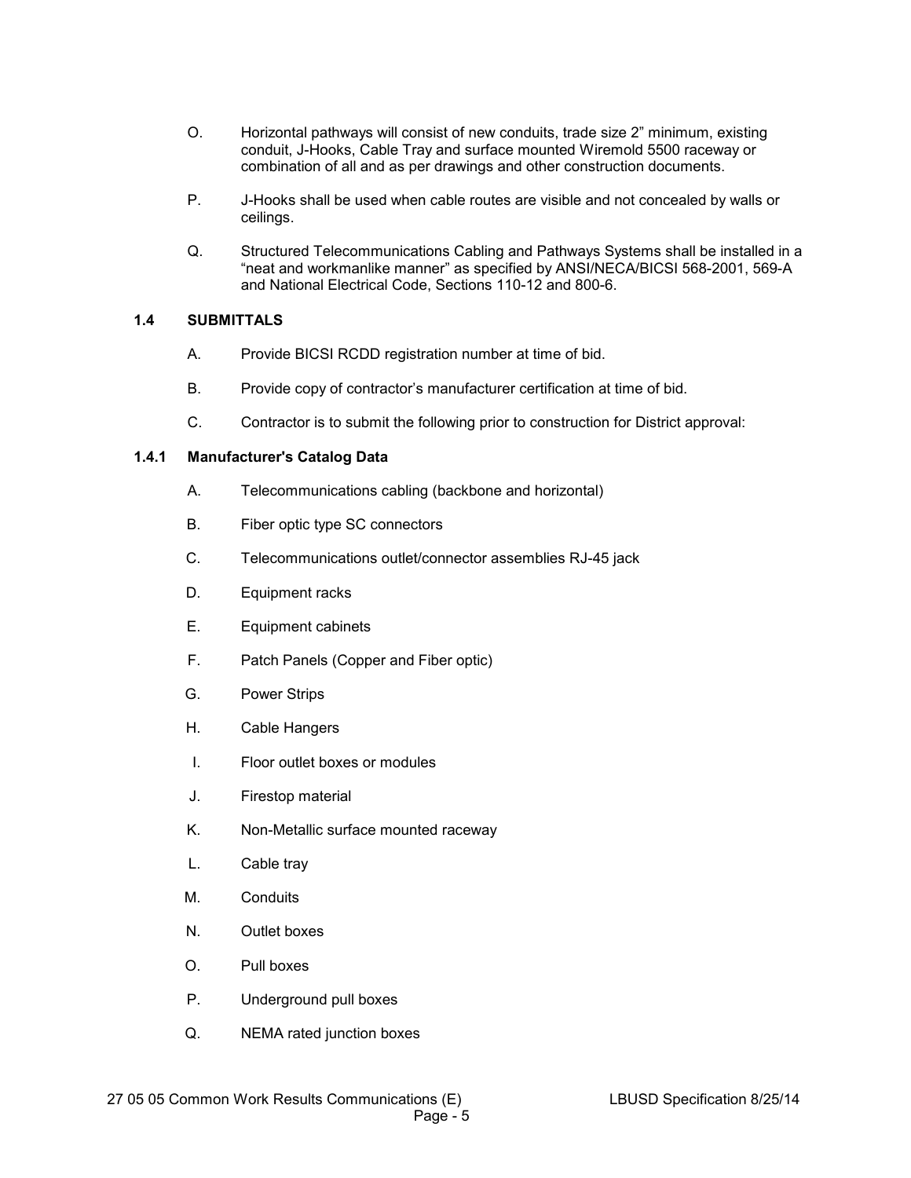O. Horizontal pathways will consist of new conduits, trade size 2" minimum, existing conduit, J-Hooks, Cable Tray and surface mounted Wiremold 5500 raceway or combination of all and as per drawings and other construction documents.

P. J-Hooks shall be used when cable routes are visible and not concealed by walls or ceilings.

Q. Structured Telecommunications Cabling and Pathways Systems shall be installed in a "neat and workmanlike manner" as specified by ANSI/NECA/BICSI 568-2001, 569-A and National Electrical Code, Sections 110-12 and 800-6.

### 1.4 SUBMITTALS

A. Provide BICSI RCDD registration number at time of bid.

B. Provide copy of contractor's manufacturer certification at time of bid.

C. Contractor is to submit the following prior to construction for District approval:

#### 1.4.1 Manufacturer's Catalog Data

A. Telecommunications cabling (backbone and horizontal)

B. Fiber optic type SC connectors

C. Telecommunications outlet/connector assemblies RJ-45 jack

D. Equipment racks

E. Equipment cabinets

F. Patch Panels (Copper and Fiber optic)

G. Power Strips

H. Cable Hangers

I. Floor outlet boxes or modules

J. Firestop material

K. Non-Metallic surface mounted raceway

L. Cable tray

M. Conduits

N. Outlet boxes

O. Pull boxes

P. Underground pull boxes

Q. NEMA rated junction boxes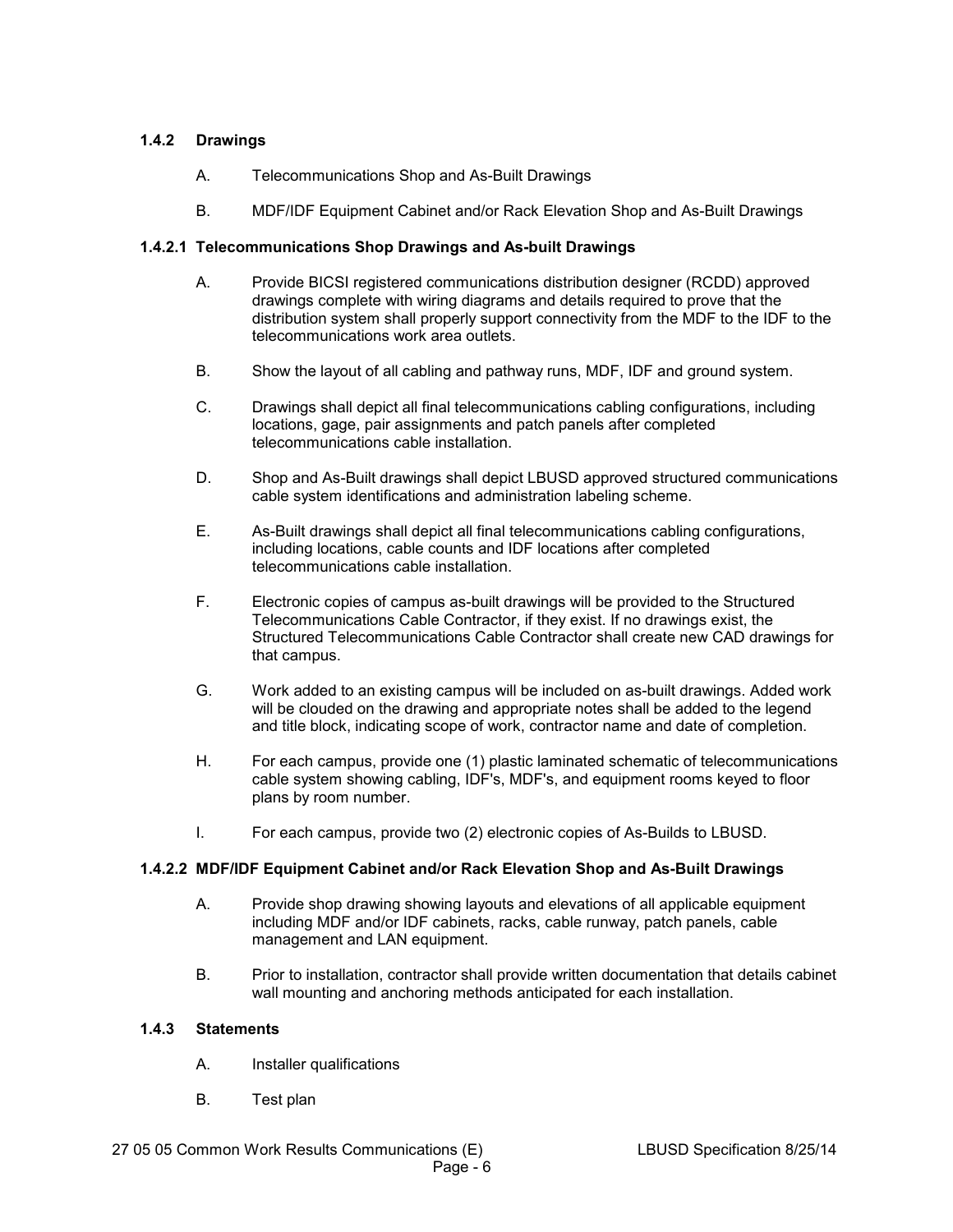### 1.4.2 Drawings

A. Telecommunications Shop and As-Built Drawings

B. MDF/IDF Equipment Cabinet and/or Rack Elevation Shop and As-Built Drawings

#### 1.4.2.1 Telecommunications Shop Drawings and As-built Drawings

A. Provide BICSI registered communications distribution designer (RCDD) approved drawings complete with wiring diagrams and details required to prove that the distribution system shall properly support connectivity from the MDF to the IDF to the telecommunications work area outlets.

B. Show the layout of all cabling and pathway runs, MDF, IDF and ground system.

C. Drawings shall depict all final telecommunications cabling configurations, including locations, gage, pair assignments and patch panels after completed telecommunications cable installation.

D. Shop and As-Built drawings shall depict LBUSD approved structured communications cable system identifications and administration labeling scheme.

E. As-Built drawings shall depict all final telecommunications cabling configurations, including locations, cable counts and IDF locations after completed telecommunications cable installation.

F. Electronic copies of campus as-built drawings will be provided to the Structured Telecommunications Cable Contractor, if they exist. If no drawings exist, the Structured Telecommunications Cable Contractor shall create new CAD drawings for that campus.

G. Work added to an existing campus will be included on as-built drawings. Added work will be clouded on the drawing and appropriate notes shall be added to the legend and title block, indicating scope of work, contractor name and date of completion.

H. For each campus, provide one (1) plastic laminated schematic of telecommunications cable system showing cabling, IDF's, MDF's, and equipment rooms keyed to floor plans by room number.

I. For each campus, provide two (2) electronic copies of As-Builds to LBUSD.

#### 1.4.2.2 MDF/IDF Equipment Cabinet and/or Rack Elevation Shop and As-Built Drawings

A. Provide shop drawing showing layouts and elevations of all applicable equipment including MDF and/or IDF cabinets, racks, cable runway, patch panels, cable management and LAN equipment.

B. Prior to installation, contractor shall provide written documentation that details cabinet wall mounting and anchoring methods anticipated for each installation.

### 1.4.3 Statements

A. Installer qualifications

B. Test plan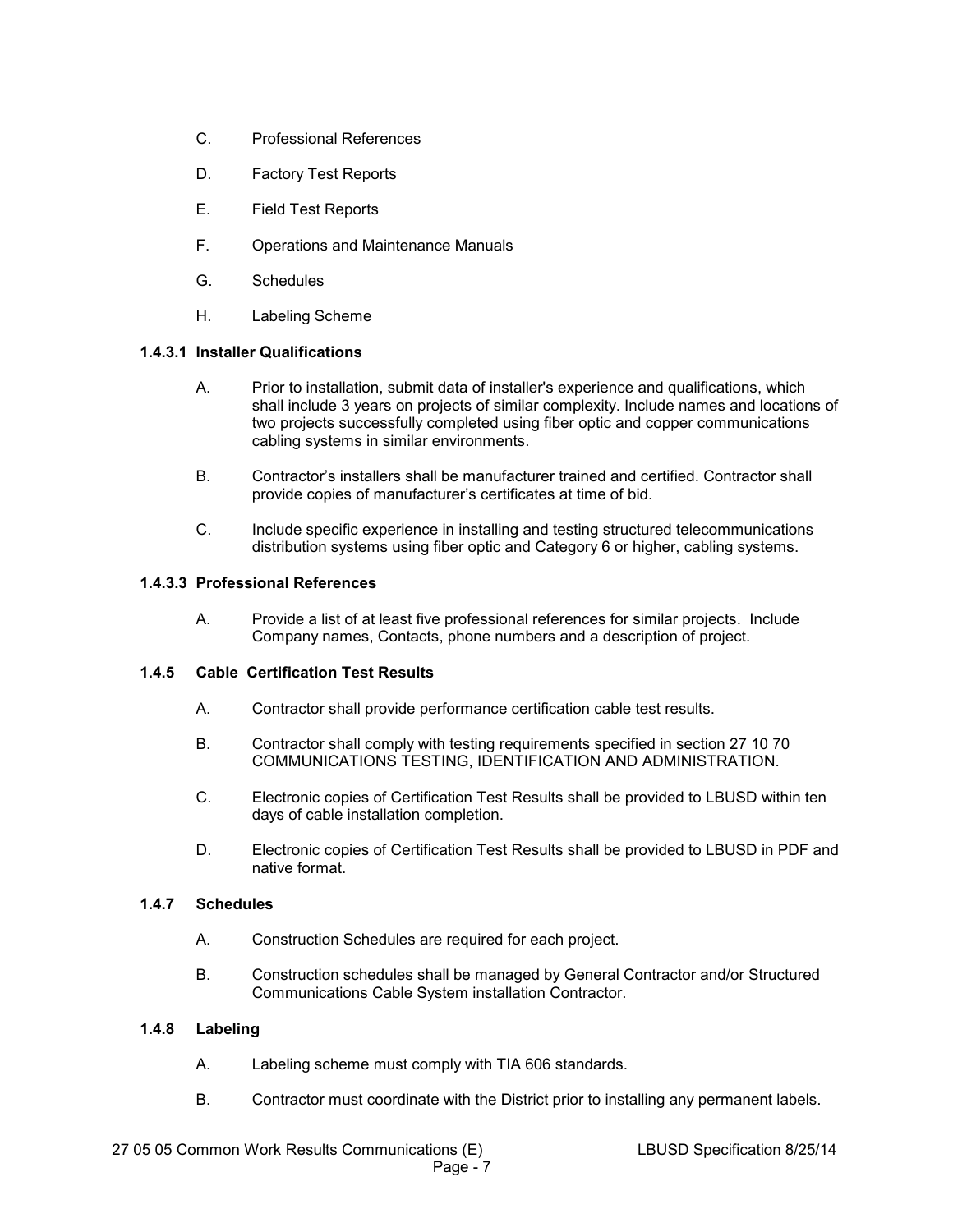C. Professional References

D. Factory Test Reports

E. Field Test Reports

F. Operations and Maintenance Manuals

G. Schedules

H. Labeling Scheme

### 1.4.3.1 Installer Qualifications

A. Prior to installation, submit data of installer's experience and qualifications, which shall include 3 years on projects of similar complexity. Include names and locations of two projects successfully completed using fiber optic and copper communications cabling systems in similar environments.

B. Contractor's installers shall be manufacturer trained and certified. Contractor shall provide copies of manufacturer's certificates at time of bid.

C. Include specific experience in installing and testing structured telecommunications distribution systems using fiber optic and Category 6 or higher, cabling systems.

### 1.4.3.3 Professional References

A. Provide a list of at least five professional references for similar projects. Include Company names, Contacts, phone numbers and a description of project.

### 1.4.5 Cable Certification Test Results

A. Contractor shall provide performance certification cable test results.

B. Contractor shall comply with testing requirements specified in section 27 10 70 COMMUNICATIONS TESTING, IDENTIFICATION AND ADMINISTRATION.

C. Electronic copies of Certification Test Results shall be provided to LBUSD within ten days of cable installation completion.

D. Electronic copies of Certification Test Results shall be provided to LBUSD in PDF and native format.

### 1.4.7 Schedules

A. Construction Schedules are required for each project.

B. Construction schedules shall be managed by General Contractor and/or Structured Communications Cable System installation Contractor.

### 1.4.8 Labeling

A. Labeling scheme must comply with TIA 606 standards.

B. Contractor must coordinate with the District prior to installing any permanent labels.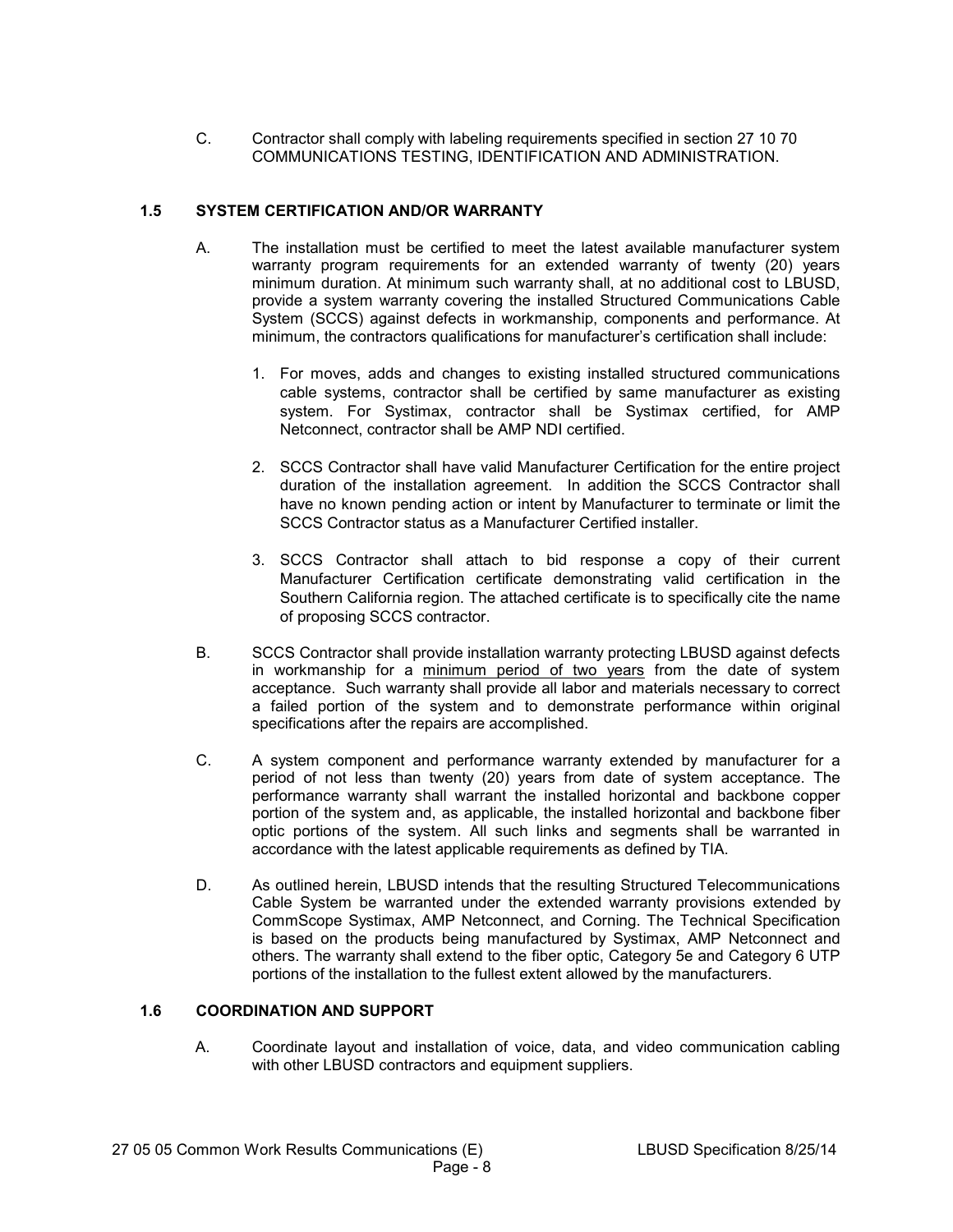C. Contractor shall comply with labeling requirements specified in section 27 10 70 COMMUNICATIONS TESTING, IDENTIFICATION AND ADMINISTRATION.

## 1.5 SYSTEM CERTIFICATION AND/OR WARRANTY

A. The installation must be certified to meet the latest available manufacturer system warranty program requirements for an extended warranty of twenty (20) years minimum duration. At minimum such warranty shall, at no additional cost to LBUSD, provide a system warranty covering the installed Structured Communications Cable System (SCCS) against defects in workmanship, components and performance. At minimum, the contractors qualifications for manufacturer's certification shall include:

1. For moves, adds and changes to existing installed structured communications cable systems, contractor shall be certified by same manufacturer as existing system. For Systimax, contractor shall be Systimax certified, for AMP Netconnect, contractor shall be AMP NDI certified.

2. SCCS Contractor shall have valid Manufacturer Certification for the entire project duration of the installation agreement. In addition the SCCS Contractor shall have no known pending action or intent by Manufacturer to terminate or limit the SCCS Contractor status as a Manufacturer Certified installer.

3. SCCS Contractor shall attach to bid response a copy of their current Manufacturer Certification certificate demonstrating valid certification in the Southern California region. The attached certificate is to specifically cite the name of proposing SCCS contractor.

B. SCCS Contractor shall provide installation warranty protecting LBUSD against defects in workmanship for a <u>minimum period of two years</u> from the date of system acceptance. Such warranty shall provide all labor and materials necessary to correct a failed portion of the system and to demonstrate performance within original specifications after the repairs are accomplished.

C. A system component and performance warranty extended by manufacturer for a period of not less than twenty (20) years from date of system acceptance. The performance warranty shall warrant the installed horizontal and backbone copper portion of the system and, as applicable, the installed horizontal and backbone fiber optic portions of the system. All such links and segments shall be warranted in accordance with the latest applicable requirements as defined by TIA.

D. As outlined herein, LBUSD intends that the resulting Structured Telecommunications Cable System be warranted under the extended warranty provisions extended by CommScope Systimax, AMP Netconnect, and Corning. The Technical Specification is based on the products being manufactured by Systimax, AMP Netconnect and others. The warranty shall extend to the fiber optic, Category 5e and Category 6 UTP portions of the installation to the fullest extent allowed by the manufacturers.

## 1.6 COORDINATION AND SUPPORT

A. Coordinate layout and installation of voice, data, and video communication cabling with other LBUSD contractors and equipment suppliers.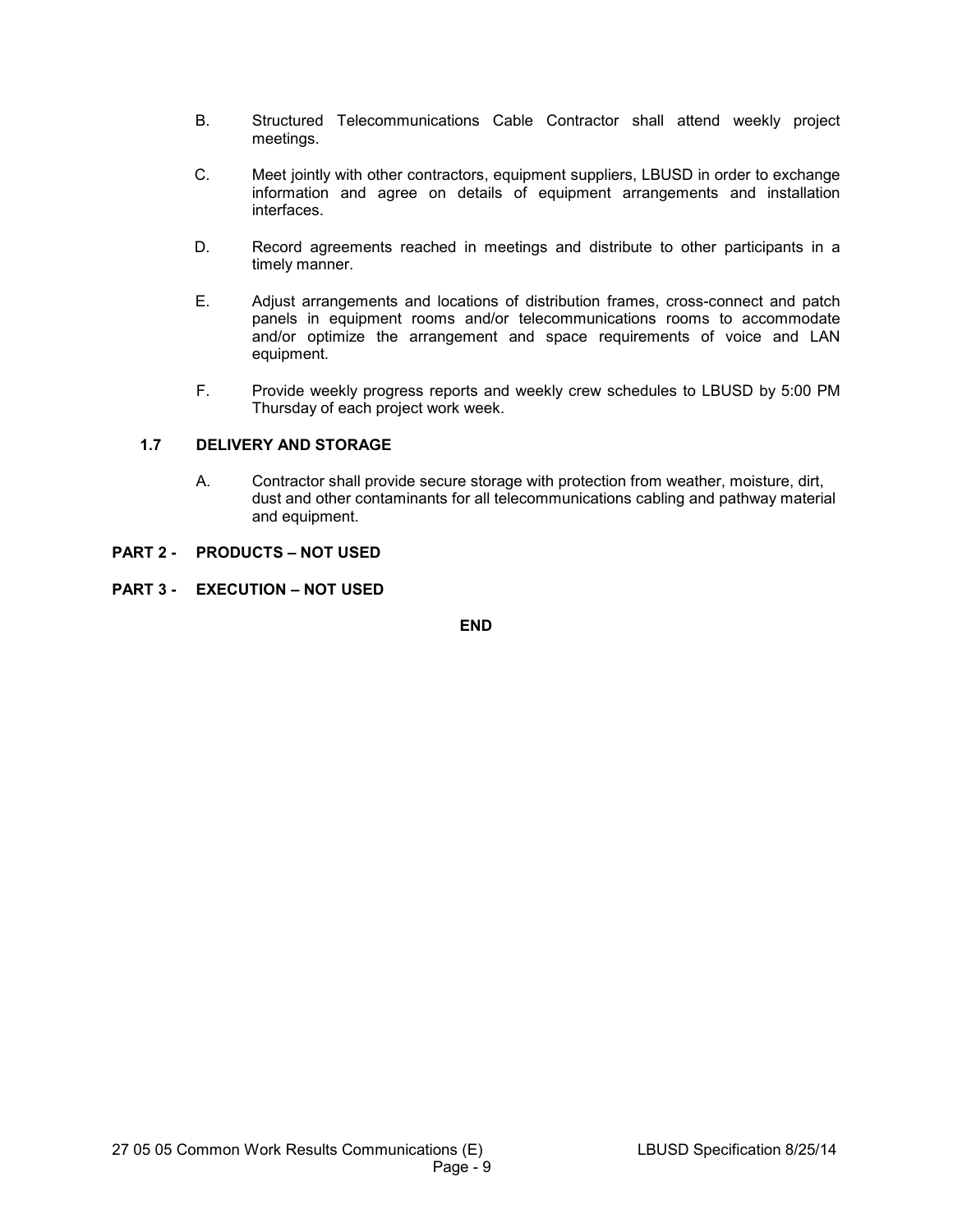B. Structured Telecommunications Cable Contractor shall attend weekly project meetings.

C. Meet jointly with other contractors, equipment suppliers, LBUSD in order to exchange information and agree on details of equipment arrangements and installation interfaces.

D. Record agreements reached in meetings and distribute to other participants in a timely manner.

E. Adjust arrangements and locations of distribution frames, cross-connect and patch panels in equipment rooms and/or telecommunications rooms to accommodate and/or optimize the arrangement and space requirements of voice and LAN equipment.

F. Provide weekly progress reports and weekly crew schedules to LBUSD by 5:00 PM Thursday of each project work week.

### 1.7 DELIVERY AND STORAGE

A. Contractor shall provide secure storage with protection from weather, moisture, dirt, dust and other contaminants for all telecommunications cabling and pathway material and equipment.

## PART 2 - PRODUCTS – NOT USED

## PART 3 - EXECUTION – NOT USED

**END**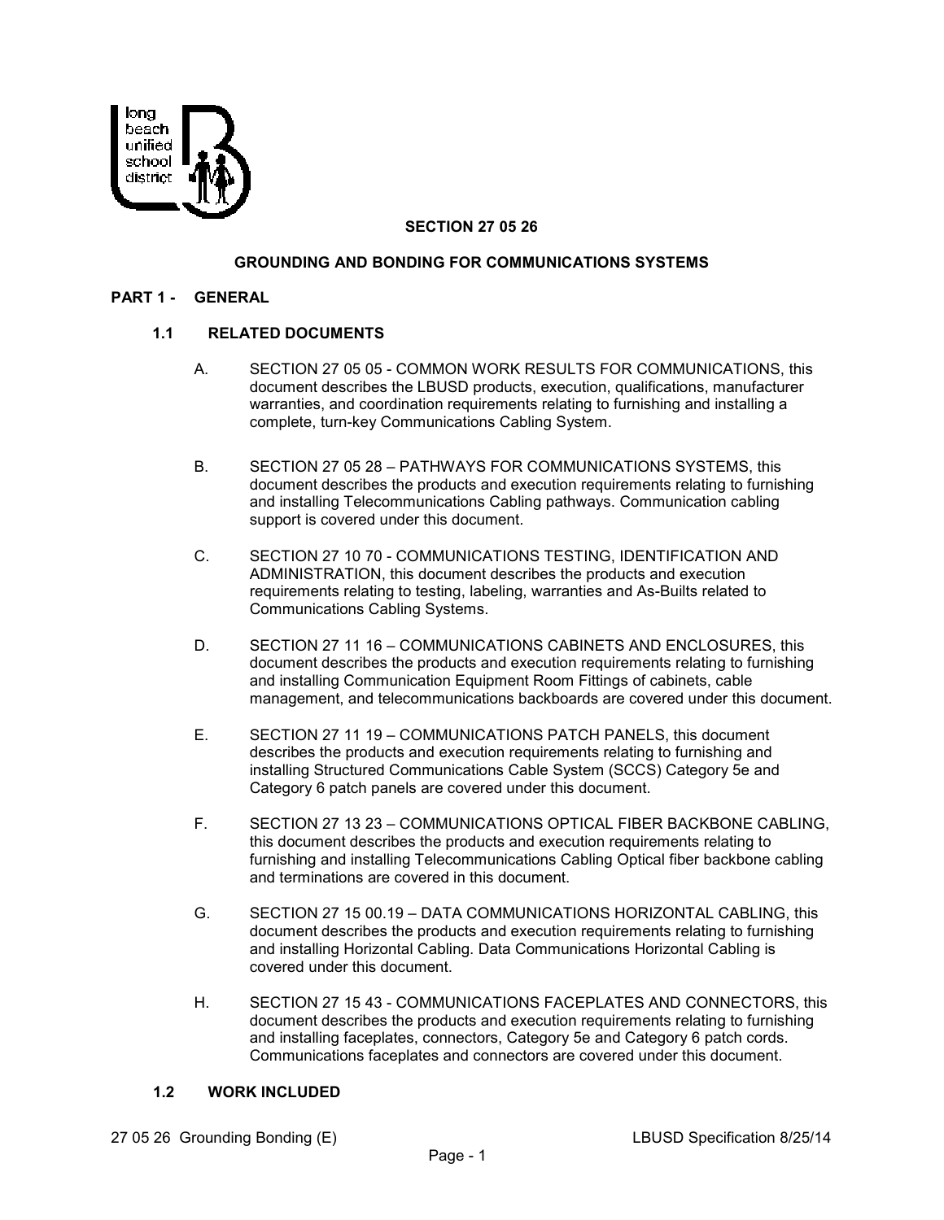## SECTION 27 05 26

## GROUNDING AND BONDING FOR COMMUNICATIONS SYSTEMS

### PART 1 - GENERAL

#### 1.1 RELATED DOCUMENTS

A. SECTION 27 05 05 - COMMON WORK RESULTS FOR COMMUNICATIONS, this document describes the LBUSD products, execution, qualifications, manufacturer warranties, and coordination requirements relating to furnishing and installing a complete, turn-key Communications Cabling System.

B. SECTION 27 05 28 – PATHWAYS FOR COMMUNICATIONS SYSTEMS, this document describes the products and execution requirements relating to furnishing and installing Telecommunications Cabling pathways. Communication cabling support is covered under this document.

C. SECTION 27 10 70 - COMMUNICATIONS TESTING, IDENTIFICATION AND ADMINISTRATION, this document describes the products and execution requirements relating to testing, labeling, warranties and As-Builts related to Communications Cabling Systems.

D. SECTION 27 11 16 – COMMUNICATIONS CABINETS AND ENCLOSURES, this document describes the products and execution requirements relating to furnishing and installing Communication Equipment Room Fittings of cabinets, cable management, and telecommunications backboards are covered under this document.

E. SECTION 27 11 19 – COMMUNICATIONS PATCH PANELS, this document describes the products and execution requirements relating to furnishing and installing Structured Communications Cable System (SCCS) Category 5e and Category 6 patch panels are covered under this document.

F. SECTION 27 13 23 – COMMUNICATIONS OPTICAL FIBER BACKBONE CABLING, this document describes the products and execution requirements relating to furnishing and installing Telecommunications Cabling Optical fiber backbone cabling and terminations are covered in this document.

G. SECTION 27 15 00.19 – DATA COMMUNICATIONS HORIZONTAL CABLING, this document describes the products and execution requirements relating to furnishing and installing Horizontal Cabling. Data Communications Horizontal Cabling is covered under this document.

H. SECTION 27 15 43 - COMMUNICATIONS FACEPLATES AND CONNECTORS, this document describes the products and execution requirements relating to furnishing and installing faceplates, connectors, Category 5e and Category 6 patch cords. Communications faceplates and connectors are covered under this document.

#### 1.2 WORK INCLUDED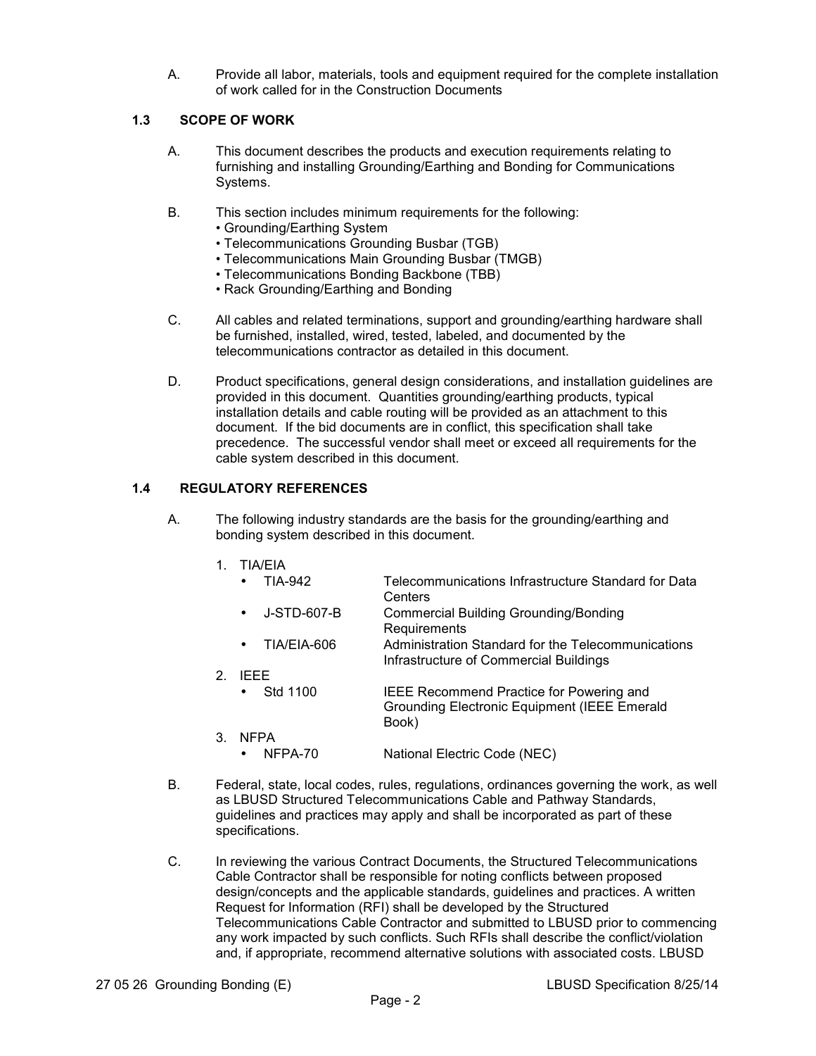A. Provide all labor, materials, tools and equipment required for the complete installation of work called for in the Construction Documents

### 1.3 SCOPE OF WORK

A. This document describes the products and execution requirements relating to furnishing and installing Grounding/Earthing and Bonding for Communications Systems.

B. This section includes minimum requirements for the following:
   - Grounding/Earthing System
   - Telecommunications Grounding Busbar (TGB)
   - Telecommunications Main Grounding Busbar (TMGB)
   - Telecommunications Bonding Backbone (TBB)
   - Rack Grounding/Earthing and Bonding

C. All cables and related terminations, support and grounding/earthing hardware shall be furnished, installed, wired, tested, labeled, and documented by the telecommunications contractor as detailed in this document.

D. Product specifications, general design considerations, and installation guidelines are provided in this document. Quantities grounding/earthing products, typical installation details and cable routing will be provided as an attachment to this document. If the bid documents are in conflict, this specification shall take precedence. The successful vendor shall meet or exceed all requirements for the cable system described in this document.

### 1.4 REGULATORY REFERENCES

A. The following industry standards are the basis for the grounding/earthing and bonding system described in this document.

   1. TIA/EIA
      - TIA-942 — Telecommunications Infrastructure Standard for Data Centers
      - J-STD-607-B — Commercial Building Grounding/Bonding Requirements
      - TIA/EIA-606 — Administration Standard for the Telecommunications Infrastructure of Commercial Buildings
   2. IEEE
      - Std 1100 — IEEE Recommend Practice for Powering and Grounding Electronic Equipment (IEEE Emerald Book)
   3. NFPA
      - NFPA-70 — National Electric Code (NEC)

B. Federal, state, local codes, rules, regulations, ordinances governing the work, as well as LBUSD Structured Telecommunications Cable and Pathway Standards, guidelines and practices may apply and shall be incorporated as part of these specifications.

C. In reviewing the various Contract Documents, the Structured Telecommunications Cable Contractor shall be responsible for noting conflicts between proposed design/concepts and the applicable standards, guidelines and practices. A written Request for Information (RFI) shall be developed by the Structured Telecommunications Cable Contractor and submitted to LBUSD prior to commencing any work impacted by such conflicts. Such RFIs shall describe the conflict/violation and, if appropriate, recommend alternative solutions with associated costs. LBUSD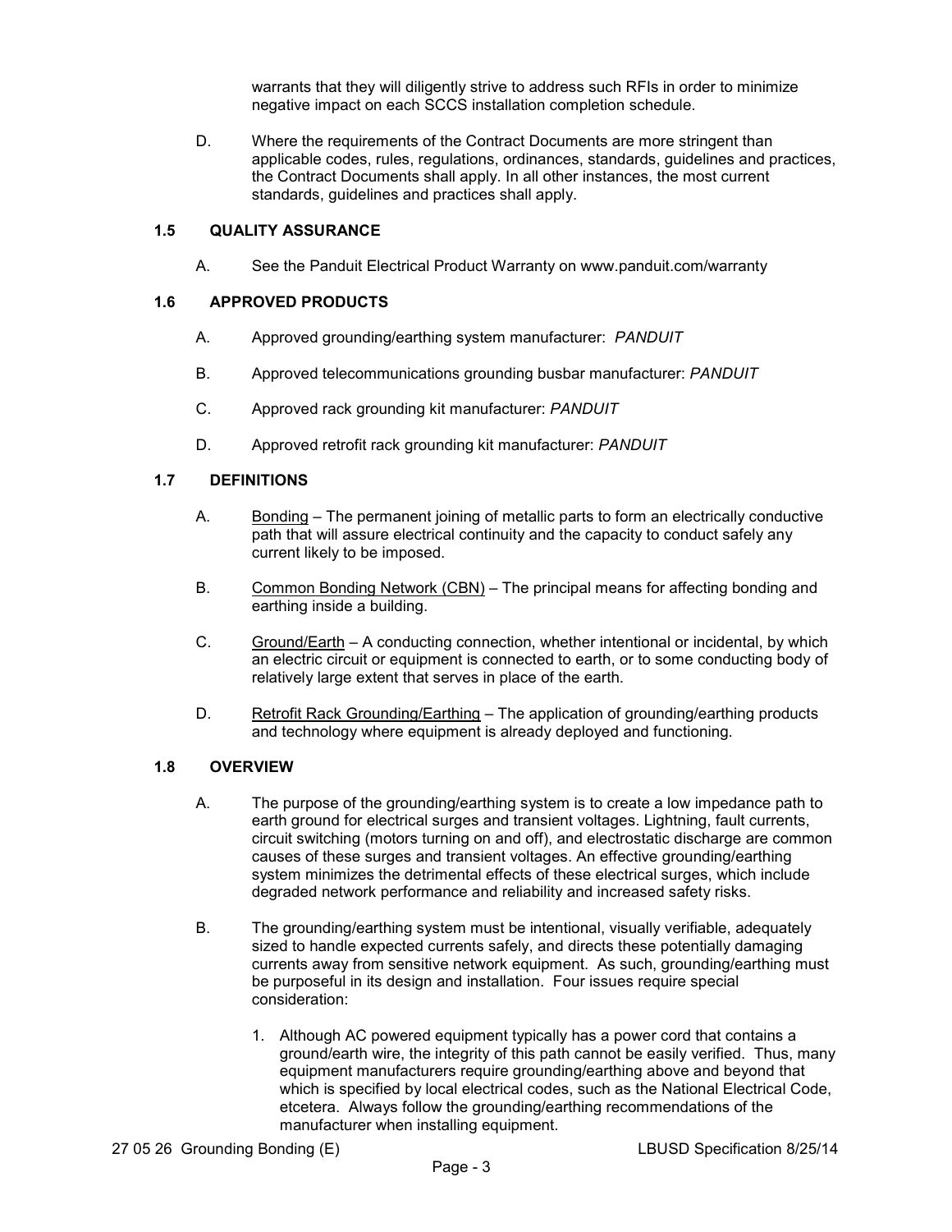warrants that they will diligently strive to address such RFIs in order to minimize negative impact on each SCCS installation completion schedule.

D. Where the requirements of the Contract Documents are more stringent than applicable codes, rules, regulations, ordinances, standards, guidelines and practices, the Contract Documents shall apply. In all other instances, the most current standards, guidelines and practices shall apply.

## 1.5 QUALITY ASSURANCE

A. See the Panduit Electrical Product Warranty on www.panduit.com/warranty

## 1.6 APPROVED PRODUCTS

A. Approved grounding/earthing system manufacturer: *PANDUIT*

B. Approved telecommunications grounding busbar manufacturer: *PANDUIT*

C. Approved rack grounding kit manufacturer: *PANDUIT*

D. Approved retrofit rack grounding kit manufacturer: *PANDUIT*

## 1.7 DEFINITIONS

A. Bonding – The permanent joining of metallic parts to form an electrically conductive path that will assure electrical continuity and the capacity to conduct safely any current likely to be imposed.

B. Common Bonding Network (CBN) – The principal means for affecting bonding and earthing inside a building.

C. Ground/Earth – A conducting connection, whether intentional or incidental, by which an electric circuit or equipment is connected to earth, or to some conducting body of relatively large extent that serves in place of the earth.

D. Retrofit Rack Grounding/Earthing – The application of grounding/earthing products and technology where equipment is already deployed and functioning.

## 1.8 OVERVIEW

A. The purpose of the grounding/earthing system is to create a low impedance path to earth ground for electrical surges and transient voltages. Lightning, fault currents, circuit switching (motors turning on and off), and electrostatic discharge are common causes of these surges and transient voltages. An effective grounding/earthing system minimizes the detrimental effects of these electrical surges, which include degraded network performance and reliability and increased safety risks.

B. The grounding/earthing system must be intentional, visually verifiable, adequately sized to handle expected currents safely, and directs these potentially damaging currents away from sensitive network equipment. As such, grounding/earthing must be purposeful in its design and installation. Four issues require special consideration:

1. Although AC powered equipment typically has a power cord that contains a ground/earth wire, the integrity of this path cannot be easily verified. Thus, many equipment manufacturers require grounding/earthing above and beyond that which is specified by local electrical codes, such as the National Electrical Code, etcetera. Always follow the grounding/earthing recommendations of the manufacturer when installing equipment.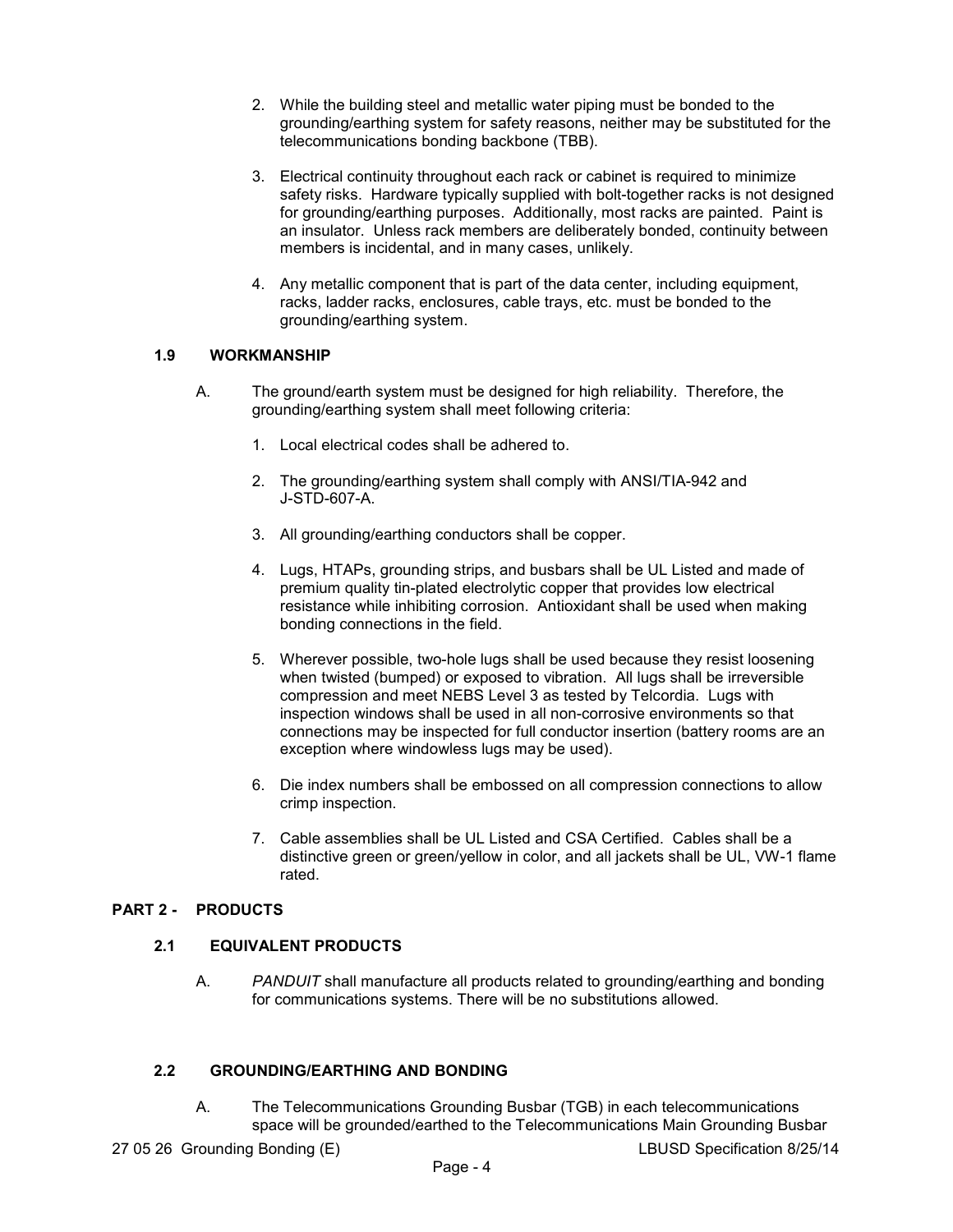2. While the building steel and metallic water piping must be bonded to the grounding/earthing system for safety reasons, neither may be substituted for the telecommunications bonding backbone (TBB).

3. Electrical continuity throughout each rack or cabinet is required to minimize safety risks. Hardware typically supplied with bolt-together racks is not designed for grounding/earthing purposes. Additionally, most racks are painted. Paint is an insulator. Unless rack members are deliberately bonded, continuity between members is incidental, and in many cases, unlikely.

4. Any metallic component that is part of the data center, including equipment, racks, ladder racks, enclosures, cable trays, etc. must be bonded to the grounding/earthing system.

### 1.9 WORKMANSHIP

A. The ground/earth system must be designed for high reliability. Therefore, the grounding/earthing system shall meet following criteria:

1. Local electrical codes shall be adhered to.

2. The grounding/earthing system shall comply with ANSI/TIA-942 and J-STD-607-A.

3. All grounding/earthing conductors shall be copper.

4. Lugs, HTAPs, grounding strips, and busbars shall be UL Listed and made of premium quality tin-plated electrolytic copper that provides low electrical resistance while inhibiting corrosion. Antioxidant shall be used when making bonding connections in the field.

5. Wherever possible, two-hole lugs shall be used because they resist loosening when twisted (bumped) or exposed to vibration. All lugs shall be irreversible compression and meet NEBS Level 3 as tested by Telcordia. Lugs with inspection windows shall be used in all non-corrosive environments so that connections may be inspected for full conductor insertion (battery rooms are an exception where windowless lugs may be used).

6. Die index numbers shall be embossed on all compression connections to allow crimp inspection.

7. Cable assemblies shall be UL Listed and CSA Certified. Cables shall be a distinctive green or green/yellow in color, and all jackets shall be UL, VW-1 flame rated.

## PART 2 - PRODUCTS

### 2.1 EQUIVALENT PRODUCTS

A. *PANDUIT* shall manufacture all products related to grounding/earthing and bonding for communications systems. There will be no substitutions allowed.

### 2.2 GROUNDING/EARTHING AND BONDING

A. The Telecommunications Grounding Busbar (TGB) in each telecommunications space will be grounded/earthed to the Telecommunications Main Grounding Busbar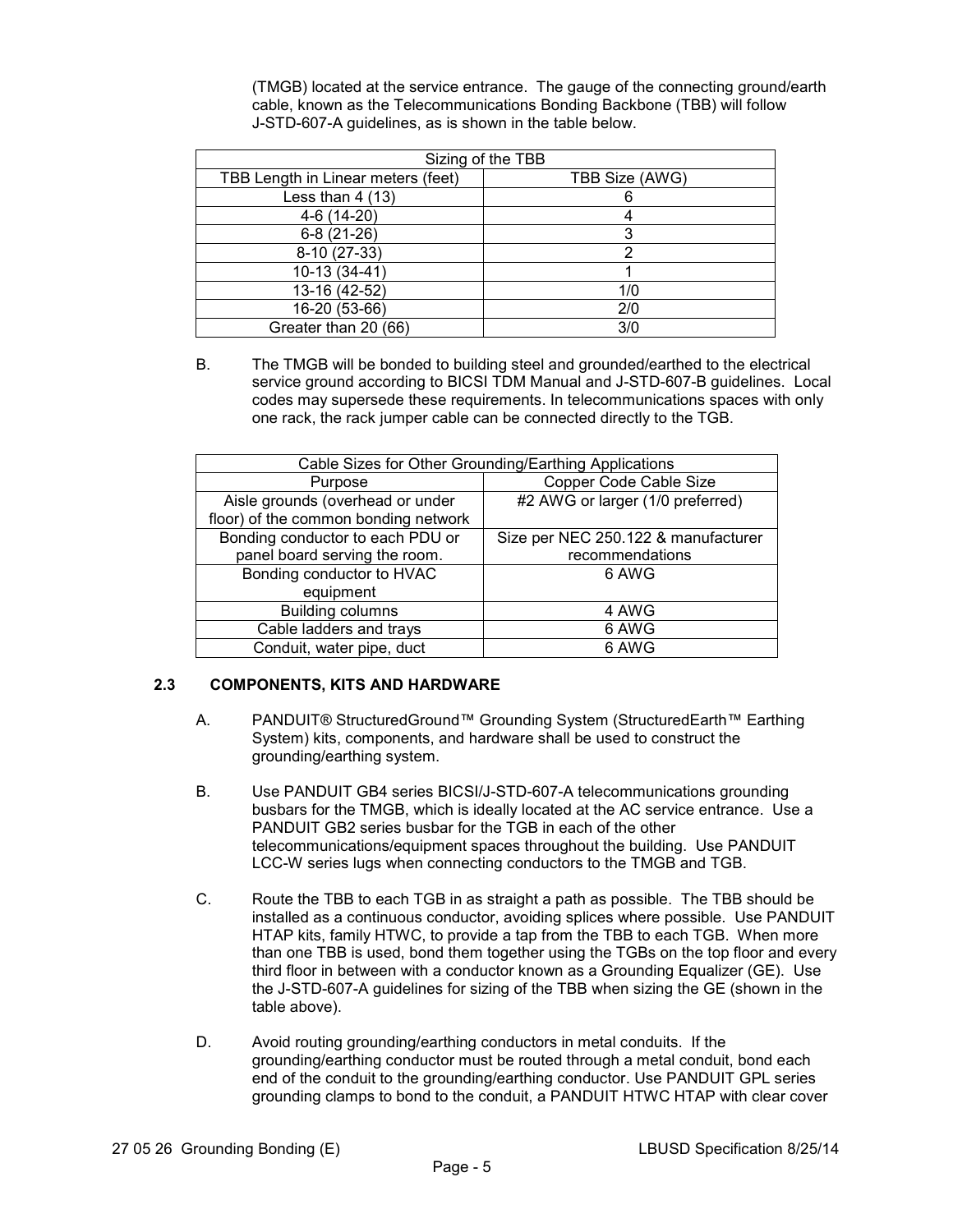(TMGB) located at the service entrance. The gauge of the connecting ground/earth cable, known as the Telecommunications Bonding Backbone (TBB) will follow J-STD-607-A guidelines, as is shown in the table below.

| Sizing of the TBB | |
|---|---|
| TBB Length in Linear meters (feet) | TBB Size (AWG) |
| Less than 4 (13) | 6 |
| 4-6 (14-20) | 4 |
| 6-8 (21-26) | 3 |
| 8-10 (27-33) | 2 |
| 10-13 (34-41) | 1 |
| 13-16 (42-52) | 1/0 |
| 16-20 (53-66) | 2/0 |
| Greater than 20 (66) | 3/0 |

B. The TMGB will be bonded to building steel and grounded/earthed to the electrical service ground according to BICSI TDM Manual and J-STD-607-B guidelines. Local codes may supersede these requirements. In telecommunications spaces with only one rack, the rack jumper cable can be connected directly to the TGB.

| Cable Sizes for Other Grounding/Earthing Applications | |
|---|---|
| Purpose | Copper Code Cable Size |
| Aisle grounds (overhead or under floor) of the common bonding network | #2 AWG or larger (1/0 preferred) |
| Bonding conductor to each PDU or panel board serving the room. | Size per NEC 250.122 & manufacturer recommendations |
| Bonding conductor to HVAC equipment | 6 AWG |
| Building columns | 4 AWG |
| Cable ladders and trays | 6 AWG |
| Conduit, water pipe, duct | 6 AWG |

## 2.3 COMPONENTS, KITS AND HARDWARE

A. PANDUIT® StructuredGround™ Grounding System (StructuredEarth™ Earthing System) kits, components, and hardware shall be used to construct the grounding/earthing system.

B. Use PANDUIT GB4 series BICSI/J-STD-607-A telecommunications grounding busbars for the TMGB, which is ideally located at the AC service entrance. Use a PANDUIT GB2 series busbar for the TGB in each of the other telecommunications/equipment spaces throughout the building. Use PANDUIT LCC-W series lugs when connecting conductors to the TMGB and TGB.

C. Route the TBB to each TGB in as straight a path as possible. The TBB should be installed as a continuous conductor, avoiding splices where possible. Use PANDUIT HTAP kits, family HTWC, to provide a tap from the TBB to each TGB. When more than one TBB is used, bond them together using the TGBs on the top floor and every third floor in between with a conductor known as a Grounding Equalizer (GE). Use the J-STD-607-A guidelines for sizing of the TBB when sizing the GE (shown in the table above).

D. Avoid routing grounding/earthing conductors in metal conduits. If the grounding/earthing conductor must be routed through a metal conduit, bond each end of the conduit to the grounding/earthing conductor. Use PANDUIT GPL series grounding clamps to bond to the conduit, a PANDUIT HTWC HTAP with clear cover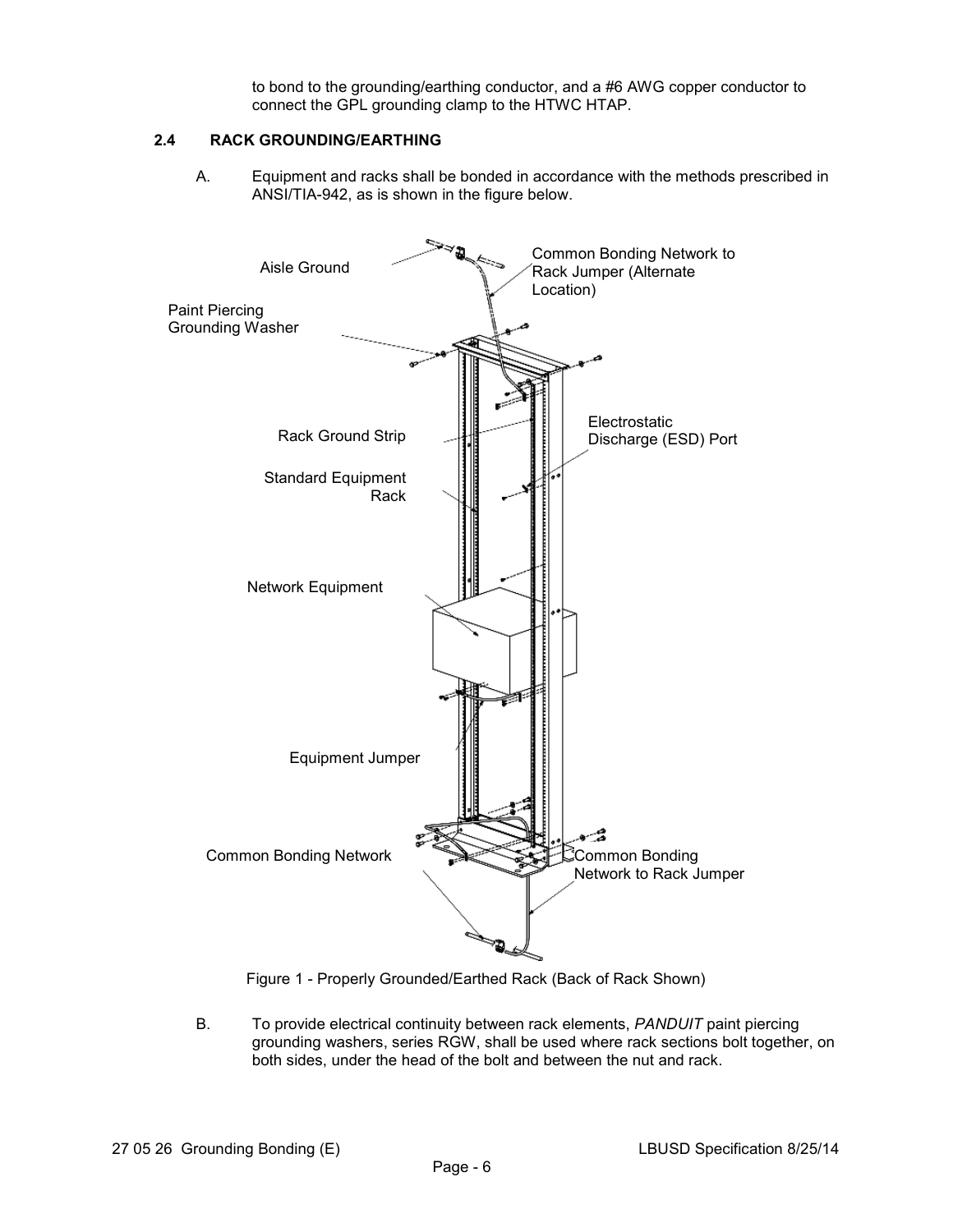to bond to the grounding/earthing conductor, and a #6 AWG copper conductor to connect the GPL grounding clamp to the HTWC HTAP.

## 2.4 RACK GROUNDING/EARTHING

A. Equipment and racks shall be bonded in accordance with the methods prescribed in ANSI/TIA-942, as is shown in the figure below.

Figure 1 - Properly Grounded/Earthed Rack (Back of Rack Shown)

B. To provide electrical continuity between rack elements, *PANDUIT* paint piercing grounding washers, series RGW, shall be used where rack sections bolt together, on both sides, under the head of the bolt and between the nut and rack.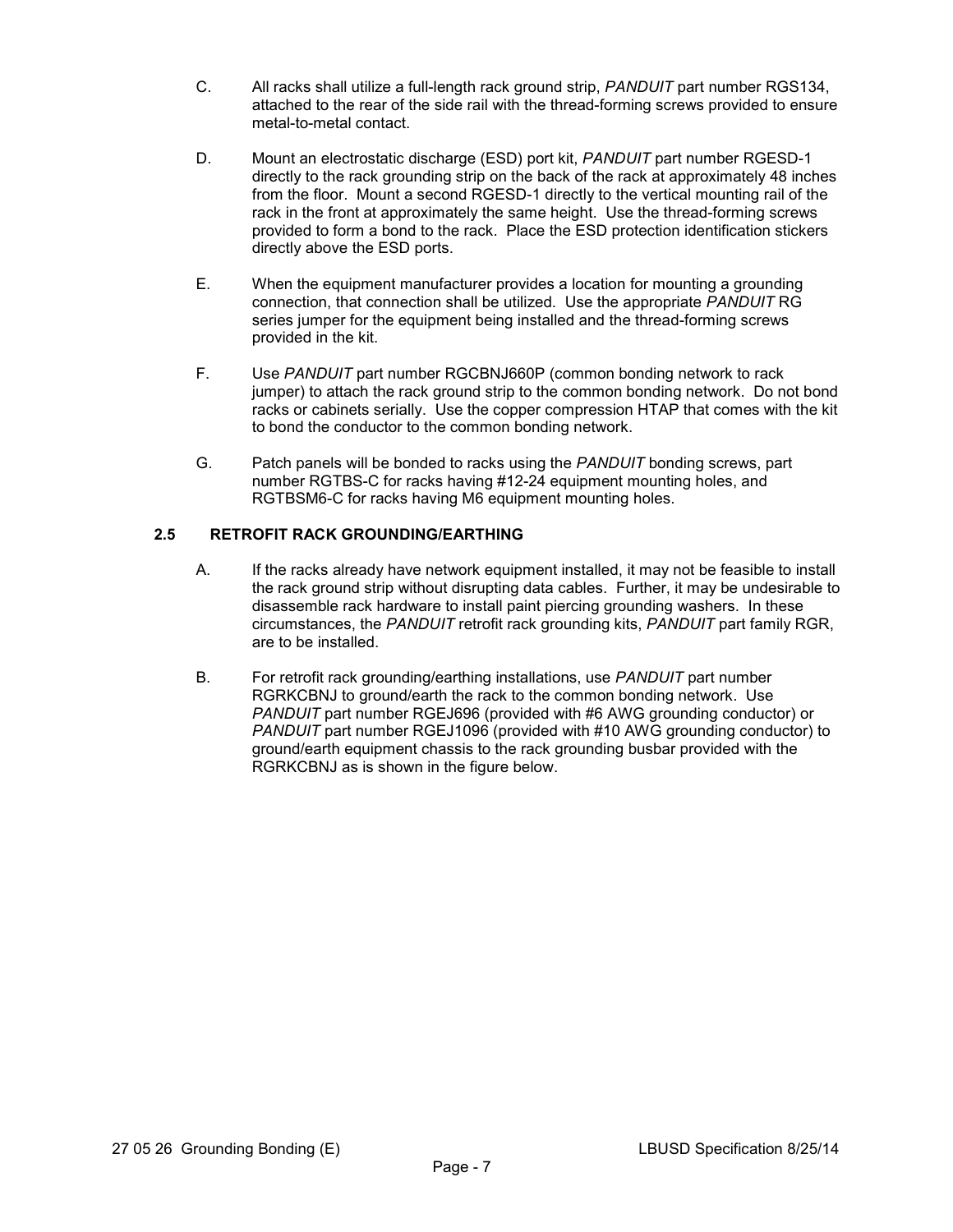C. All racks shall utilize a full-length rack ground strip, *PANDUIT* part number RGS134, attached to the rear of the side rail with the thread-forming screws provided to ensure metal-to-metal contact.

D. Mount an electrostatic discharge (ESD) port kit, *PANDUIT* part number RGESD-1 directly to the rack grounding strip on the back of the rack at approximately 48 inches from the floor. Mount a second RGESD-1 directly to the vertical mounting rail of the rack in the front at approximately the same height. Use the thread-forming screws provided to form a bond to the rack. Place the ESD protection identification stickers directly above the ESD ports.

E. When the equipment manufacturer provides a location for mounting a grounding connection, that connection shall be utilized. Use the appropriate *PANDUIT* RG series jumper for the equipment being installed and the thread-forming screws provided in the kit.

F. Use *PANDUIT* part number RGCBNJ660P (common bonding network to rack jumper) to attach the rack ground strip to the common bonding network. Do not bond racks or cabinets serially. Use the copper compression HTAP that comes with the kit to bond the conductor to the common bonding network.

G. Patch panels will be bonded to racks using the *PANDUIT* bonding screws, part number RGTBS-C for racks having #12-24 equipment mounting holes, and RGTBSM6-C for racks having M6 equipment mounting holes.

### 2.5 RETROFIT RACK GROUNDING/EARTHING

A. If the racks already have network equipment installed, it may not be feasible to install the rack ground strip without disrupting data cables. Further, it may be undesirable to disassemble rack hardware to install paint piercing grounding washers. In these circumstances, the *PANDUIT* retrofit rack grounding kits, *PANDUIT* part family RGR, are to be installed.

B. For retrofit rack grounding/earthing installations, use *PANDUIT* part number RGRKCBNJ to ground/earth the rack to the common bonding network. Use *PANDUIT* part number RGEJ696 (provided with #6 AWG grounding conductor) or *PANDUIT* part number RGEJ1096 (provided with #10 AWG grounding conductor) to ground/earth equipment chassis to the rack grounding busbar provided with the RGRKCBNJ as is shown in the figure below.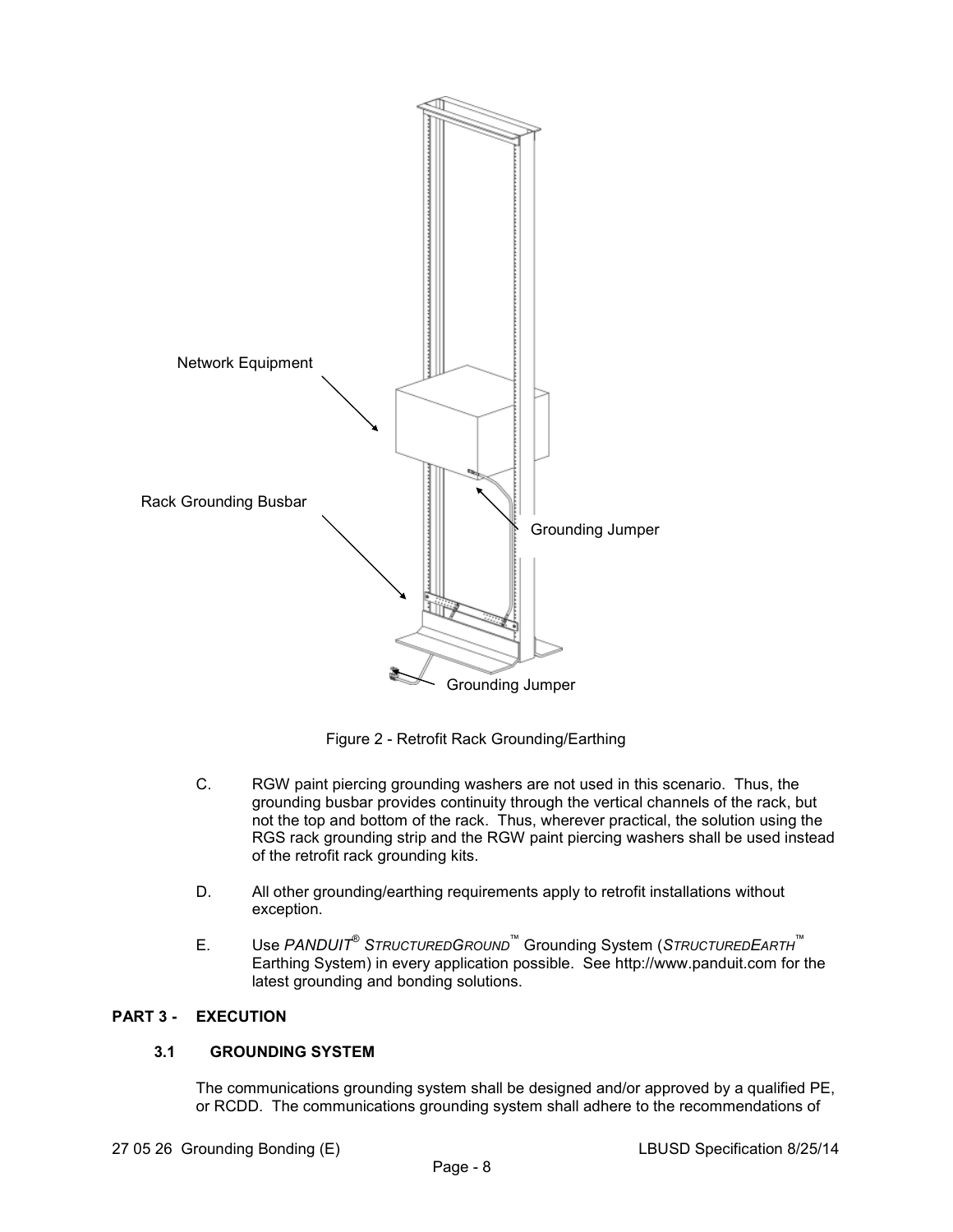Figure 2 - Retrofit Rack Grounding/Earthing

C. RGW paint piercing grounding washers are not used in this scenario. Thus, the grounding busbar provides continuity through the vertical channels of the rack, but not the top and bottom of the rack. Thus, wherever practical, the solution using the RGS rack grounding strip and the RGW paint piercing washers shall be used instead of the retrofit rack grounding kits.

D. All other grounding/earthing requirements apply to retrofit installations without exception.

E. Use *PANDUIT®* *STRUCTUREDGROUND™* Grounding System (*STRUCTUREDEARTH™* Earthing System) in every application possible. See http://www.panduit.com for the latest grounding and bonding solutions.

## PART 3 - EXECUTION

### 3.1 GROUNDING SYSTEM

The communications grounding system shall be designed and/or approved by a qualified PE, or RCDD. The communications grounding system shall adhere to the recommendations of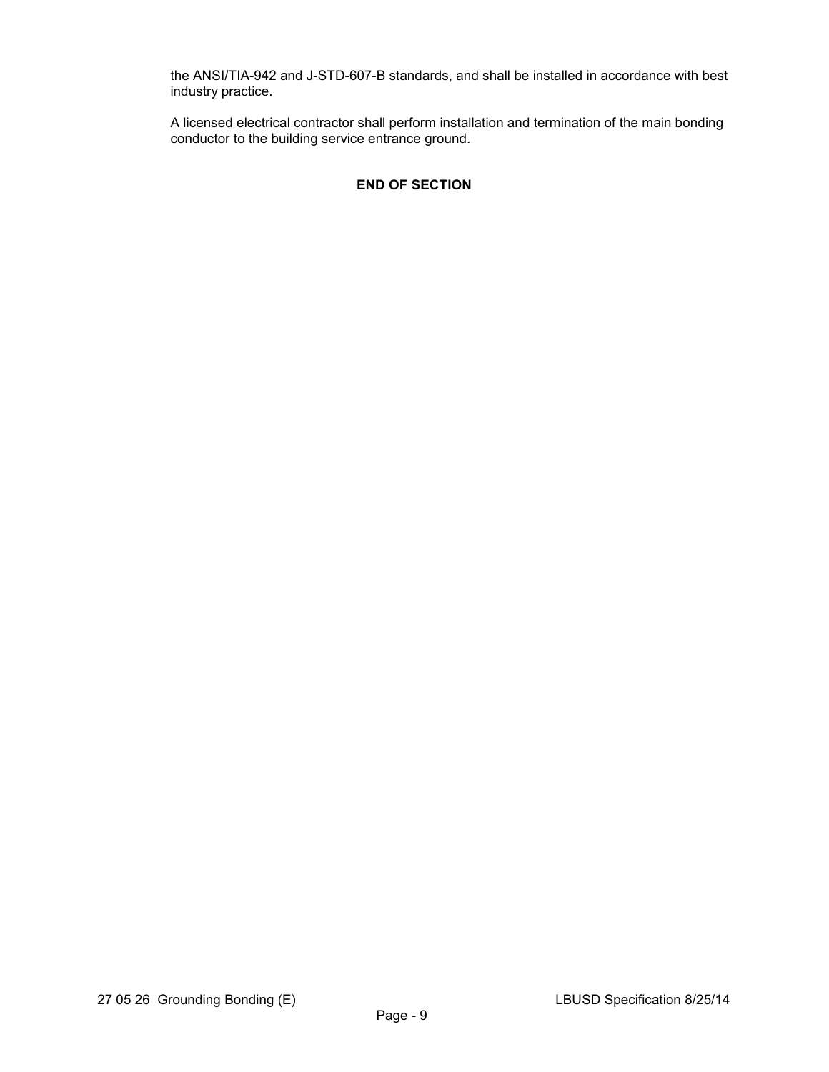the ANSI/TIA-942 and J-STD-607-B standards, and shall be installed in accordance with best industry practice.

A licensed electrical contractor shall perform installation and termination of the main bonding conductor to the building service entrance ground.

**END OF SECTION**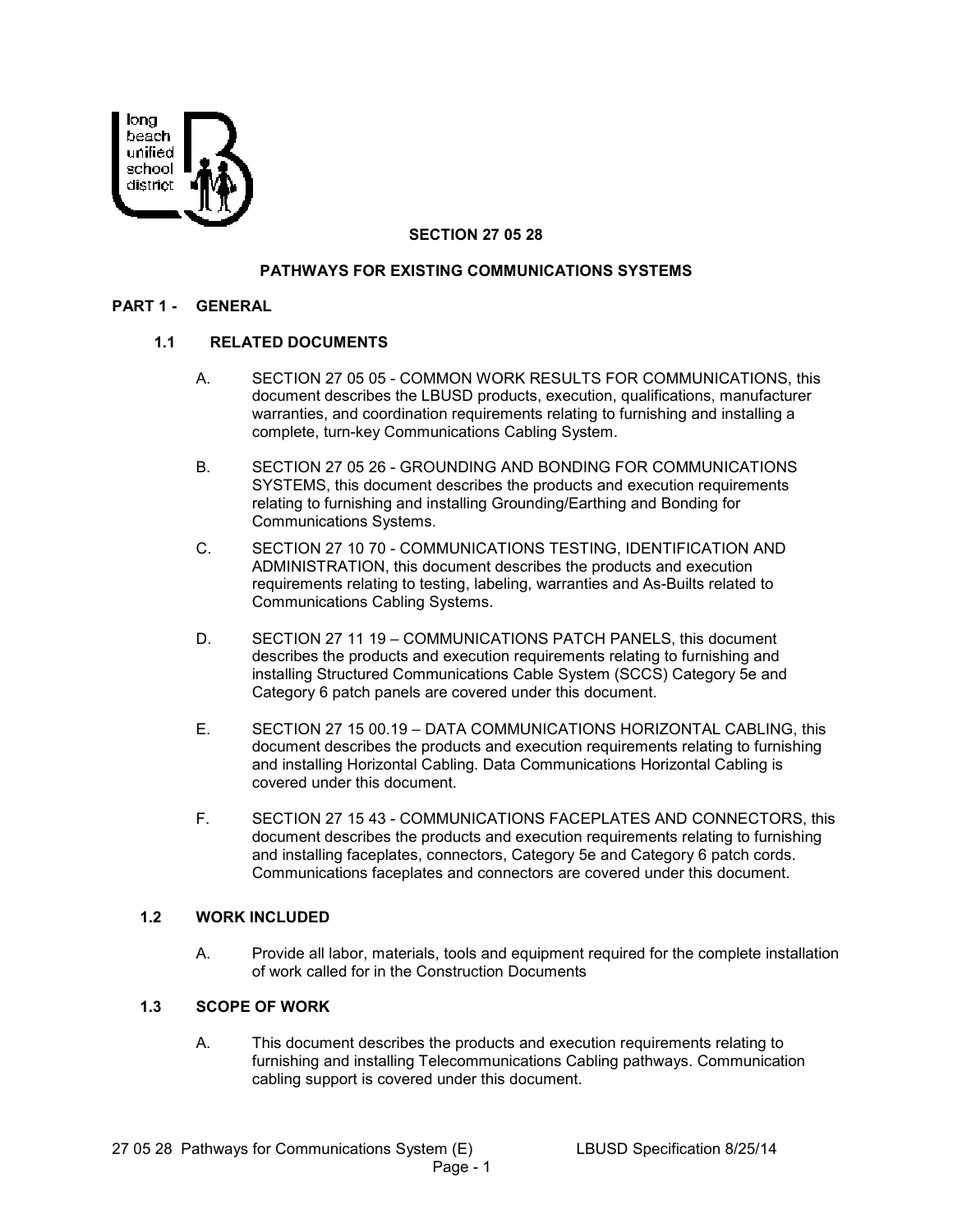# SECTION 27 05 28

## PATHWAYS FOR EXISTING COMMUNICATIONS SYSTEMS

## PART 1 - GENERAL

### 1.1 RELATED DOCUMENTS

A. SECTION 27 05 05 - COMMON WORK RESULTS FOR COMMUNICATIONS, this document describes the LBUSD products, execution, qualifications, manufacturer warranties, and coordination requirements relating to furnishing and installing a complete, turn-key Communications Cabling System.

B. SECTION 27 05 26 - GROUNDING AND BONDING FOR COMMUNICATIONS SYSTEMS, this document describes the products and execution requirements relating to furnishing and installing Grounding/Earthing and Bonding for Communications Systems.

C. SECTION 27 10 70 - COMMUNICATIONS TESTING, IDENTIFICATION AND ADMINISTRATION, this document describes the products and execution requirements relating to testing, labeling, warranties and As-Builts related to Communications Cabling Systems.

D. SECTION 27 11 19 – COMMUNICATIONS PATCH PANELS, this document describes the products and execution requirements relating to furnishing and installing Structured Communications Cable System (SCCS) Category 5e and Category 6 patch panels are covered under this document.

E. SECTION 27 15 00.19 – DATA COMMUNICATIONS HORIZONTAL CABLING, this document describes the products and execution requirements relating to furnishing and installing Horizontal Cabling. Data Communications Horizontal Cabling is covered under this document.

F. SECTION 27 15 43 - COMMUNICATIONS FACEPLATES AND CONNECTORS, this document describes the products and execution requirements relating to furnishing and installing faceplates, connectors, Category 5e and Category 6 patch cords. Communications faceplates and connectors are covered under this document.

### 1.2 WORK INCLUDED

A. Provide all labor, materials, tools and equipment required for the complete installation of work called for in the Construction Documents

### 1.3 SCOPE OF WORK

A. This document describes the products and execution requirements relating to furnishing and installing Telecommunications Cabling pathways. Communication cabling support is covered under this document.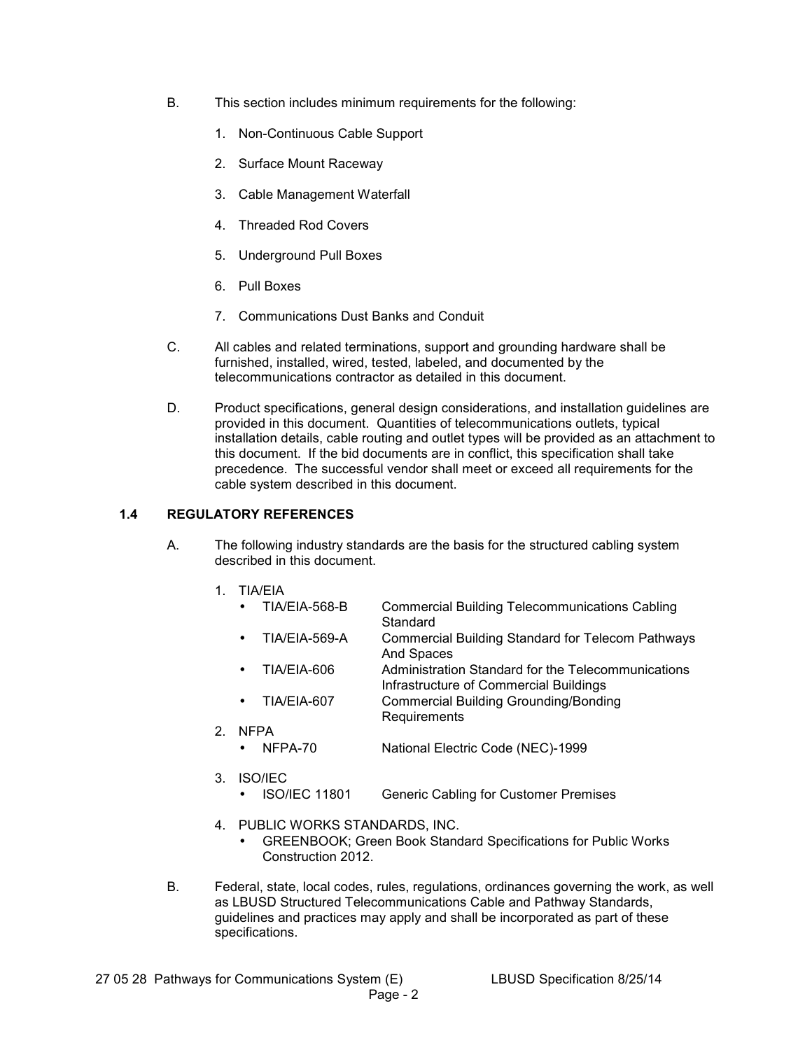B. This section includes minimum requirements for the following:

1. Non-Continuous Cable Support
2. Surface Mount Raceway
3. Cable Management Waterfall
4. Threaded Rod Covers
5. Underground Pull Boxes
6. Pull Boxes
7. Communications Dust Banks and Conduit

C. All cables and related terminations, support and grounding hardware shall be furnished, installed, wired, tested, labeled, and documented by the telecommunications contractor as detailed in this document.

D. Product specifications, general design considerations, and installation guidelines are provided in this document. Quantities of telecommunications outlets, typical installation details, cable routing and outlet types will be provided as an attachment to this document. If the bid documents are in conflict, this specification shall take precedence. The successful vendor shall meet or exceed all requirements for the cable system described in this document.

## 1.4 REGULATORY REFERENCES

A. The following industry standards are the basis for the structured cabling system described in this document.

1. TIA/EIA
   - TIA/EIA-568-B — Commercial Building Telecommunications Cabling Standard
   - TIA/EIA-569-A — Commercial Building Standard for Telecom Pathways And Spaces
   - TIA/EIA-606 — Administration Standard for the Telecommunications Infrastructure of Commercial Buildings
   - TIA/EIA-607 — Commercial Building Grounding/Bonding Requirements
2. NFPA
   - NFPA-70 — National Electric Code (NEC)-1999
3. ISO/IEC
   - ISO/IEC 11801 — Generic Cabling for Customer Premises
4. PUBLIC WORKS STANDARDS, INC.
   - GREENBOOK; Green Book Standard Specifications for Public Works Construction 2012.

B. Federal, state, local codes, rules, regulations, ordinances governing the work, as well as LBUSD Structured Telecommunications Cable and Pathway Standards, guidelines and practices may apply and shall be incorporated as part of these specifications.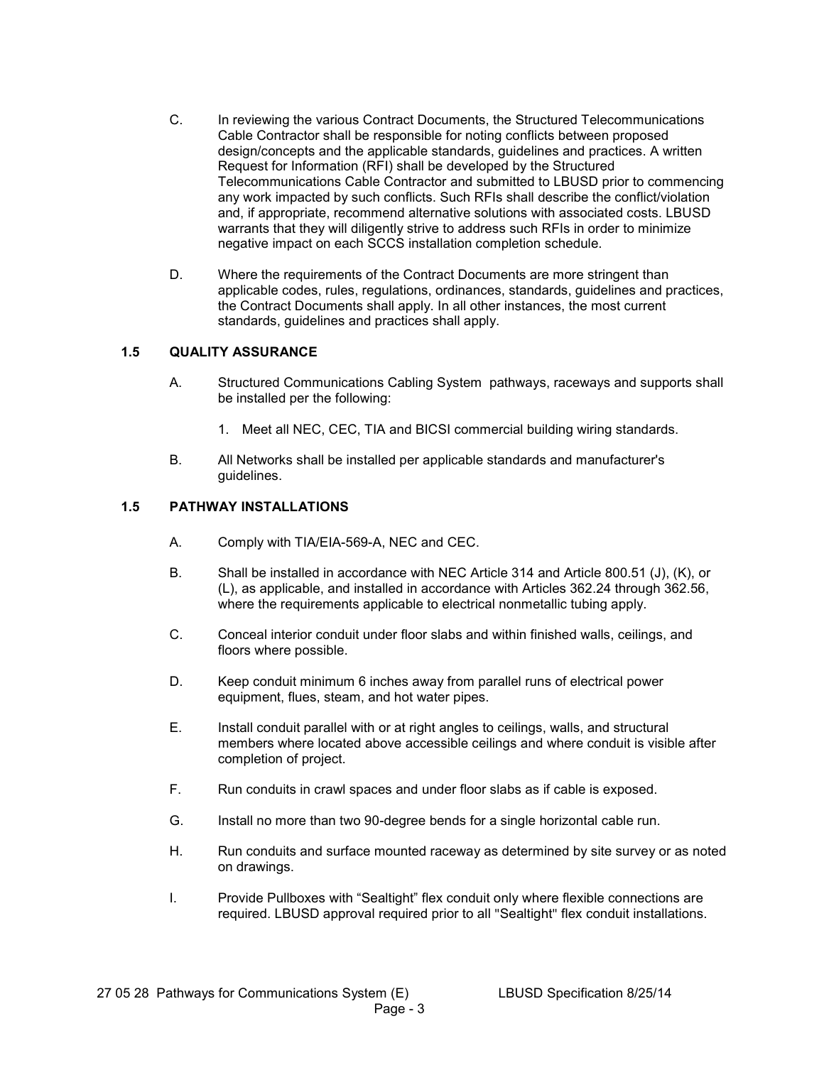C. In reviewing the various Contract Documents, the Structured Telecommunications Cable Contractor shall be responsible for noting conflicts between proposed design/concepts and the applicable standards, guidelines and practices. A written Request for Information (RFI) shall be developed by the Structured Telecommunications Cable Contractor and submitted to LBUSD prior to commencing any work impacted by such conflicts. Such RFIs shall describe the conflict/violation and, if appropriate, recommend alternative solutions with associated costs. LBUSD warrants that they will diligently strive to address such RFIs in order to minimize negative impact on each SCCS installation completion schedule.

D. Where the requirements of the Contract Documents are more stringent than applicable codes, rules, regulations, ordinances, standards, guidelines and practices, the Contract Documents shall apply. In all other instances, the most current standards, guidelines and practices shall apply.

### 1.5 QUALITY ASSURANCE

A. Structured Communications Cabling System pathways, raceways and supports shall be installed per the following:

1. Meet all NEC, CEC, TIA and BICSI commercial building wiring standards.

B. All Networks shall be installed per applicable standards and manufacturer's guidelines.

### 1.5 PATHWAY INSTALLATIONS

A. Comply with TIA/EIA-569-A, NEC and CEC.

B. Shall be installed in accordance with NEC Article 314 and Article 800.51 (J), (K), or (L), as applicable, and installed in accordance with Articles 362.24 through 362.56, where the requirements applicable to electrical nonmetallic tubing apply.

C. Conceal interior conduit under floor slabs and within finished walls, ceilings, and floors where possible.

D. Keep conduit minimum 6 inches away from parallel runs of electrical power equipment, flues, steam, and hot water pipes.

E. Install conduit parallel with or at right angles to ceilings, walls, and structural members where located above accessible ceilings and where conduit is visible after completion of project.

F. Run conduits in crawl spaces and under floor slabs as if cable is exposed.

G. Install no more than two 90-degree bends for a single horizontal cable run.

H. Run conduits and surface mounted raceway as determined by site survey or as noted on drawings.

I. Provide Pullboxes with "Sealtight" flex conduit only where flexible connections are required. LBUSD approval required prior to all "Sealtight" flex conduit installations.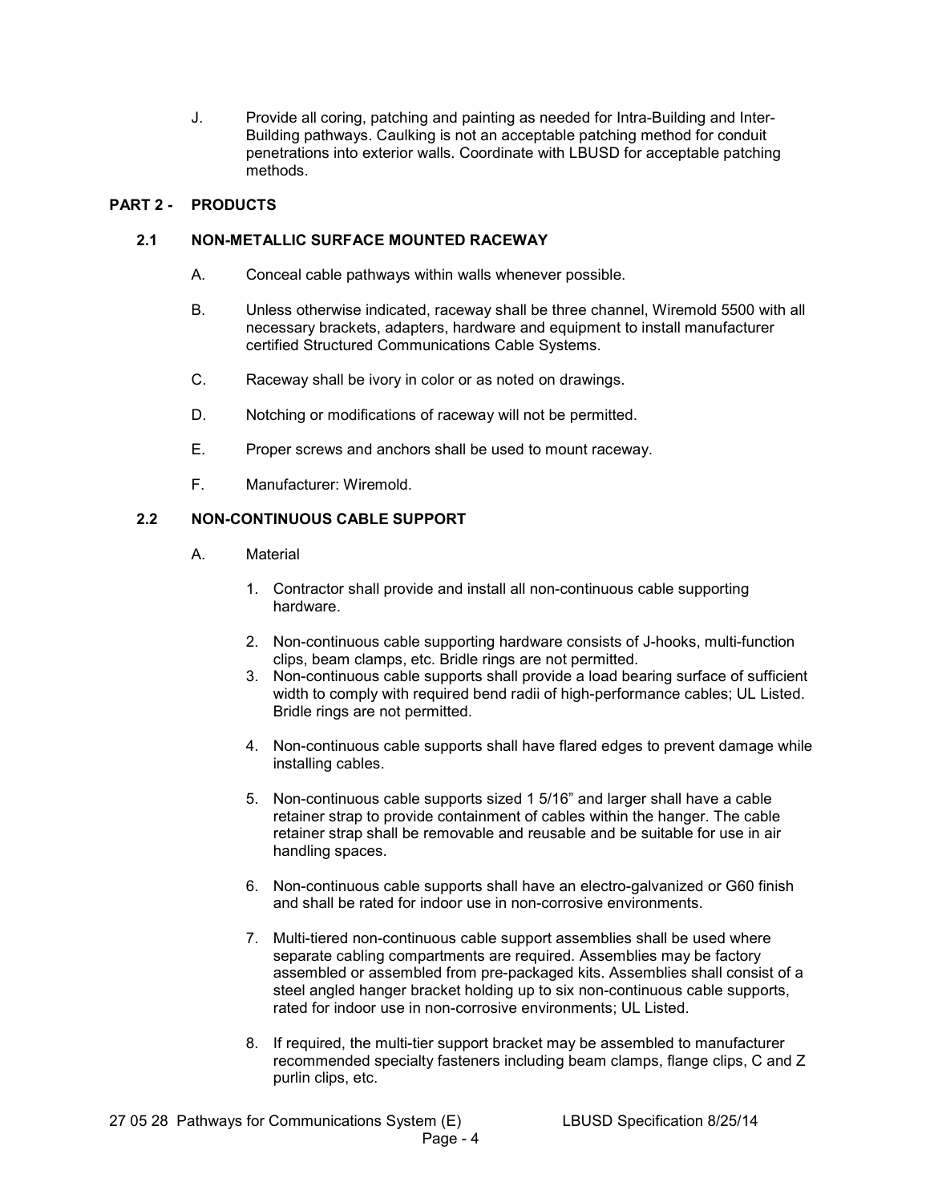J. Provide all coring, patching and painting as needed for Intra-Building and Inter-Building pathways. Caulking is not an acceptable patching method for conduit penetrations into exterior walls. Coordinate with LBUSD for acceptable patching methods.

## PART 2 - PRODUCTS

### 2.1 NON-METALLIC SURFACE MOUNTED RACEWAY

A. Conceal cable pathways within walls whenever possible.

B. Unless otherwise indicated, raceway shall be three channel, Wiremold 5500 with all necessary brackets, adapters, hardware and equipment to install manufacturer certified Structured Communications Cable Systems.

C. Raceway shall be ivory in color or as noted on drawings.

D. Notching or modifications of raceway will not be permitted.

E. Proper screws and anchors shall be used to mount raceway.

F. Manufacturer: Wiremold.

### 2.2 NON-CONTINUOUS CABLE SUPPORT

A. Material

1. Contractor shall provide and install all non-continuous cable supporting hardware.
2. Non-continuous cable supporting hardware consists of J-hooks, multi-function clips, beam clamps, etc. Bridle rings are not permitted.
3. Non-continuous cable supports shall provide a load bearing surface of sufficient width to comply with required bend radii of high-performance cables; UL Listed. Bridle rings are not permitted.
4. Non-continuous cable supports shall have flared edges to prevent damage while installing cables.
5. Non-continuous cable supports sized 1 5/16” and larger shall have a cable retainer strap to provide containment of cables within the hanger. The cable retainer strap shall be removable and reusable and be suitable for use in air handling spaces.
6. Non-continuous cable supports shall have an electro-galvanized or G60 finish and shall be rated for indoor use in non-corrosive environments.
7. Multi-tiered non-continuous cable support assemblies shall be used where separate cabling compartments are required. Assemblies may be factory assembled or assembled from pre-packaged kits. Assemblies shall consist of a steel angled hanger bracket holding up to six non-continuous cable supports, rated for indoor use in non-corrosive environments; UL Listed.
8. If required, the multi-tier support bracket may be assembled to manufacturer recommended specialty fasteners including beam clamps, flange clips, C and Z purlin clips, etc.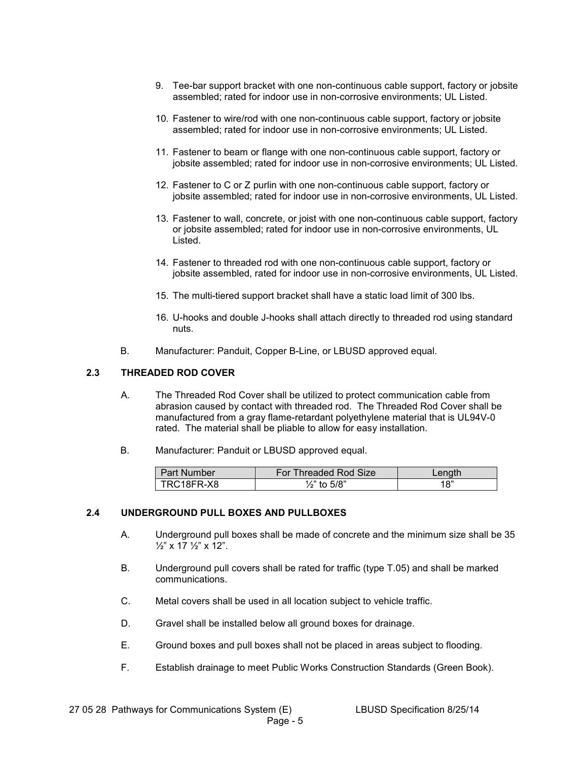9. Tee-bar support bracket with one non-continuous cable support, factory or jobsite assembled; rated for indoor use in non-corrosive environments; UL Listed.

10. Fastener to wire/rod with one non-continuous cable support, factory or jobsite assembled; rated for indoor use in non-corrosive environments; UL Listed.

11. Fastener to beam or flange with one non-continuous cable support, factory or jobsite assembled; rated for indoor use in non-corrosive environments; UL Listed.

12. Fastener to C or Z purlin with one non-continuous cable support, factory or jobsite assembled; rated for indoor use in non-corrosive environments, UL Listed.

13. Fastener to wall, concrete, or joist with one non-continuous cable support, factory or jobsite assembled; rated for indoor use in non-corrosive environments, UL Listed.

14. Fastener to threaded rod with one non-continuous cable support, factory or jobsite assembled, rated for indoor use in non-corrosive environments, UL Listed.

15. The multi-tiered support bracket shall have a static load limit of 300 lbs.

16. U-hooks and double J-hooks shall attach directly to threaded rod using standard nuts.

B. Manufacturer: Panduit, Copper B-Line, or LBUSD approved equal.

### 2.3 THREADED ROD COVER

A. The Threaded Rod Cover shall be utilized to protect communication cable from abrasion caused by contact with threaded rod. The Threaded Rod Cover shall be manufactured from a gray flame-retardant polyethylene material that is UL94V-0 rated. The material shall be pliable to allow for easy installation.

B. Manufacturer: Panduit or LBUSD approved equal.

| Part Number | For Threaded Rod Size | Length |
|---|---|---|
| TRC18FR-X8 | ½" to 5/8" | 18" |

### 2.4 UNDERGROUND PULL BOXES AND PULLBOXES

A. Underground pull boxes shall be made of concrete and the minimum size shall be 35 ½" x 17 ½" x 12".

B. Underground pull covers shall be rated for traffic (type T.05) and shall be marked communications.

C. Metal covers shall be used in all location subject to vehicle traffic.

D. Gravel shall be installed below all ground boxes for drainage.

E. Ground boxes and pull boxes shall not be placed in areas subject to flooding.

F. Establish drainage to meet Public Works Construction Standards (Green Book).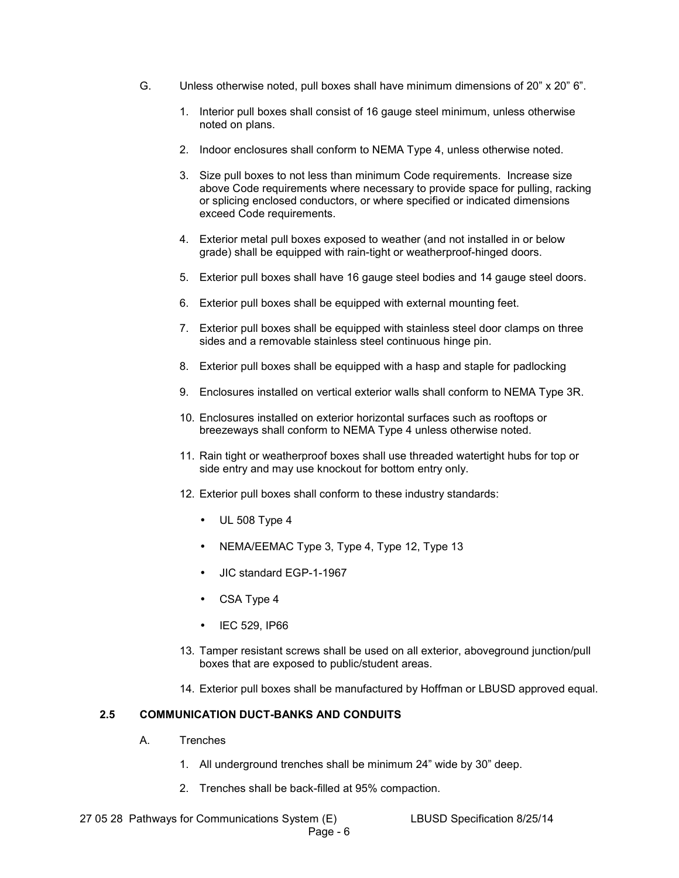G. Unless otherwise noted, pull boxes shall have minimum dimensions of 20" x 20" 6".

1. Interior pull boxes shall consist of 16 gauge steel minimum, unless otherwise noted on plans.
2. Indoor enclosures shall conform to NEMA Type 4, unless otherwise noted.
3. Size pull boxes to not less than minimum Code requirements. Increase size above Code requirements where necessary to provide space for pulling, racking or splicing enclosed conductors, or where specified or indicated dimensions exceed Code requirements.
4. Exterior metal pull boxes exposed to weather (and not installed in or below grade) shall be equipped with rain-tight or weatherproof-hinged doors.
5. Exterior pull boxes shall have 16 gauge steel bodies and 14 gauge steel doors.
6. Exterior pull boxes shall be equipped with external mounting feet.
7. Exterior pull boxes shall be equipped with stainless steel door clamps on three sides and a removable stainless steel continuous hinge pin.
8. Exterior pull boxes shall be equipped with a hasp and staple for padlocking
9. Enclosures installed on vertical exterior walls shall conform to NEMA Type 3R.
10. Enclosures installed on exterior horizontal surfaces such as rooftops or breezeways shall conform to NEMA Type 4 unless otherwise noted.
11. Rain tight or weatherproof boxes shall use threaded watertight hubs for top or side entry and may use knockout for bottom entry only.
12. Exterior pull boxes shall conform to these industry standards:
    - UL 508 Type 4
    - NEMA/EEMAC Type 3, Type 4, Type 12, Type 13
    - JIC standard EGP-1-1967
    - CSA Type 4
    - IEC 529, IP66
13. Tamper resistant screws shall be used on all exterior, aboveground junction/pull boxes that are exposed to public/student areas.
14. Exterior pull boxes shall be manufactured by Hoffman or LBUSD approved equal.

## 2.5 COMMUNICATION DUCT-BANKS AND CONDUITS

A. Trenches

1. All underground trenches shall be minimum 24" wide by 30" deep.
2. Trenches shall be back-filled at 95% compaction.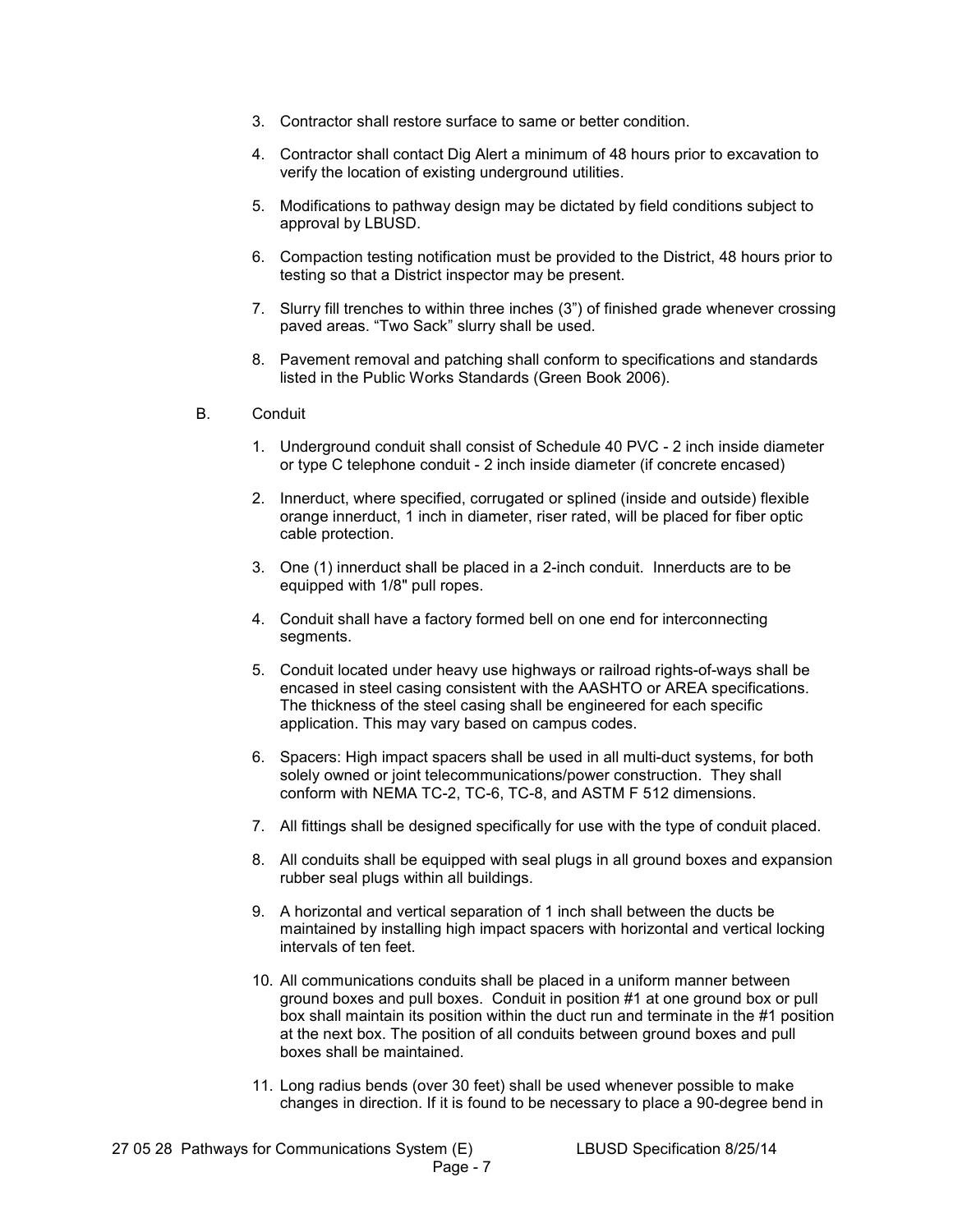3. Contractor shall restore surface to same or better condition.

4. Contractor shall contact Dig Alert a minimum of 48 hours prior to excavation to verify the location of existing underground utilities.

5. Modifications to pathway design may be dictated by field conditions subject to approval by LBUSD.

6. Compaction testing notification must be provided to the District, 48 hours prior to testing so that a District inspector may be present.

7. Slurry fill trenches to within three inches (3") of finished grade whenever crossing paved areas. "Two Sack" slurry shall be used.

8. Pavement removal and patching shall conform to specifications and standards listed in the Public Works Standards (Green Book 2006).

B. Conduit

1. Underground conduit shall consist of Schedule 40 PVC - 2 inch inside diameter or type C telephone conduit - 2 inch inside diameter (if concrete encased)

2. Innerduct, where specified, corrugated or splined (inside and outside) flexible orange innerduct, 1 inch in diameter, riser rated, will be placed for fiber optic cable protection.

3. One (1) innerduct shall be placed in a 2-inch conduit. Innerducts are to be equipped with 1/8" pull ropes.

4. Conduit shall have a factory formed bell on one end for interconnecting segments.

5. Conduit located under heavy use highways or railroad rights-of-ways shall be encased in steel casing consistent with the AASHTO or AREA specifications. The thickness of the steel casing shall be engineered for each specific application. This may vary based on campus codes.

6. Spacers: High impact spacers shall be used in all multi-duct systems, for both solely owned or joint telecommunications/power construction. They shall conform with NEMA TC-2, TC-6, TC-8, and ASTM F 512 dimensions.

7. All fittings shall be designed specifically for use with the type of conduit placed.

8. All conduits shall be equipped with seal plugs in all ground boxes and expansion rubber seal plugs within all buildings.

9. A horizontal and vertical separation of 1 inch shall between the ducts be maintained by installing high impact spacers with horizontal and vertical locking intervals of ten feet.

10. All communications conduits shall be placed in a uniform manner between ground boxes and pull boxes. Conduit in position #1 at one ground box or pull box shall maintain its position within the duct run and terminate in the #1 position at the next box. The position of all conduits between ground boxes and pull boxes shall be maintained.

11. Long radius bends (over 30 feet) shall be used whenever possible to make changes in direction. If it is found to be necessary to place a 90-degree bend in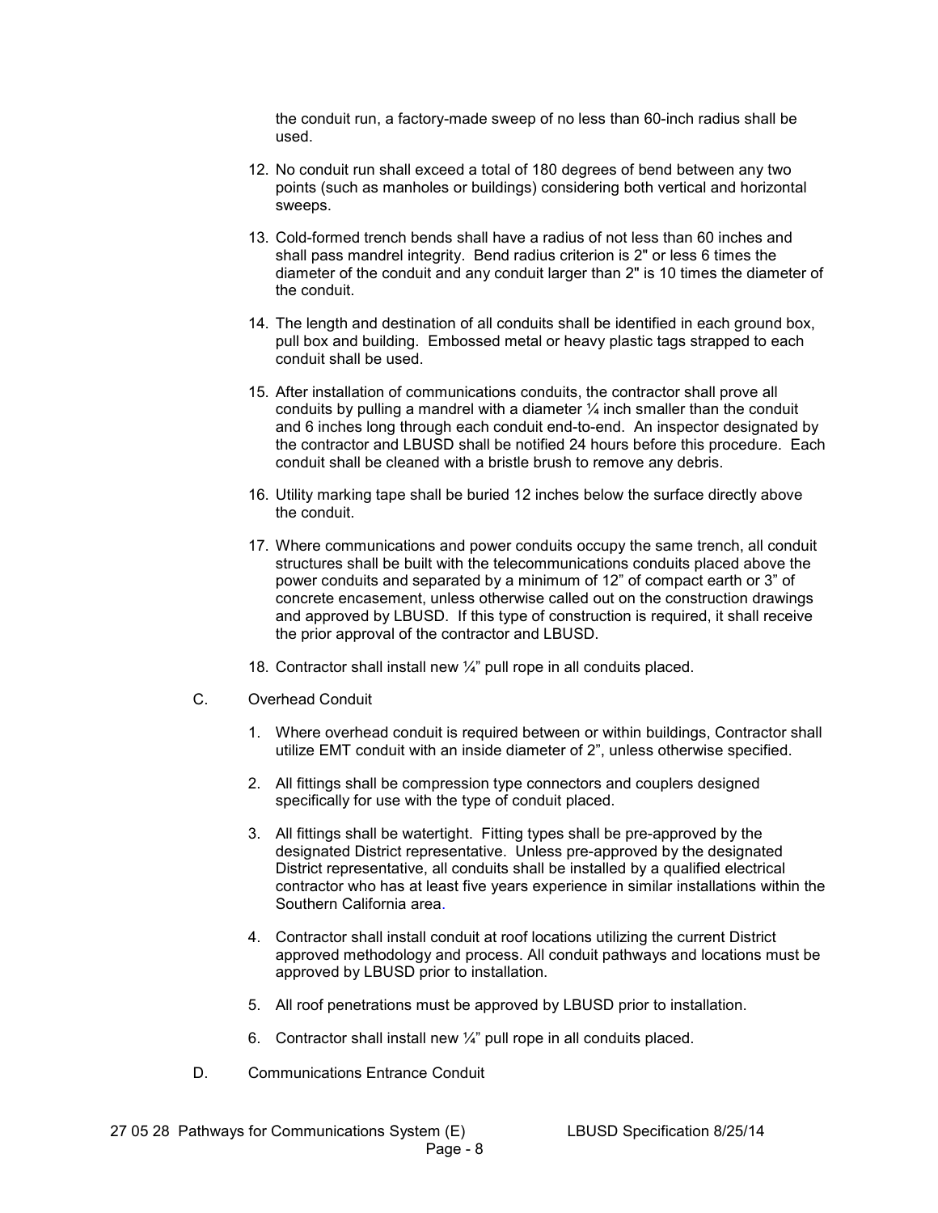the conduit run, a factory-made sweep of no less than 60-inch radius shall be used.

12. No conduit run shall exceed a total of 180 degrees of bend between any two points (such as manholes or buildings) considering both vertical and horizontal sweeps.

13. Cold-formed trench bends shall have a radius of not less than 60 inches and shall pass mandrel integrity. Bend radius criterion is 2" or less 6 times the diameter of the conduit and any conduit larger than 2" is 10 times the diameter of the conduit.

14. The length and destination of all conduits shall be identified in each ground box, pull box and building. Embossed metal or heavy plastic tags strapped to each conduit shall be used.

15. After installation of communications conduits, the contractor shall prove all conduits by pulling a mandrel with a diameter ¼ inch smaller than the conduit and 6 inches long through each conduit end-to-end. An inspector designated by the contractor and LBUSD shall be notified 24 hours before this procedure. Each conduit shall be cleaned with a bristle brush to remove any debris.

16. Utility marking tape shall be buried 12 inches below the surface directly above the conduit.

17. Where communications and power conduits occupy the same trench, all conduit structures shall be built with the telecommunications conduits placed above the power conduits and separated by a minimum of 12" of compact earth or 3" of concrete encasement, unless otherwise called out on the construction drawings and approved by LBUSD. If this type of construction is required, it shall receive the prior approval of the contractor and LBUSD.

18. Contractor shall install new ¼" pull rope in all conduits placed.

C. Overhead Conduit

1. Where overhead conduit is required between or within buildings, Contractor shall utilize EMT conduit with an inside diameter of 2", unless otherwise specified.

2. All fittings shall be compression type connectors and couplers designed specifically for use with the type of conduit placed.

3. All fittings shall be watertight. Fitting types shall be pre-approved by the designated District representative. Unless pre-approved by the designated District representative, all conduits shall be installed by a qualified electrical contractor who has at least five years experience in similar installations within the Southern California area.

4. Contractor shall install conduit at roof locations utilizing the current District approved methodology and process. All conduit pathways and locations must be approved by LBUSD prior to installation.

5. All roof penetrations must be approved by LBUSD prior to installation.

6. Contractor shall install new ¼" pull rope in all conduits placed.

D. Communications Entrance Conduit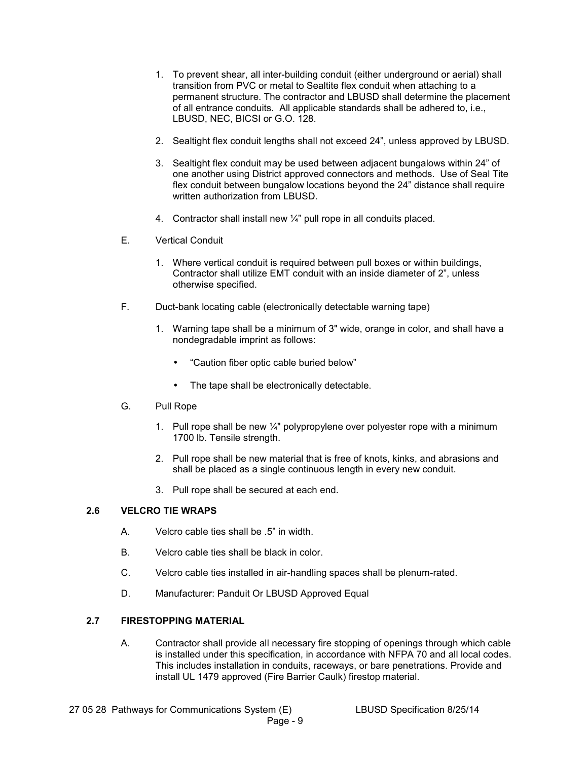1. To prevent shear, all inter-building conduit (either underground or aerial) shall transition from PVC or metal to Sealtite flex conduit when attaching to a permanent structure. The contractor and LBUSD shall determine the placement of all entrance conduits. All applicable standards shall be adhered to, i.e., LBUSD, NEC, BICSI or G.O. 128.

2. Sealtight flex conduit lengths shall not exceed 24”, unless approved by LBUSD.

3. Sealtight flex conduit may be used between adjacent bungalows within 24” of one another using District approved connectors and methods. Use of Seal Tite flex conduit between bungalow locations beyond the 24” distance shall require written authorization from LBUSD.

4. Contractor shall install new ¼” pull rope in all conduits placed.

E. Vertical Conduit

1. Where vertical conduit is required between pull boxes or within buildings, Contractor shall utilize EMT conduit with an inside diameter of 2”, unless otherwise specified.

F. Duct-bank locating cable (electronically detectable warning tape)

1. Warning tape shall be a minimum of 3" wide, orange in color, and shall have a nondegradable imprint as follows:

   - “Caution fiber optic cable buried below”
   - The tape shall be electronically detectable.

G. Pull Rope

1. Pull rope shall be new ¼" polypropylene over polyester rope with a minimum 1700 lb. Tensile strength.

2. Pull rope shall be new material that is free of knots, kinks, and abrasions and shall be placed as a single continuous length in every new conduit.

3. Pull rope shall be secured at each end.

### 2.6 VELCRO TIE WRAPS

A. Velcro cable ties shall be .5” in width.

B. Velcro cable ties shall be black in color.

C. Velcro cable ties installed in air-handling spaces shall be plenum-rated.

D. Manufacturer: Panduit Or LBUSD Approved Equal

### 2.7 FIRESTOPPING MATERIAL

A. Contractor shall provide all necessary fire stopping of openings through which cable is installed under this specification, in accordance with NFPA 70 and all local codes. This includes installation in conduits, raceways, or bare penetrations. Provide and install UL 1479 approved (Fire Barrier Caulk) firestop material.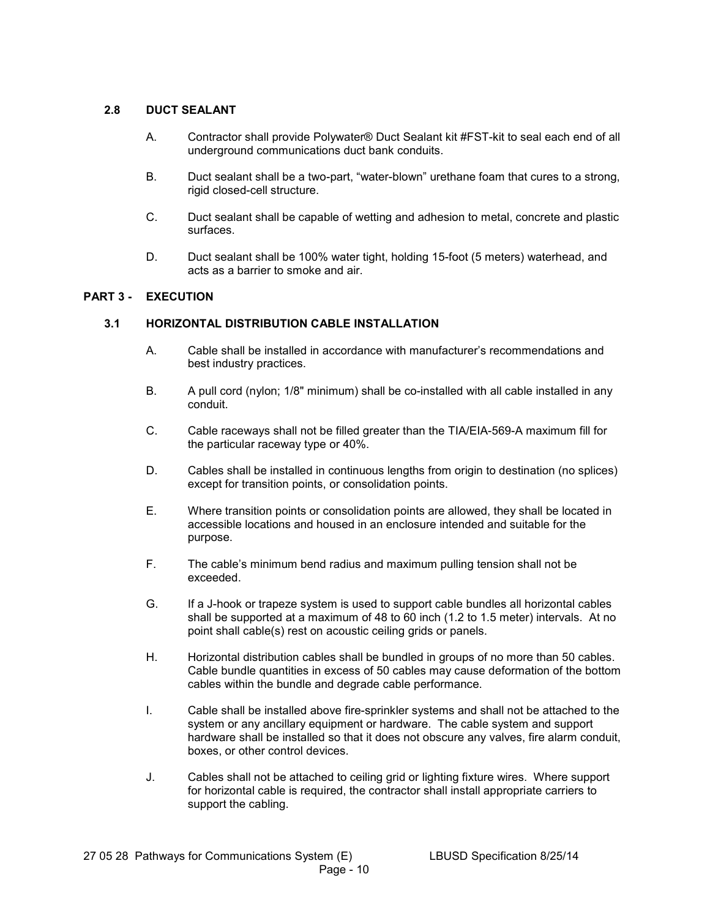### 2.8 DUCT SEALANT

A. Contractor shall provide Polywater® Duct Sealant kit #FST-kit to seal each end of all underground communications duct bank conduits.

B. Duct sealant shall be a two-part, "water-blown" urethane foam that cures to a strong, rigid closed-cell structure.

C. Duct sealant shall be capable of wetting and adhesion to metal, concrete and plastic surfaces.

D. Duct sealant shall be 100% water tight, holding 15-foot (5 meters) waterhead, and acts as a barrier to smoke and air.

## PART 3 - EXECUTION

### 3.1 HORIZONTAL DISTRIBUTION CABLE INSTALLATION

A. Cable shall be installed in accordance with manufacturer's recommendations and best industry practices.

B. A pull cord (nylon; 1/8" minimum) shall be co-installed with all cable installed in any conduit.

C. Cable raceways shall not be filled greater than the TIA/EIA-569-A maximum fill for the particular raceway type or 40%.

D. Cables shall be installed in continuous lengths from origin to destination (no splices) except for transition points, or consolidation points.

E. Where transition points or consolidation points are allowed, they shall be located in accessible locations and housed in an enclosure intended and suitable for the purpose.

F. The cable's minimum bend radius and maximum pulling tension shall not be exceeded.

G. If a J-hook or trapeze system is used to support cable bundles all horizontal cables shall be supported at a maximum of 48 to 60 inch (1.2 to 1.5 meter) intervals. At no point shall cable(s) rest on acoustic ceiling grids or panels.

H. Horizontal distribution cables shall be bundled in groups of no more than 50 cables. Cable bundle quantities in excess of 50 cables may cause deformation of the bottom cables within the bundle and degrade cable performance.

I. Cable shall be installed above fire-sprinkler systems and shall not be attached to the system or any ancillary equipment or hardware. The cable system and support hardware shall be installed so that it does not obscure any valves, fire alarm conduit, boxes, or other control devices.

J. Cables shall not be attached to ceiling grid or lighting fixture wires. Where support for horizontal cable is required, the contractor shall install appropriate carriers to support the cabling.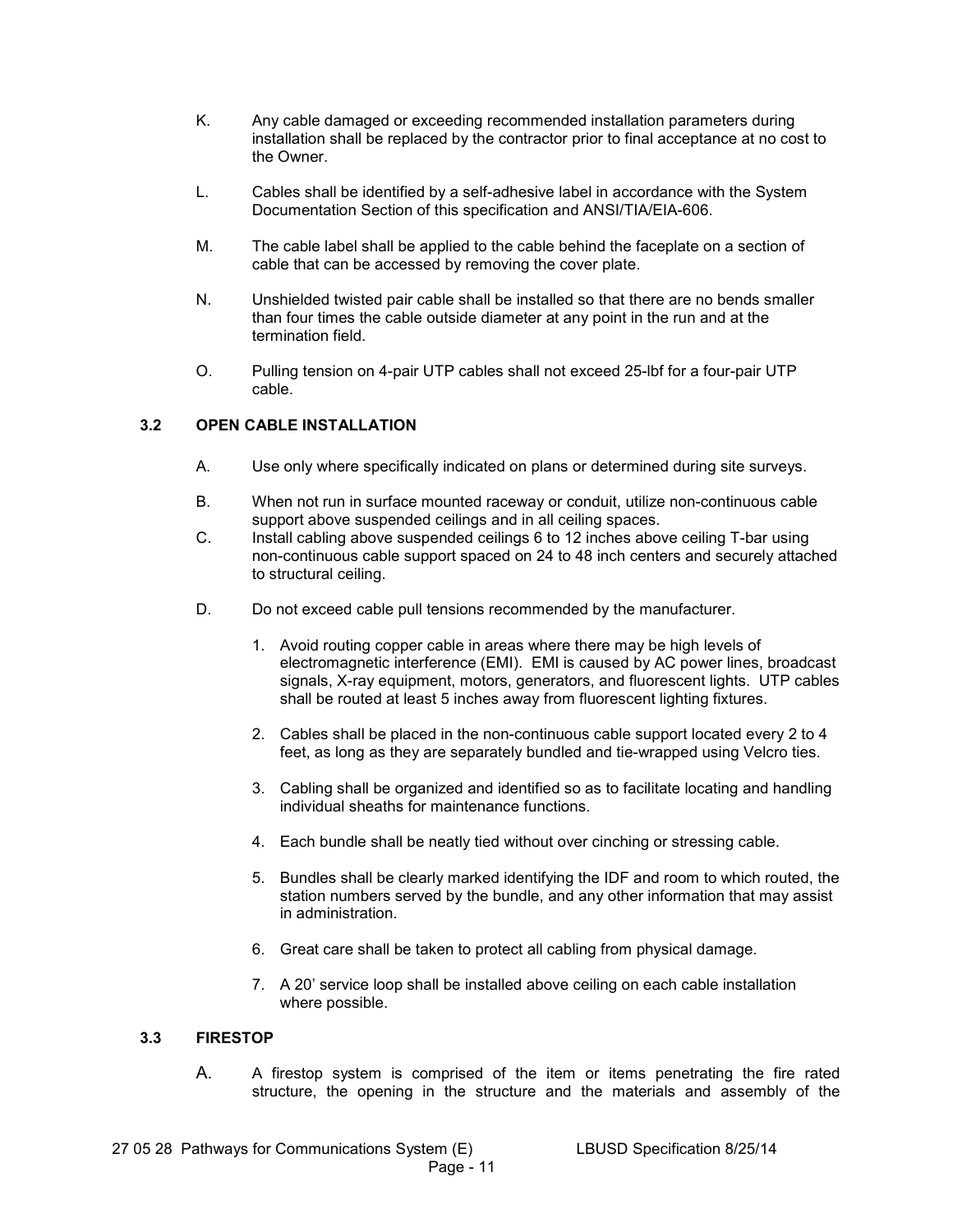K. Any cable damaged or exceeding recommended installation parameters during installation shall be replaced by the contractor prior to final acceptance at no cost to the Owner.

L. Cables shall be identified by a self-adhesive label in accordance with the System Documentation Section of this specification and ANSI/TIA/EIA-606.

M. The cable label shall be applied to the cable behind the faceplate on a section of cable that can be accessed by removing the cover plate.

N. Unshielded twisted pair cable shall be installed so that there are no bends smaller than four times the cable outside diameter at any point in the run and at the termination field.

O. Pulling tension on 4-pair UTP cables shall not exceed 25-lbf for a four-pair UTP cable.

### 3.2 OPEN CABLE INSTALLATION

A. Use only where specifically indicated on plans or determined during site surveys.

B. When not run in surface mounted raceway or conduit, utilize non-continuous cable support above suspended ceilings and in all ceiling spaces.

C. Install cabling above suspended ceilings 6 to 12 inches above ceiling T-bar using non-continuous cable support spaced on 24 to 48 inch centers and securely attached to structural ceiling.

D. Do not exceed cable pull tensions recommended by the manufacturer.

1. Avoid routing copper cable in areas where there may be high levels of electromagnetic interference (EMI). EMI is caused by AC power lines, broadcast signals, X-ray equipment, motors, generators, and fluorescent lights. UTP cables shall be routed at least 5 inches away from fluorescent lighting fixtures.

2. Cables shall be placed in the non-continuous cable support located every 2 to 4 feet, as long as they are separately bundled and tie-wrapped using Velcro ties.

3. Cabling shall be organized and identified so as to facilitate locating and handling individual sheaths for maintenance functions.

4. Each bundle shall be neatly tied without over cinching or stressing cable.

5. Bundles shall be clearly marked identifying the IDF and room to which routed, the station numbers served by the bundle, and any other information that may assist in administration.

6. Great care shall be taken to protect all cabling from physical damage.

7. A 20' service loop shall be installed above ceiling on each cable installation where possible.

### 3.3 FIRESTOP

A. A firestop system is comprised of the item or items penetrating the fire rated structure, the opening in the structure and the materials and assembly of the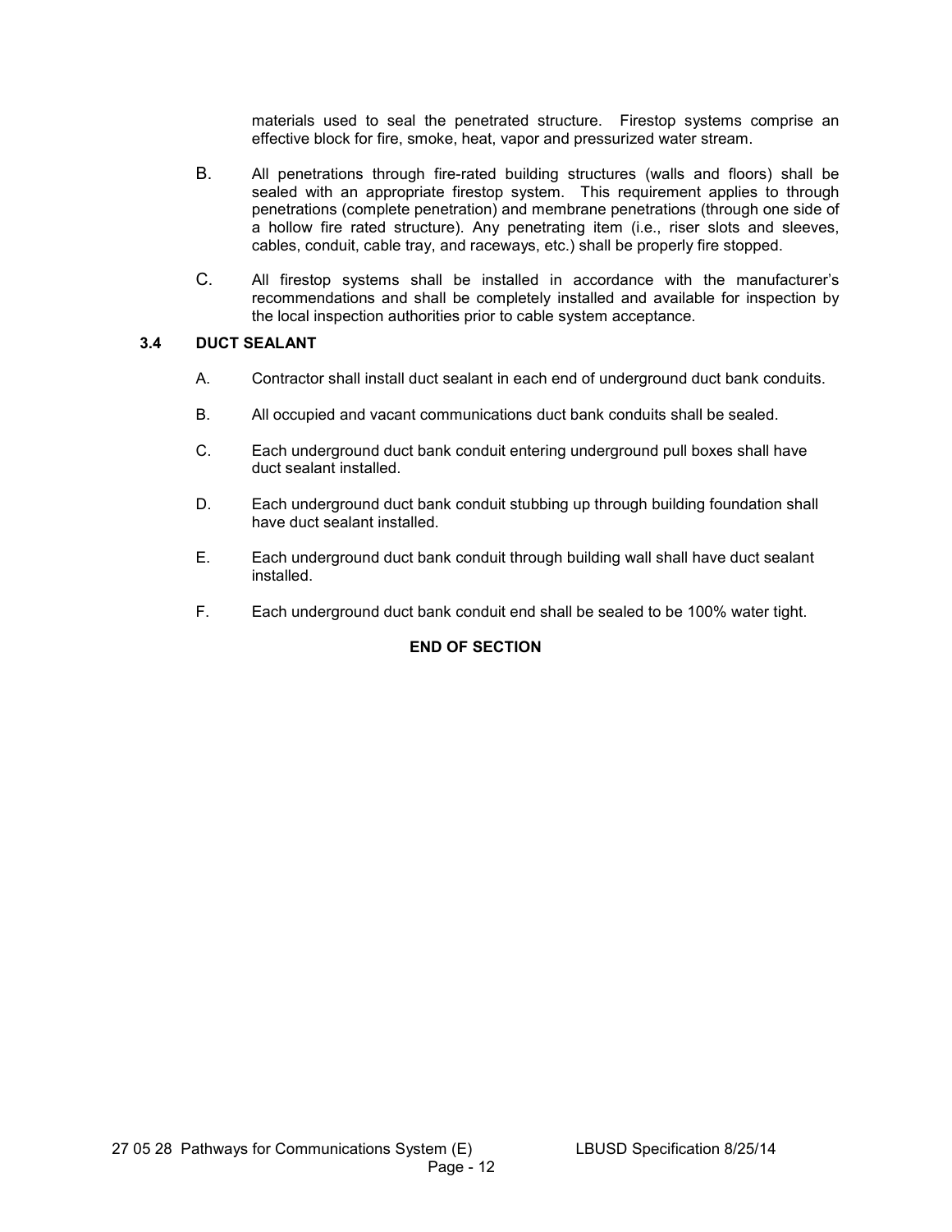materials used to seal the penetrated structure. Firestop systems comprise an effective block for fire, smoke, heat, vapor and pressurized water stream.

B. All penetrations through fire-rated building structures (walls and floors) shall be sealed with an appropriate firestop system. This requirement applies to through penetrations (complete penetration) and membrane penetrations (through one side of a hollow fire rated structure). Any penetrating item (i.e., riser slots and sleeves, cables, conduit, cable tray, and raceways, etc.) shall be properly fire stopped.

C. All firestop systems shall be installed in accordance with the manufacturer's recommendations and shall be completely installed and available for inspection by the local inspection authorities prior to cable system acceptance.

### 3.4 DUCT SEALANT

A. Contractor shall install duct sealant in each end of underground duct bank conduits.

B. All occupied and vacant communications duct bank conduits shall be sealed.

C. Each underground duct bank conduit entering underground pull boxes shall have duct sealant installed.

D. Each underground duct bank conduit stubbing up through building foundation shall have duct sealant installed.

E. Each underground duct bank conduit through building wall shall have duct sealant installed.

F. Each underground duct bank conduit end shall be sealed to be 100% water tight.

**END OF SECTION**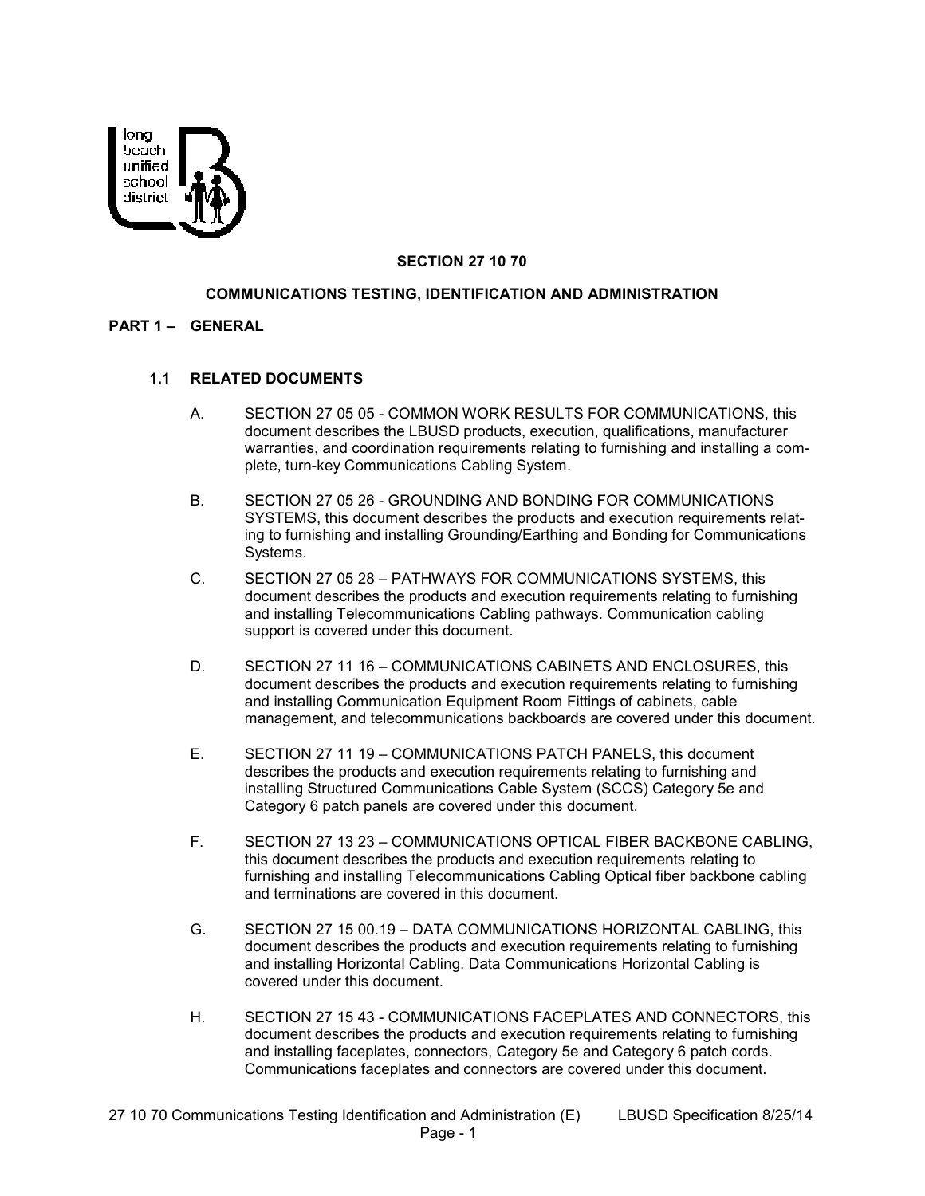# SECTION 27 10 70

## COMMUNICATIONS TESTING, IDENTIFICATION AND ADMINISTRATION

## PART 1 – GENERAL

### 1.1 RELATED DOCUMENTS

A. SECTION 27 05 05 - COMMON WORK RESULTS FOR COMMUNICATIONS, this document describes the LBUSD products, execution, qualifications, manufacturer warranties, and coordination requirements relating to furnishing and installing a complete, turn-key Communications Cabling System.

B. SECTION 27 05 26 - GROUNDING AND BONDING FOR COMMUNICATIONS SYSTEMS, this document describes the products and execution requirements relating to furnishing and installing Grounding/Earthing and Bonding for Communications Systems.

C. SECTION 27 05 28 – PATHWAYS FOR COMMUNICATIONS SYSTEMS, this document describes the products and execution requirements relating to furnishing and installing Telecommunications Cabling pathways. Communication cabling support is covered under this document.

D. SECTION 27 11 16 – COMMUNICATIONS CABINETS AND ENCLOSURES, this document describes the products and execution requirements relating to furnishing and installing Communication Equipment Room Fittings of cabinets, cable management, and telecommunications backboards are covered under this document.

E. SECTION 27 11 19 – COMMUNICATIONS PATCH PANELS, this document describes the products and execution requirements relating to furnishing and installing Structured Communications Cable System (SCCS) Category 5e and Category 6 patch panels are covered under this document.

F. SECTION 27 13 23 – COMMUNICATIONS OPTICAL FIBER BACKBONE CABLING, this document describes the products and execution requirements relating to furnishing and installing Telecommunications Cabling Optical fiber backbone cabling and terminations are covered in this document.

G. SECTION 27 15 00.19 – DATA COMMUNICATIONS HORIZONTAL CABLING, this document describes the products and execution requirements relating to furnishing and installing Horizontal Cabling. Data Communications Horizontal Cabling is covered under this document.

H. SECTION 27 15 43 - COMMUNICATIONS FACEPLATES AND CONNECTORS, this document describes the products and execution requirements relating to furnishing and installing faceplates, connectors, Category 5e and Category 6 patch cords. Communications faceplates and connectors are covered under this document.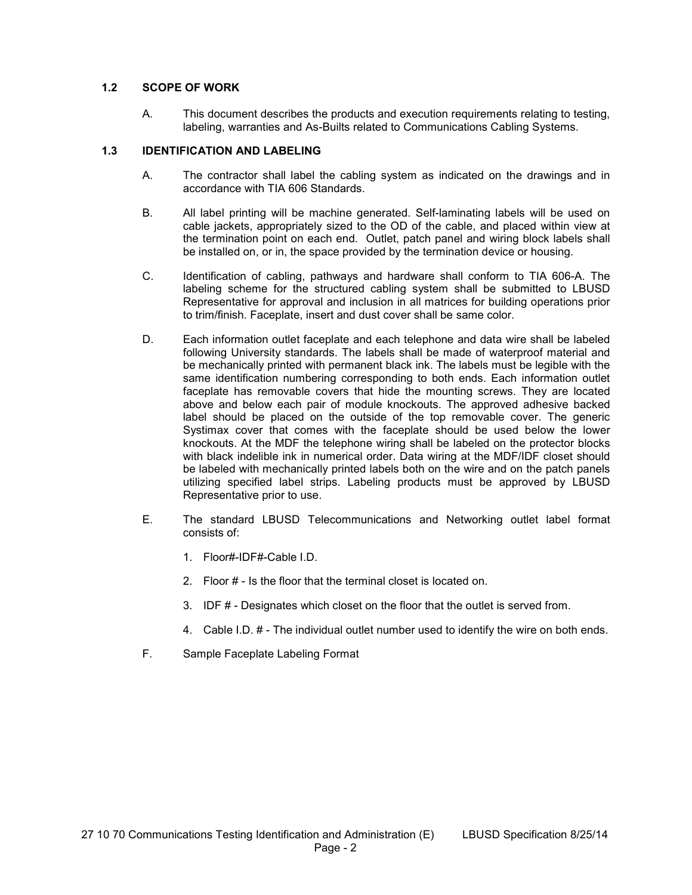### 1.2 SCOPE OF WORK

A. This document describes the products and execution requirements relating to testing, labeling, warranties and As-Builts related to Communications Cabling Systems.

### 1.3 IDENTIFICATION AND LABELING

A. The contractor shall label the cabling system as indicated on the drawings and in accordance with TIA 606 Standards.

B. All label printing will be machine generated. Self-laminating labels will be used on cable jackets, appropriately sized to the OD of the cable, and placed within view at the termination point on each end. Outlet, patch panel and wiring block labels shall be installed on, or in, the space provided by the termination device or housing.

C. Identification of cabling, pathways and hardware shall conform to TIA 606-A. The labeling scheme for the structured cabling system shall be submitted to LBUSD Representative for approval and inclusion in all matrices for building operations prior to trim/finish. Faceplate, insert and dust cover shall be same color.

D. Each information outlet faceplate and each telephone and data wire shall be labeled following University standards. The labels shall be made of waterproof material and be mechanically printed with permanent black ink. The labels must be legible with the same identification numbering corresponding to both ends. Each information outlet faceplate has removable covers that hide the mounting screws. They are located above and below each pair of module knockouts. The approved adhesive backed label should be placed on the outside of the top removable cover. The generic Systimax cover that comes with the faceplate should be used below the lower knockouts. At the MDF the telephone wiring shall be labeled on the protector blocks with black indelible ink in numerical order. Data wiring at the MDF/IDF closet should be labeled with mechanically printed labels both on the wire and on the patch panels utilizing specified label strips. Labeling products must be approved by LBUSD Representative prior to use.

E. The standard LBUSD Telecommunications and Networking outlet label format consists of:

1. Floor#-IDF#-Cable I.D.
2. Floor # - Is the floor that the terminal closet is located on.
3. IDF # - Designates which closet on the floor that the outlet is served from.
4. Cable I.D. # - The individual outlet number used to identify the wire on both ends.

F. Sample Faceplate Labeling Format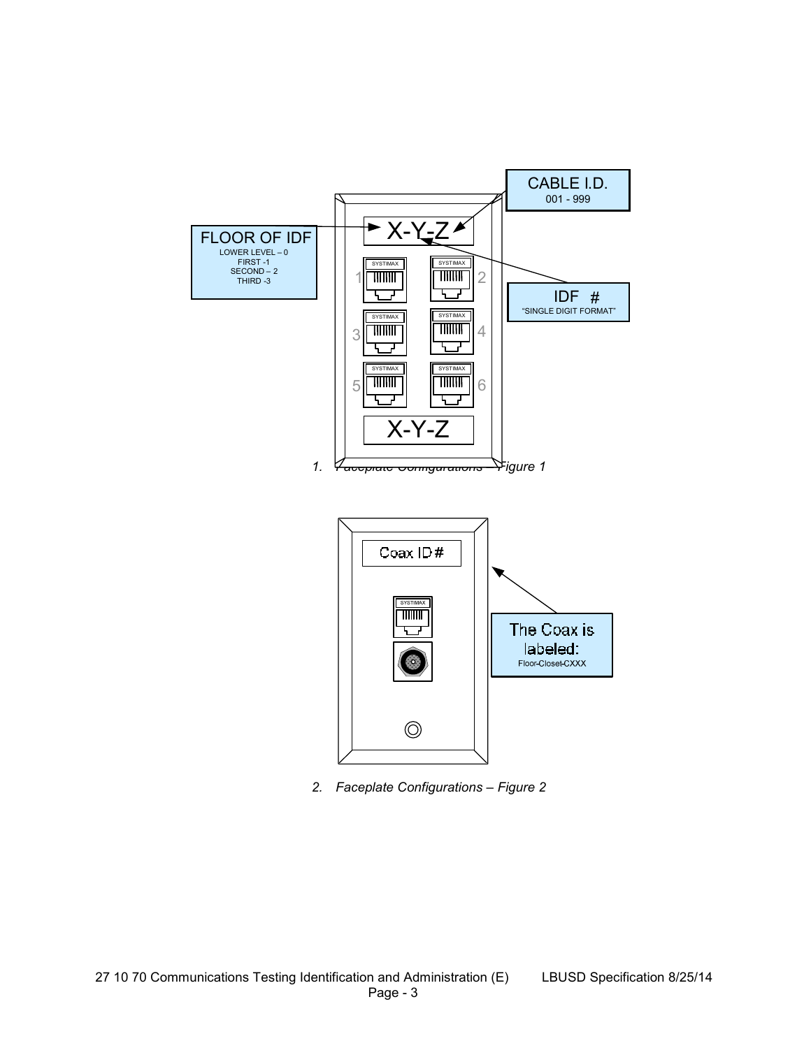FLOOR OF IDF
LOWER LEVEL – 0
FIRST -1
SECOND – 2
THIRD -3

X-Y-Z

CABLE I.D.
001 - 999

IDF #
"SINGLE DIGIT FORMAT"

1 2
3 4
5 6

X-Y-Z

1. *Faceplate Configurations – Figure 1*

Coax ID#

The Coax is labeled:
Floor-Closet-CXXX

2. *Faceplate Configurations – Figure 2*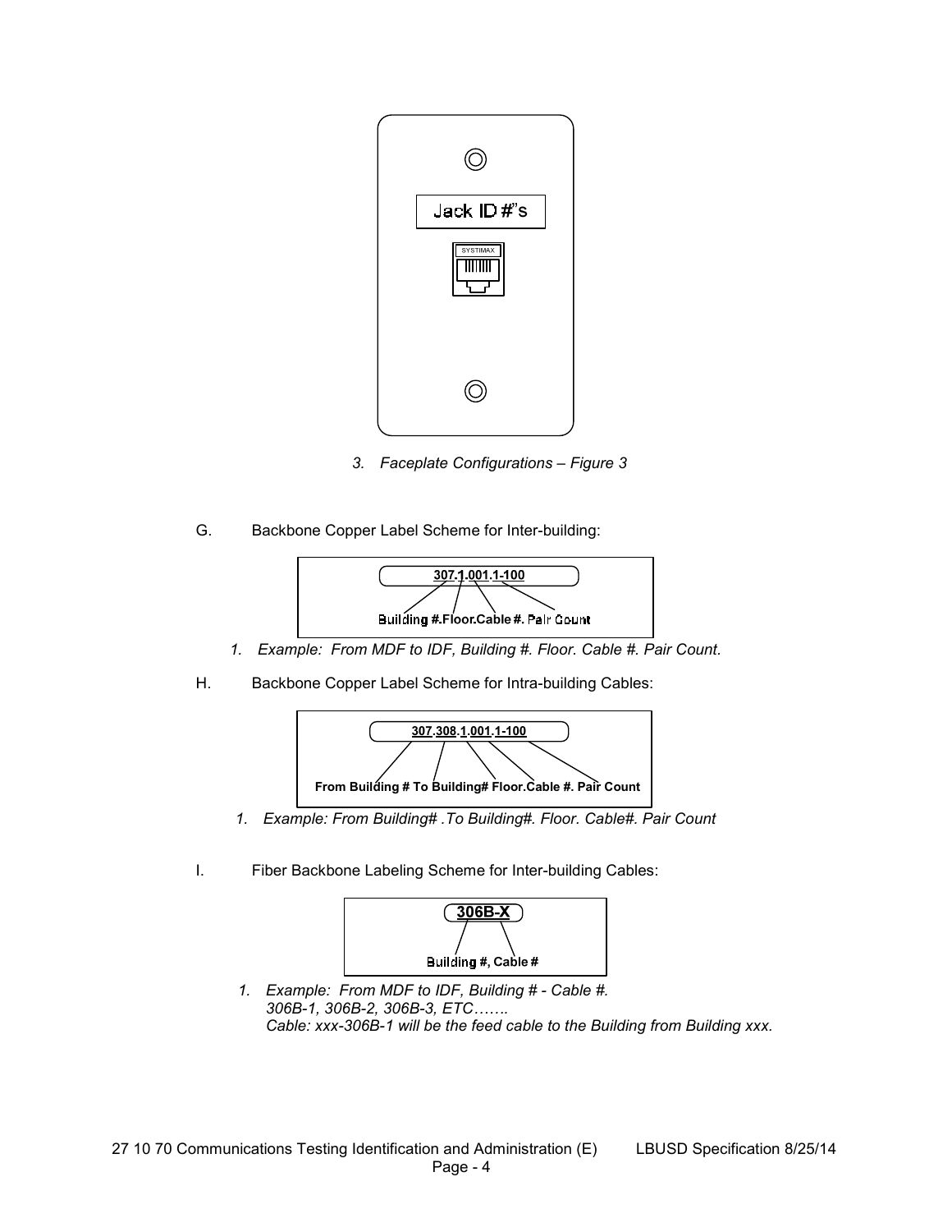Jack ID #"s

SYSTIMAX

3. *Faceplate Configurations – Figure 3*

G. Backbone Copper Label Scheme for Inter-building:

**307.1.001.1-100**

Building #.Floor.Cable #. Pair Count

1. *Example: From MDF to IDF, Building #. Floor. Cable #. Pair Count.*

H. Backbone Copper Label Scheme for Intra-building Cables:

**307.308.1.001.1-100**

**From Building # To Building# Floor.Cable #. Pair Count**

1. *Example: From Building# .To Building#. Floor. Cable#. Pair Count*

I. Fiber Backbone Labeling Scheme for Inter-building Cables:

**306B-X**

Building #, Cable #

1. *Example: From MDF to IDF, Building # - Cable #.*
   *306B-1, 306B-2, 306B-3, ETC…….*
   *Cable: xxx-306B-1 will be the feed cable to the Building from Building xxx.*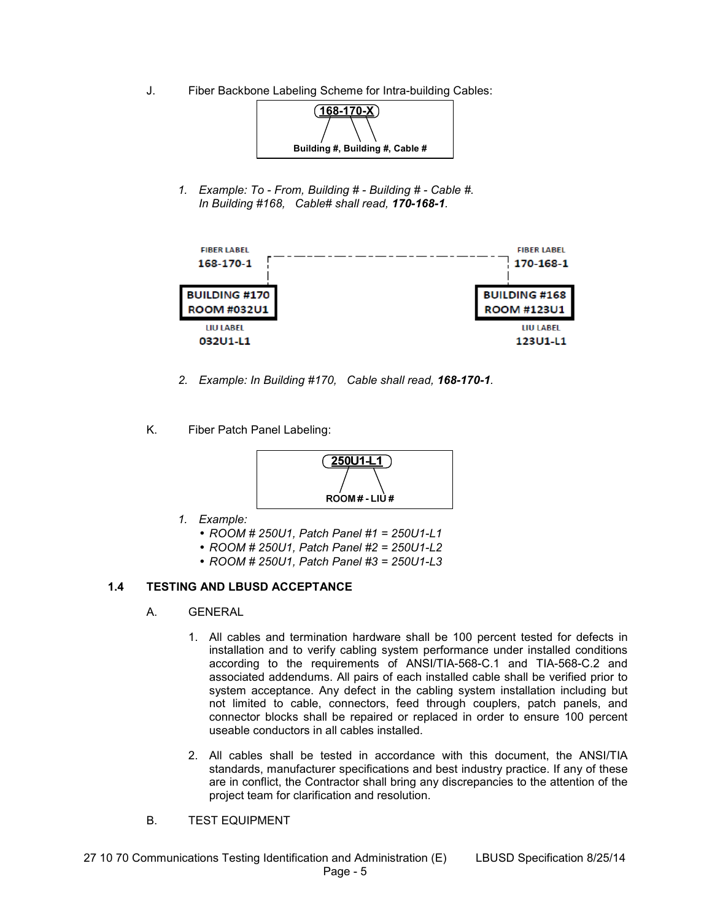J. Fiber Backbone Labeling Scheme for Intra-building Cables:

168-170-X

Building #, Building #, Cable #

1. *Example: To - From, Building # - Building # - Cable #.*
   *In Building #168, Cable# shall read, **170-168-1**.*

| | BUILDING #170 | | BUILDING #168 |
|---|---|---|---|
| FIBER LABEL | 168-170-1 | FIBER LABEL | 170-168-1 |
| ROOM | ROOM #032U1 | ROOM | ROOM #123U1 |
| LIU LABEL | 032U1-L1 | LIU LABEL | 123U1-L1 |

2. *Example: In Building #170, Cable shall read, **168-170-1**.*

K. Fiber Patch Panel Labeling:

250U1-L1

ROOM # - LIU #

1. *Example:*
   - *ROOM # 250U1, Patch Panel #1 = 250U1-L1*
   - *ROOM # 250U1, Patch Panel #2 = 250U1-L2*
   - *ROOM # 250U1, Patch Panel #3 = 250U1-L3*

### 1.4 TESTING AND LBUSD ACCEPTANCE

A. GENERAL

1. All cables and termination hardware shall be 100 percent tested for defects in installation and to verify cabling system performance under installed conditions according to the requirements of ANSI/TIA-568-C.1 and TIA-568-C.2 and associated addendums. All pairs of each installed cable shall be verified prior to system acceptance. Any defect in the cabling system installation including but not limited to cable, connectors, feed through couplers, patch panels, and connector blocks shall be repaired or replaced in order to ensure 100 percent useable conductors in all cables installed.

2. All cables shall be tested in accordance with this document, the ANSI/TIA standards, manufacturer specifications and best industry practice. If any of these are in conflict, the Contractor shall bring any discrepancies to the attention of the project team for clarification and resolution.

B. TEST EQUIPMENT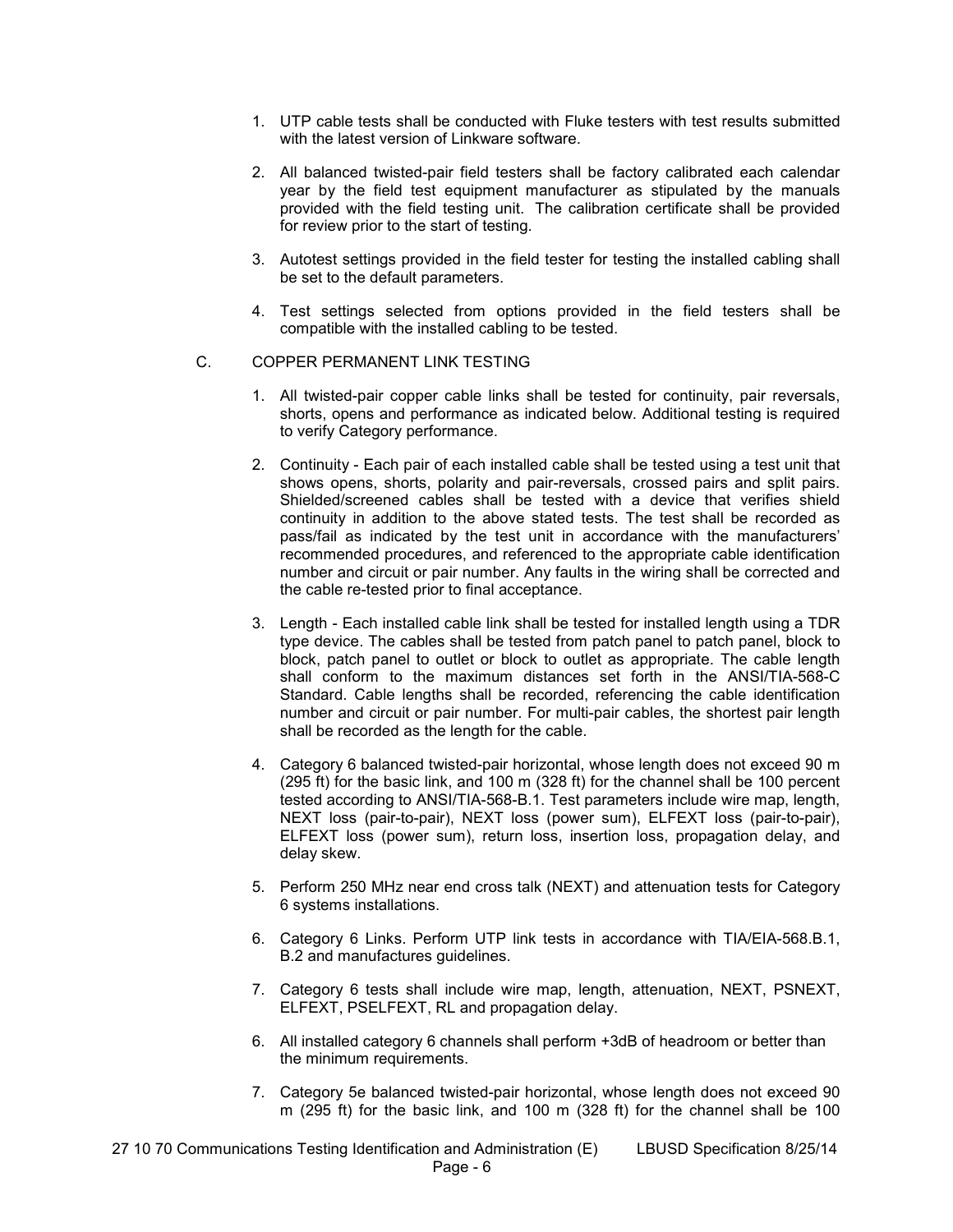1. UTP cable tests shall be conducted with Fluke testers with test results submitted with the latest version of Linkware software.

2. All balanced twisted-pair field testers shall be factory calibrated each calendar year by the field test equipment manufacturer as stipulated by the manuals provided with the field testing unit. The calibration certificate shall be provided for review prior to the start of testing.

3. Autotest settings provided in the field tester for testing the installed cabling shall be set to the default parameters.

4. Test settings selected from options provided in the field testers shall be compatible with the installed cabling to be tested.

C. COPPER PERMANENT LINK TESTING

1. All twisted-pair copper cable links shall be tested for continuity, pair reversals, shorts, opens and performance as indicated below. Additional testing is required to verify Category performance.

2. Continuity - Each pair of each installed cable shall be tested using a test unit that shows opens, shorts, polarity and pair-reversals, crossed pairs and split pairs. Shielded/screened cables shall be tested with a device that verifies shield continuity in addition to the above stated tests. The test shall be recorded as pass/fail as indicated by the test unit in accordance with the manufacturers' recommended procedures, and referenced to the appropriate cable identification number and circuit or pair number. Any faults in the wiring shall be corrected and the cable re-tested prior to final acceptance.

3. Length - Each installed cable link shall be tested for installed length using a TDR type device. The cables shall be tested from patch panel to patch panel, block to block, patch panel to outlet or block to outlet as appropriate. The cable length shall conform to the maximum distances set forth in the ANSI/TIA-568-C Standard. Cable lengths shall be recorded, referencing the cable identification number and circuit or pair number. For multi-pair cables, the shortest pair length shall be recorded as the length for the cable.

4. Category 6 balanced twisted-pair horizontal, whose length does not exceed 90 m (295 ft) for the basic link, and 100 m (328 ft) for the channel shall be 100 percent tested according to ANSI/TIA-568-B.1. Test parameters include wire map, length, NEXT loss (pair-to-pair), NEXT loss (power sum), ELFEXT loss (pair-to-pair), ELFEXT loss (power sum), return loss, insertion loss, propagation delay, and delay skew.

5. Perform 250 MHz near end cross talk (NEXT) and attenuation tests for Category 6 systems installations.

6. Category 6 Links. Perform UTP link tests in accordance with TIA/EIA-568.B.1, B.2 and manufactures guidelines.

7. Category 6 tests shall include wire map, length, attenuation, NEXT, PSNEXT, ELFEXT, PSELFEXT, RL and propagation delay.

6. All installed category 6 channels shall perform +3dB of headroom or better than the minimum requirements.

7. Category 5e balanced twisted-pair horizontal, whose length does not exceed 90 m (295 ft) for the basic link, and 100 m (328 ft) for the channel shall be 100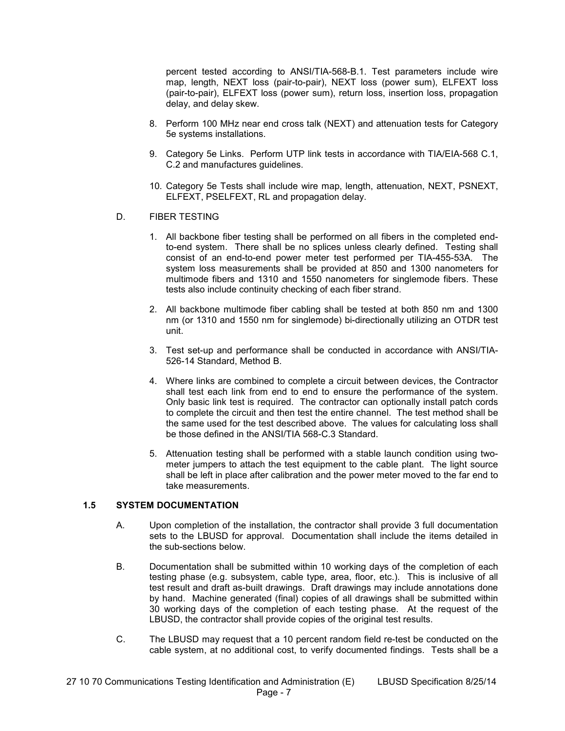percent tested according to ANSI/TIA-568-B.1. Test parameters include wire map, length, NEXT loss (pair-to-pair), NEXT loss (power sum), ELFEXT loss (pair-to-pair), ELFEXT loss (power sum), return loss, insertion loss, propagation delay, and delay skew.

8. Perform 100 MHz near end cross talk (NEXT) and attenuation tests for Category 5e systems installations.

9. Category 5e Links. Perform UTP link tests in accordance with TIA/EIA-568 C.1, C.2 and manufactures guidelines.

10. Category 5e Tests shall include wire map, length, attenuation, NEXT, PSNEXT, ELFEXT, PSELFEXT, RL and propagation delay.

D. FIBER TESTING

1. All backbone fiber testing shall be performed on all fibers in the completed end-to-end system. There shall be no splices unless clearly defined. Testing shall consist of an end-to-end power meter test performed per TIA-455-53A. The system loss measurements shall be provided at 850 and 1300 nanometers for multimode fibers and 1310 and 1550 nanometers for singlemode fibers. These tests also include continuity checking of each fiber strand.

2. All backbone multimode fiber cabling shall be tested at both 850 nm and 1300 nm (or 1310 and 1550 nm for singlemode) bi-directionally utilizing an OTDR test unit.

3. Test set-up and performance shall be conducted in accordance with ANSI/TIA-526-14 Standard, Method B.

4. Where links are combined to complete a circuit between devices, the Contractor shall test each link from end to end to ensure the performance of the system. Only basic link test is required. The contractor can optionally install patch cords to complete the circuit and then test the entire channel. The test method shall be the same used for the test described above. The values for calculating loss shall be those defined in the ANSI/TIA 568-C.3 Standard.

5. Attenuation testing shall be performed with a stable launch condition using two-meter jumpers to attach the test equipment to the cable plant. The light source shall be left in place after calibration and the power meter moved to the far end to take measurements.

## 1.5 SYSTEM DOCUMENTATION

A. Upon completion of the installation, the contractor shall provide 3 full documentation sets to the LBUSD for approval. Documentation shall include the items detailed in the sub-sections below.

B. Documentation shall be submitted within 10 working days of the completion of each testing phase (e.g. subsystem, cable type, area, floor, etc.). This is inclusive of all test result and draft as-built drawings. Draft drawings may include annotations done by hand. Machine generated (final) copies of all drawings shall be submitted within 30 working days of the completion of each testing phase. At the request of the LBUSD, the contractor shall provide copies of the original test results.

C. The LBUSD may request that a 10 percent random field re-test be conducted on the cable system, at no additional cost, to verify documented findings. Tests shall be a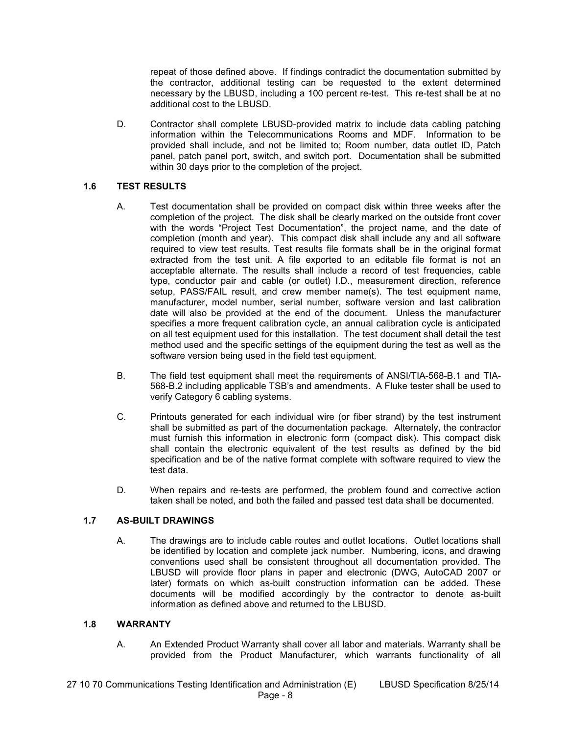repeat of those defined above. If findings contradict the documentation submitted by the contractor, additional testing can be requested to the extent determined necessary by the LBUSD, including a 100 percent re-test. This re-test shall be at no additional cost to the LBUSD.

D. Contractor shall complete LBUSD-provided matrix to include data cabling patching information within the Telecommunications Rooms and MDF. Information to be provided shall include, and not be limited to; Room number, data outlet ID, Patch panel, patch panel port, switch, and switch port. Documentation shall be submitted within 30 days prior to the completion of the project.

## 1.6 TEST RESULTS

A. Test documentation shall be provided on compact disk within three weeks after the completion of the project. The disk shall be clearly marked on the outside front cover with the words "Project Test Documentation", the project name, and the date of completion (month and year). This compact disk shall include any and all software required to view test results. Test results file formats shall be in the original format extracted from the test unit. A file exported to an editable file format is not an acceptable alternate. The results shall include a record of test frequencies, cable type, conductor pair and cable (or outlet) I.D., measurement direction, reference setup, PASS/FAIL result, and crew member name(s). The test equipment name, manufacturer, model number, serial number, software version and last calibration date will also be provided at the end of the document. Unless the manufacturer specifies a more frequent calibration cycle, an annual calibration cycle is anticipated on all test equipment used for this installation. The test document shall detail the test method used and the specific settings of the equipment during the test as well as the software version being used in the field test equipment.

B. The field test equipment shall meet the requirements of ANSI/TIA-568-B.1 and TIA-568-B.2 including applicable TSB's and amendments. A Fluke tester shall be used to verify Category 6 cabling systems.

C. Printouts generated for each individual wire (or fiber strand) by the test instrument shall be submitted as part of the documentation package. Alternately, the contractor must furnish this information in electronic form (compact disk). This compact disk shall contain the electronic equivalent of the test results as defined by the bid specification and be of the native format complete with software required to view the test data.

D. When repairs and re-tests are performed, the problem found and corrective action taken shall be noted, and both the failed and passed test data shall be documented.

## 1.7 AS-BUILT DRAWINGS

A. The drawings are to include cable routes and outlet locations. Outlet locations shall be identified by location and complete jack number. Numbering, icons, and drawing conventions used shall be consistent throughout all documentation provided. The LBUSD will provide floor plans in paper and electronic (DWG, AutoCAD 2007 or later) formats on which as-built construction information can be added. These documents will be modified accordingly by the contractor to denote as-built information as defined above and returned to the LBUSD.

## 1.8 WARRANTY

A. An Extended Product Warranty shall cover all labor and materials. Warranty shall be provided from the Product Manufacturer, which warrants functionality of all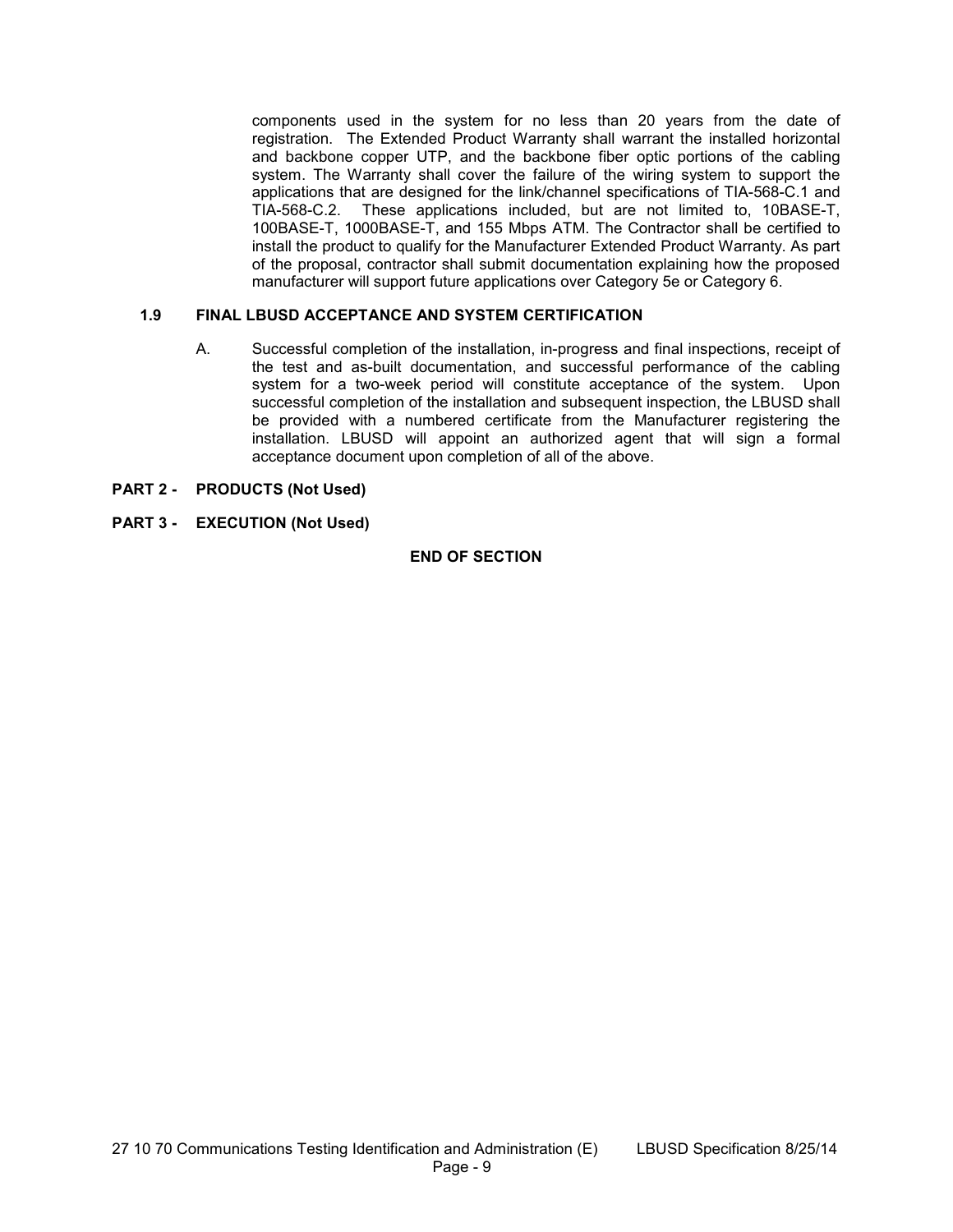components used in the system for no less than 20 years from the date of registration. The Extended Product Warranty shall warrant the installed horizontal and backbone copper UTP, and the backbone fiber optic portions of the cabling system. The Warranty shall cover the failure of the wiring system to support the applications that are designed for the link/channel specifications of TIA-568-C.1 and TIA-568-C.2. These applications included, but are not limited to, 10BASE-T, 100BASE-T, 1000BASE-T, and 155 Mbps ATM. The Contractor shall be certified to install the product to qualify for the Manufacturer Extended Product Warranty. As part of the proposal, contractor shall submit documentation explaining how the proposed manufacturer will support future applications over Category 5e or Category 6.

### 1.9 FINAL LBUSD ACCEPTANCE AND SYSTEM CERTIFICATION

A. Successful completion of the installation, in-progress and final inspections, receipt of the test and as-built documentation, and successful performance of the cabling system for a two-week period will constitute acceptance of the system. Upon successful completion of the installation and subsequent inspection, the LBUSD shall be provided with a numbered certificate from the Manufacturer registering the installation. LBUSD will appoint an authorized agent that will sign a formal acceptance document upon completion of all of the above.

## PART 2 - PRODUCTS (Not Used)

## PART 3 - EXECUTION (Not Used)

**END OF SECTION**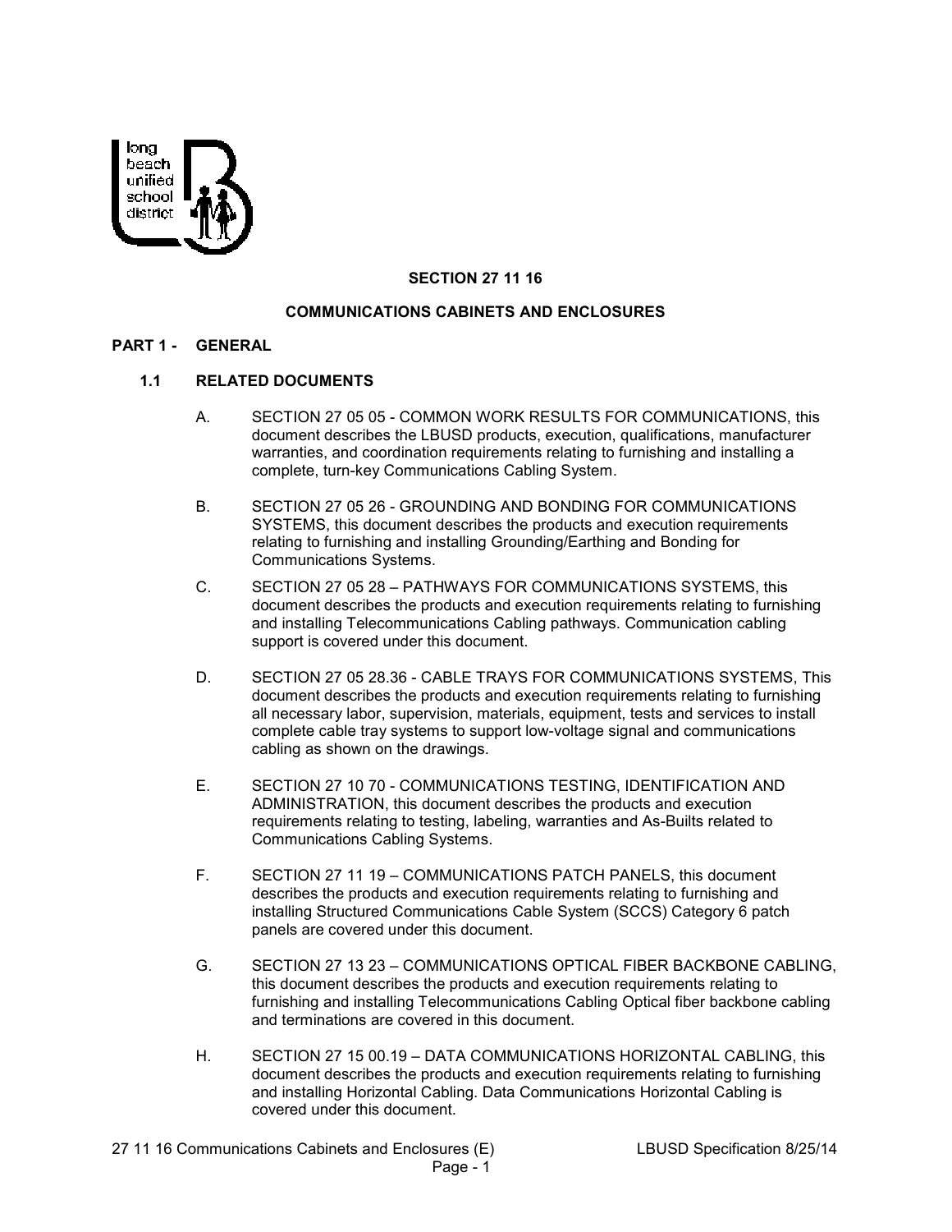long beach unified school district

## SECTION 27 11 16

## COMMUNICATIONS CABINETS AND ENCLOSURES

### PART 1 - GENERAL

#### 1.1 RELATED DOCUMENTS

A. SECTION 27 05 05 - COMMON WORK RESULTS FOR COMMUNICATIONS, this document describes the LBUSD products, execution, qualifications, manufacturer warranties, and coordination requirements relating to furnishing and installing a complete, turn-key Communications Cabling System.

B. SECTION 27 05 26 - GROUNDING AND BONDING FOR COMMUNICATIONS SYSTEMS, this document describes the products and execution requirements relating to furnishing and installing Grounding/Earthing and Bonding for Communications Systems.

C. SECTION 27 05 28 – PATHWAYS FOR COMMUNICATIONS SYSTEMS, this document describes the products and execution requirements relating to furnishing and installing Telecommunications Cabling pathways. Communication cabling support is covered under this document.

D. SECTION 27 05 28.36 - CABLE TRAYS FOR COMMUNICATIONS SYSTEMS, This document describes the products and execution requirements relating to furnishing all necessary labor, supervision, materials, equipment, tests and services to install complete cable tray systems to support low-voltage signal and communications cabling as shown on the drawings.

E. SECTION 27 10 70 - COMMUNICATIONS TESTING, IDENTIFICATION AND ADMINISTRATION, this document describes the products and execution requirements relating to testing, labeling, warranties and As-Builts related to Communications Cabling Systems.

F. SECTION 27 11 19 – COMMUNICATIONS PATCH PANELS, this document describes the products and execution requirements relating to furnishing and installing Structured Communications Cable System (SCCS) Category 6 patch panels are covered under this document.

G. SECTION 27 13 23 – COMMUNICATIONS OPTICAL FIBER BACKBONE CABLING, this document describes the products and execution requirements relating to furnishing and installing Telecommunications Cabling Optical fiber backbone cabling and terminations are covered in this document.

H. SECTION 27 15 00.19 – DATA COMMUNICATIONS HORIZONTAL CABLING, this document describes the products and execution requirements relating to furnishing and installing Horizontal Cabling. Data Communications Horizontal Cabling is covered under this document.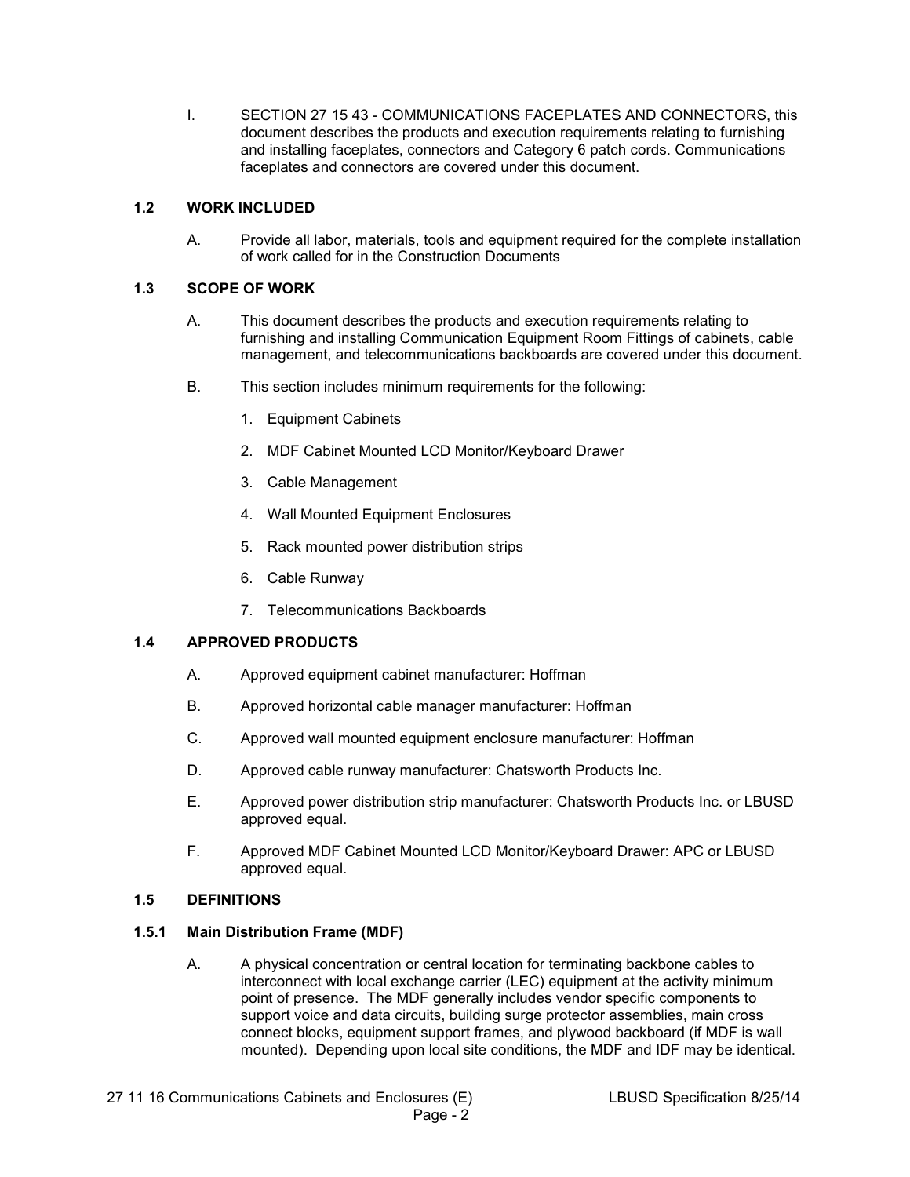I. SECTION 27 15 43 - COMMUNICATIONS FACEPLATES AND CONNECTORS, this document describes the products and execution requirements relating to furnishing and installing faceplates, connectors and Category 6 patch cords. Communications faceplates and connectors are covered under this document.

### 1.2 WORK INCLUDED

A. Provide all labor, materials, tools and equipment required for the complete installation of work called for in the Construction Documents

### 1.3 SCOPE OF WORK

A. This document describes the products and execution requirements relating to furnishing and installing Communication Equipment Room Fittings of cabinets, cable management, and telecommunications backboards are covered under this document.

B. This section includes minimum requirements for the following:

1. Equipment Cabinets
2. MDF Cabinet Mounted LCD Monitor/Keyboard Drawer
3. Cable Management
4. Wall Mounted Equipment Enclosures
5. Rack mounted power distribution strips
6. Cable Runway
7. Telecommunications Backboards

### 1.4 APPROVED PRODUCTS

A. Approved equipment cabinet manufacturer: Hoffman

B. Approved horizontal cable manager manufacturer: Hoffman

C. Approved wall mounted equipment enclosure manufacturer: Hoffman

D. Approved cable runway manufacturer: Chatsworth Products Inc.

E. Approved power distribution strip manufacturer: Chatsworth Products Inc. or LBUSD approved equal.

F. Approved MDF Cabinet Mounted LCD Monitor/Keyboard Drawer: APC or LBUSD approved equal.

### 1.5 DEFINITIONS

#### 1.5.1 Main Distribution Frame (MDF)

A. A physical concentration or central location for terminating backbone cables to interconnect with local exchange carrier (LEC) equipment at the activity minimum point of presence. The MDF generally includes vendor specific components to support voice and data circuits, building surge protector assemblies, main cross connect blocks, equipment support frames, and plywood backboard (if MDF is wall mounted). Depending upon local site conditions, the MDF and IDF may be identical.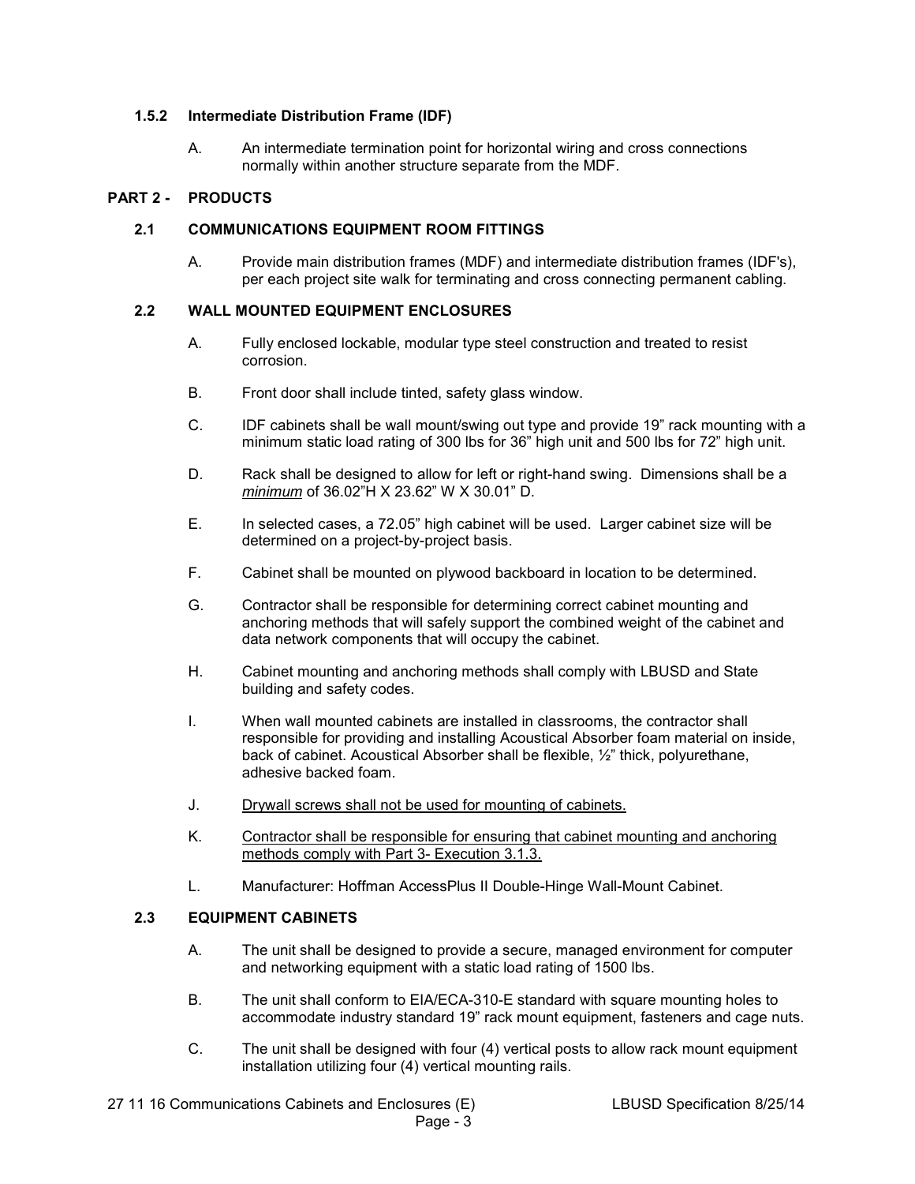### 1.5.2 Intermediate Distribution Frame (IDF)

A. An intermediate termination point for horizontal wiring and cross connections normally within another structure separate from the MDF.

## PART 2 - PRODUCTS

### 2.1 COMMUNICATIONS EQUIPMENT ROOM FITTINGS

A. Provide main distribution frames (MDF) and intermediate distribution frames (IDF's), per each project site walk for terminating and cross connecting permanent cabling.

### 2.2 WALL MOUNTED EQUIPMENT ENCLOSURES

A. Fully enclosed lockable, modular type steel construction and treated to resist corrosion.

B. Front door shall include tinted, safety glass window.

C. IDF cabinets shall be wall mount/swing out type and provide 19" rack mounting with a minimum static load rating of 300 lbs for 36" high unit and 500 lbs for 72" high unit.

D. Rack shall be designed to allow for left or right-hand swing. Dimensions shall be a *minimum* of 36.02"H X 23.62" W X 30.01" D.

E. In selected cases, a 72.05" high cabinet will be used. Larger cabinet size will be determined on a project-by-project basis.

F. Cabinet shall be mounted on plywood backboard in location to be determined.

G. Contractor shall be responsible for determining correct cabinet mounting and anchoring methods that will safely support the combined weight of the cabinet and data network components that will occupy the cabinet.

H. Cabinet mounting and anchoring methods shall comply with LBUSD and State building and safety codes.

I. When wall mounted cabinets are installed in classrooms, the contractor shall responsible for providing and installing Acoustical Absorber foam material on inside, back of cabinet. Acoustical Absorber shall be flexible, ½" thick, polyurethane, adhesive backed foam.

J. Drywall screws shall not be used for mounting of cabinets.

K. Contractor shall be responsible for ensuring that cabinet mounting and anchoring methods comply with Part 3- Execution 3.1.3.

L. Manufacturer: Hoffman AccessPlus II Double-Hinge Wall-Mount Cabinet.

### 2.3 EQUIPMENT CABINETS

A. The unit shall be designed to provide a secure, managed environment for computer and networking equipment with a static load rating of 1500 lbs.

B. The unit shall conform to EIA/ECA-310-E standard with square mounting holes to accommodate industry standard 19" rack mount equipment, fasteners and cage nuts.

C. The unit shall be designed with four (4) vertical posts to allow rack mount equipment installation utilizing four (4) vertical mounting rails.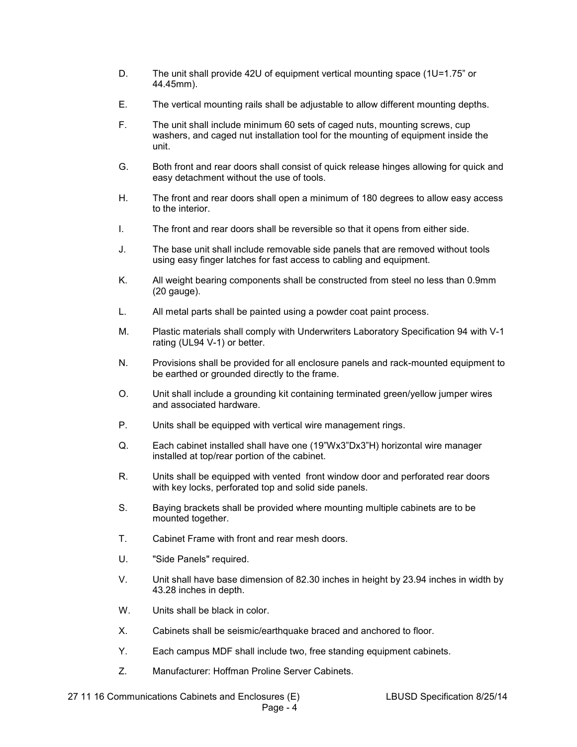D. The unit shall provide 42U of equipment vertical mounting space (1U=1.75" or 44.45mm).

E. The vertical mounting rails shall be adjustable to allow different mounting depths.

F. The unit shall include minimum 60 sets of caged nuts, mounting screws, cup washers, and caged nut installation tool for the mounting of equipment inside the unit.

G. Both front and rear doors shall consist of quick release hinges allowing for quick and easy detachment without the use of tools.

H. The front and rear doors shall open a minimum of 180 degrees to allow easy access to the interior.

I. The front and rear doors shall be reversible so that it opens from either side.

J. The base unit shall include removable side panels that are removed without tools using easy finger latches for fast access to cabling and equipment.

K. All weight bearing components shall be constructed from steel no less than 0.9mm (20 gauge).

L. All metal parts shall be painted using a powder coat paint process.

M. Plastic materials shall comply with Underwriters Laboratory Specification 94 with V-1 rating (UL94 V-1) or better.

N. Provisions shall be provided for all enclosure panels and rack-mounted equipment to be earthed or grounded directly to the frame.

O. Unit shall include a grounding kit containing terminated green/yellow jumper wires and associated hardware.

P. Units shall be equipped with vertical wire management rings.

Q. Each cabinet installed shall have one (19"Wx3"Dx3"H) horizontal wire manager installed at top/rear portion of the cabinet.

R. Units shall be equipped with vented front window door and perforated rear doors with key locks, perforated top and solid side panels.

S. Baying brackets shall be provided where mounting multiple cabinets are to be mounted together.

T. Cabinet Frame with front and rear mesh doors.

U. "Side Panels" required.

V. Unit shall have base dimension of 82.30 inches in height by 23.94 inches in width by 43.28 inches in depth.

W. Units shall be black in color.

X. Cabinets shall be seismic/earthquake braced and anchored to floor.

Y. Each campus MDF shall include two, free standing equipment cabinets.

Z. Manufacturer: Hoffman Proline Server Cabinets.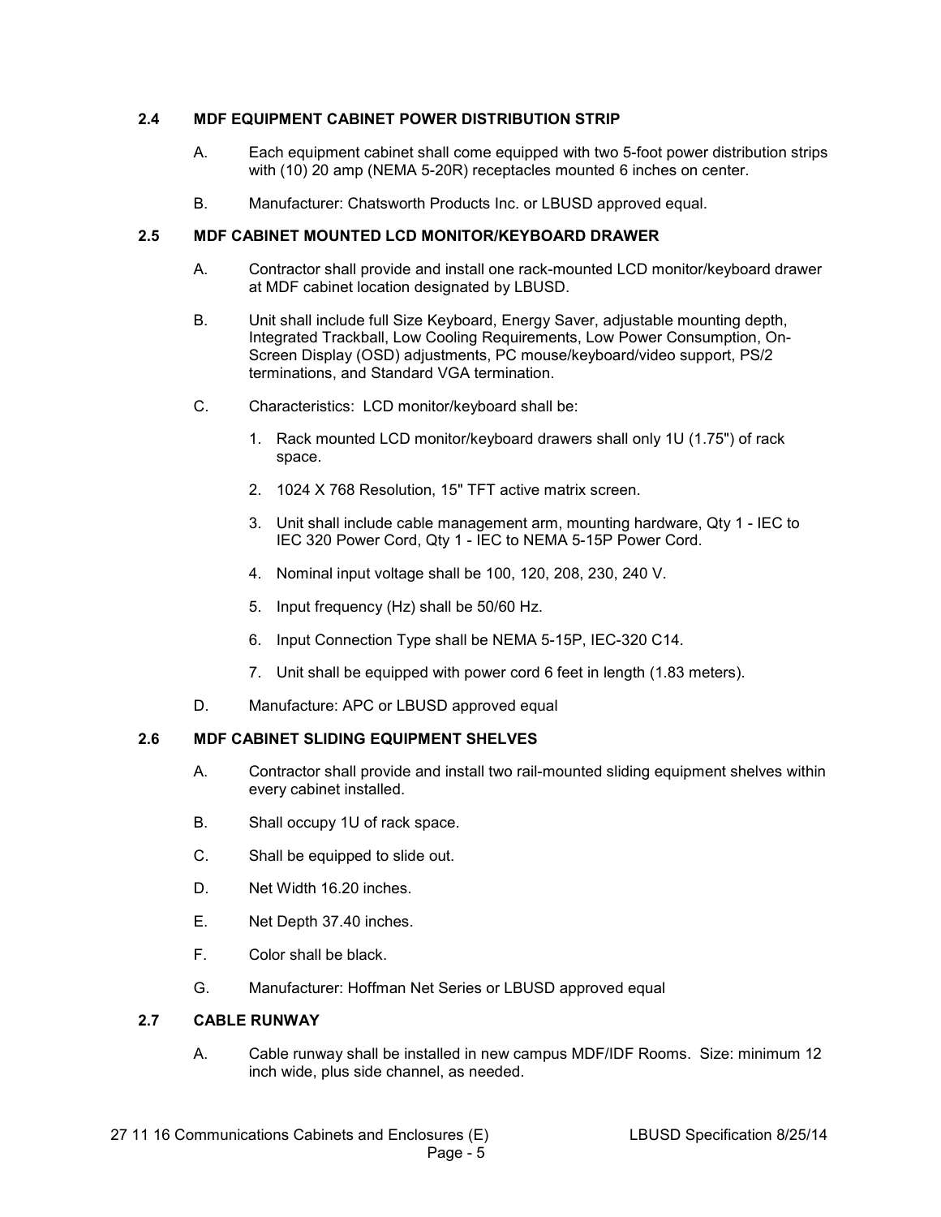### 2.4 MDF EQUIPMENT CABINET POWER DISTRIBUTION STRIP

A. Each equipment cabinet shall come equipped with two 5-foot power distribution strips with (10) 20 amp (NEMA 5-20R) receptacles mounted 6 inches on center.

B. Manufacturer: Chatsworth Products Inc. or LBUSD approved equal.

### 2.5 MDF CABINET MOUNTED LCD MONITOR/KEYBOARD DRAWER

A. Contractor shall provide and install one rack-mounted LCD monitor/keyboard drawer at MDF cabinet location designated by LBUSD.

B. Unit shall include full Size Keyboard, Energy Saver, adjustable mounting depth, Integrated Trackball, Low Cooling Requirements, Low Power Consumption, On-Screen Display (OSD) adjustments, PC mouse/keyboard/video support, PS/2 terminations, and Standard VGA termination.

C. Characteristics: LCD monitor/keyboard shall be:

1. Rack mounted LCD monitor/keyboard drawers shall only 1U (1.75") of rack space.
2. 1024 X 768 Resolution, 15" TFT active matrix screen.
3. Unit shall include cable management arm, mounting hardware, Qty 1 - IEC to IEC 320 Power Cord, Qty 1 - IEC to NEMA 5-15P Power Cord.
4. Nominal input voltage shall be 100, 120, 208, 230, 240 V.
5. Input frequency (Hz) shall be 50/60 Hz.
6. Input Connection Type shall be NEMA 5-15P, IEC-320 C14.
7. Unit shall be equipped with power cord 6 feet in length (1.83 meters).

D. Manufacture: APC or LBUSD approved equal

### 2.6 MDF CABINET SLIDING EQUIPMENT SHELVES

A. Contractor shall provide and install two rail-mounted sliding equipment shelves within every cabinet installed.

B. Shall occupy 1U of rack space.

C. Shall be equipped to slide out.

D. Net Width 16.20 inches.

E. Net Depth 37.40 inches.

F. Color shall be black.

G. Manufacturer: Hoffman Net Series or LBUSD approved equal

### 2.7 CABLE RUNWAY

A. Cable runway shall be installed in new campus MDF/IDF Rooms. Size: minimum 12 inch wide, plus side channel, as needed.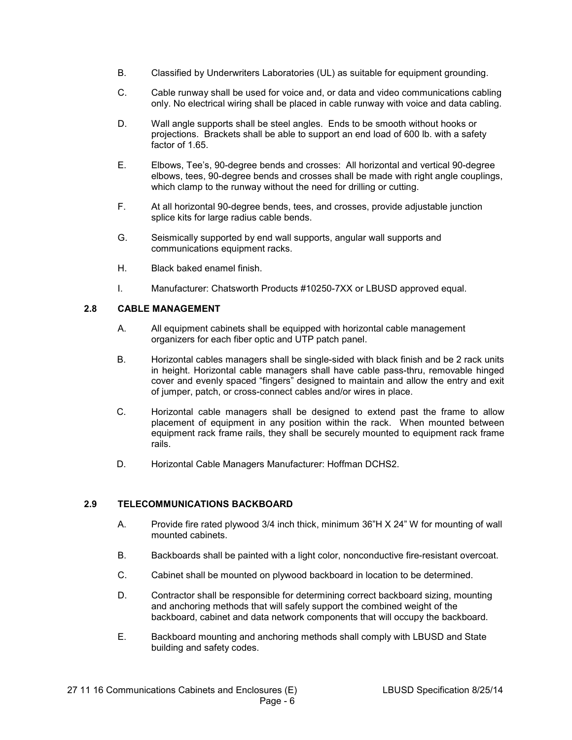B. Classified by Underwriters Laboratories (UL) as suitable for equipment grounding.

C. Cable runway shall be used for voice and, or data and video communications cabling only. No electrical wiring shall be placed in cable runway with voice and data cabling.

D. Wall angle supports shall be steel angles. Ends to be smooth without hooks or projections. Brackets shall be able to support an end load of 600 lb. with a safety factor of 1.65.

E. Elbows, Tee's, 90-degree bends and crosses: All horizontal and vertical 90-degree elbows, tees, 90-degree bends and crosses shall be made with right angle couplings, which clamp to the runway without the need for drilling or cutting.

F. At all horizontal 90-degree bends, tees, and crosses, provide adjustable junction splice kits for large radius cable bends.

G. Seismically supported by end wall supports, angular wall supports and communications equipment racks.

H. Black baked enamel finish.

I. Manufacturer: Chatsworth Products #10250-7XX or LBUSD approved equal.

## 2.8 CABLE MANAGEMENT

A. All equipment cabinets shall be equipped with horizontal cable management organizers for each fiber optic and UTP patch panel.

B. Horizontal cables managers shall be single-sided with black finish and be 2 rack units in height. Horizontal cable managers shall have cable pass-thru, removable hinged cover and evenly spaced "fingers" designed to maintain and allow the entry and exit of jumper, patch, or cross-connect cables and/or wires in place.

C. Horizontal cable managers shall be designed to extend past the frame to allow placement of equipment in any position within the rack. When mounted between equipment rack frame rails, they shall be securely mounted to equipment rack frame rails.

D. Horizontal Cable Managers Manufacturer: Hoffman DCHS2.

## 2.9 TELECOMMUNICATIONS BACKBOARD

A. Provide fire rated plywood 3/4 inch thick, minimum 36"H X 24" W for mounting of wall mounted cabinets.

B. Backboards shall be painted with a light color, nonconductive fire-resistant overcoat.

C. Cabinet shall be mounted on plywood backboard in location to be determined.

D. Contractor shall be responsible for determining correct backboard sizing, mounting and anchoring methods that will safely support the combined weight of the backboard, cabinet and data network components that will occupy the backboard.

E. Backboard mounting and anchoring methods shall comply with LBUSD and State building and safety codes.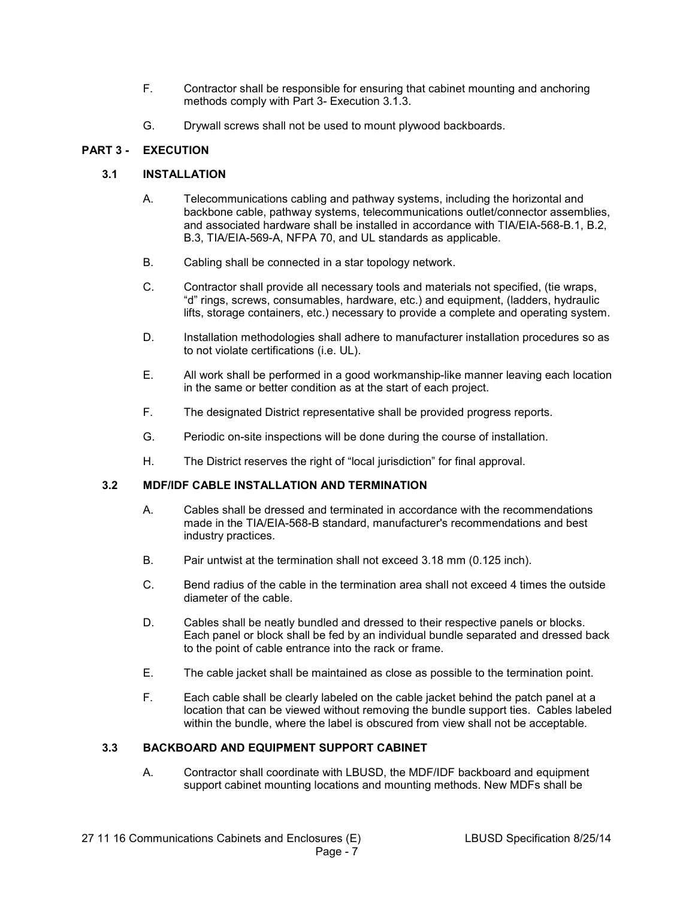F. Contractor shall be responsible for ensuring that cabinet mounting and anchoring methods comply with Part 3- Execution 3.1.3.

G. Drywall screws shall not be used to mount plywood backboards.

## PART 3 - EXECUTION

### 3.1 INSTALLATION

A. Telecommunications cabling and pathway systems, including the horizontal and backbone cable, pathway systems, telecommunications outlet/connector assemblies, and associated hardware shall be installed in accordance with TIA/EIA-568-B.1, B.2, B.3, TIA/EIA-569-A, NFPA 70, and UL standards as applicable.

B. Cabling shall be connected in a star topology network.

C. Contractor shall provide all necessary tools and materials not specified, (tie wraps, "d" rings, screws, consumables, hardware, etc.) and equipment, (ladders, hydraulic lifts, storage containers, etc.) necessary to provide a complete and operating system.

D. Installation methodologies shall adhere to manufacturer installation procedures so as to not violate certifications (i.e. UL).

E. All work shall be performed in a good workmanship-like manner leaving each location in the same or better condition as at the start of each project.

F. The designated District representative shall be provided progress reports.

G. Periodic on-site inspections will be done during the course of installation.

H. The District reserves the right of "local jurisdiction" for final approval.

### 3.2 MDF/IDF CABLE INSTALLATION AND TERMINATION

A. Cables shall be dressed and terminated in accordance with the recommendations made in the TIA/EIA-568-B standard, manufacturer's recommendations and best industry practices.

B. Pair untwist at the termination shall not exceed 3.18 mm (0.125 inch).

C. Bend radius of the cable in the termination area shall not exceed 4 times the outside diameter of the cable.

D. Cables shall be neatly bundled and dressed to their respective panels or blocks. Each panel or block shall be fed by an individual bundle separated and dressed back to the point of cable entrance into the rack or frame.

E. The cable jacket shall be maintained as close as possible to the termination point.

F. Each cable shall be clearly labeled on the cable jacket behind the patch panel at a location that can be viewed without removing the bundle support ties. Cables labeled within the bundle, where the label is obscured from view shall not be acceptable.

### 3.3 BACKBOARD AND EQUIPMENT SUPPORT CABINET

A. Contractor shall coordinate with LBUSD, the MDF/IDF backboard and equipment support cabinet mounting locations and mounting methods. New MDFs shall be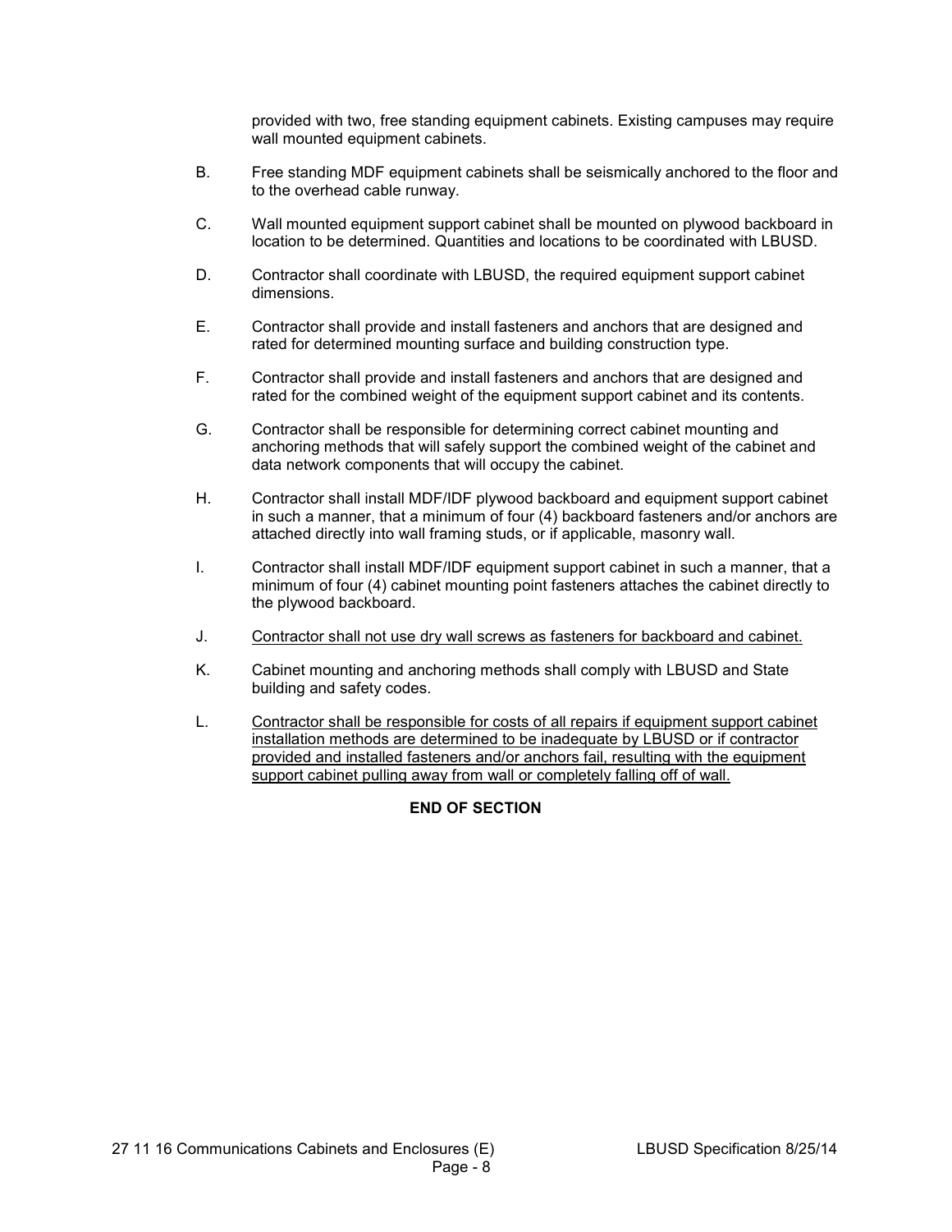provided with two, free standing equipment cabinets. Existing campuses may require wall mounted equipment cabinets.

B. Free standing MDF equipment cabinets shall be seismically anchored to the floor and to the overhead cable runway.

C. Wall mounted equipment support cabinet shall be mounted on plywood backboard in location to be determined. Quantities and locations to be coordinated with LBUSD.

D. Contractor shall coordinate with LBUSD, the required equipment support cabinet dimensions.

E. Contractor shall provide and install fasteners and anchors that are designed and rated for determined mounting surface and building construction type.

F. Contractor shall provide and install fasteners and anchors that are designed and rated for the combined weight of the equipment support cabinet and its contents.

G. Contractor shall be responsible for determining correct cabinet mounting and anchoring methods that will safely support the combined weight of the cabinet and data network components that will occupy the cabinet.

H. Contractor shall install MDF/IDF plywood backboard and equipment support cabinet in such a manner, that a minimum of four (4) backboard fasteners and/or anchors are attached directly into wall framing studs, or if applicable, masonry wall.

I. Contractor shall install MDF/IDF equipment support cabinet in such a manner, that a minimum of four (4) cabinet mounting point fasteners attaches the cabinet directly to the plywood backboard.

J. <u>Contractor shall not use dry wall screws as fasteners for backboard and cabinet.</u>

K. Cabinet mounting and anchoring methods shall comply with LBUSD and State building and safety codes.

L. <u>Contractor shall be responsible for costs of all repairs if equipment support cabinet installation methods are determined to be inadequate by LBUSD or if contractor provided and installed fasteners and/or anchors fail, resulting with the equipment support cabinet pulling away from wall or completely falling off of wall.</u>

**END OF SECTION**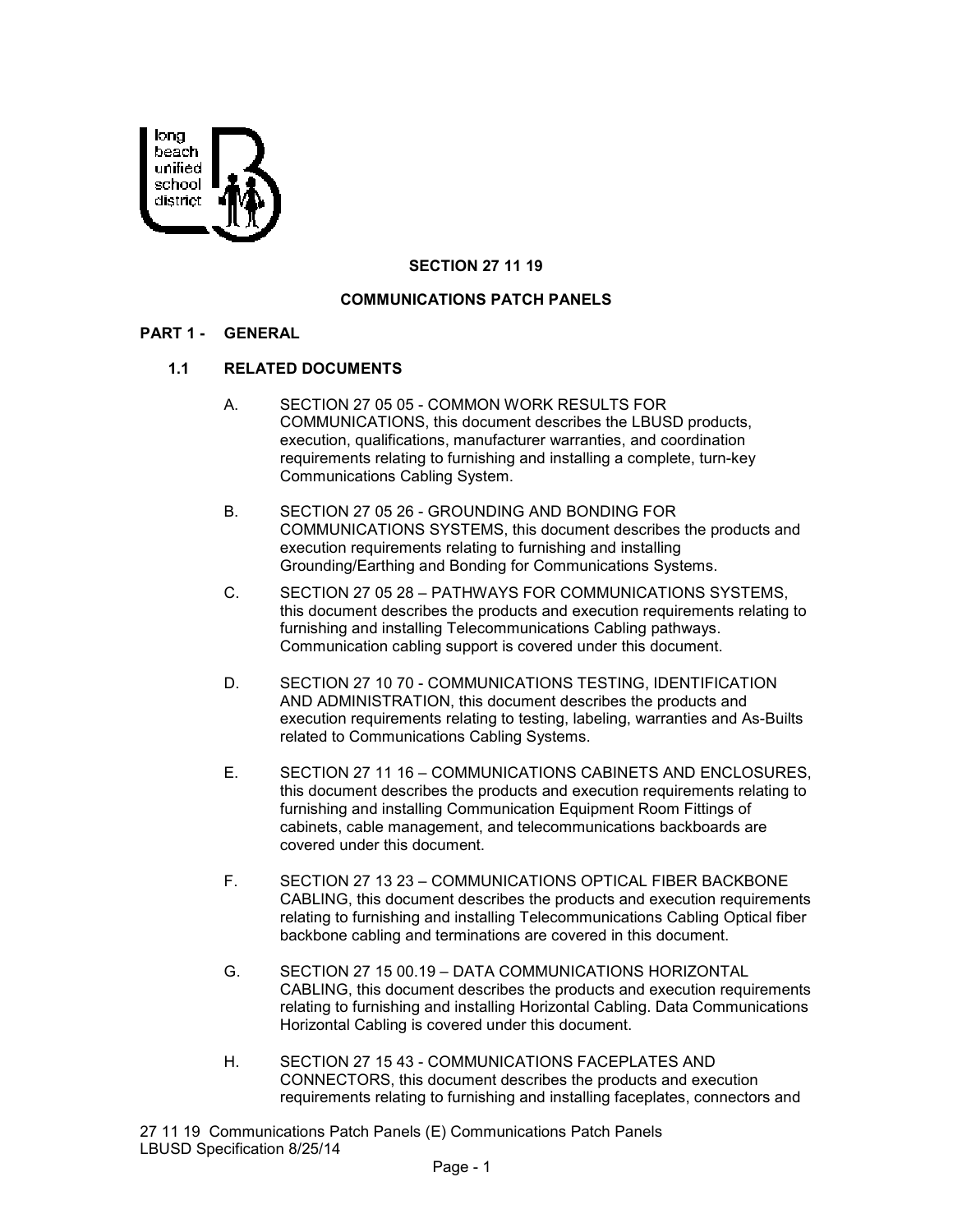## SECTION 27 11 19

## COMMUNICATIONS PATCH PANELS

### PART 1 - GENERAL

#### 1.1 RELATED DOCUMENTS

A. SECTION 27 05 05 - COMMON WORK RESULTS FOR COMMUNICATIONS, this document describes the LBUSD products, execution, qualifications, manufacturer warranties, and coordination requirements relating to furnishing and installing a complete, turn-key Communications Cabling System.

B. SECTION 27 05 26 - GROUNDING AND BONDING FOR COMMUNICATIONS SYSTEMS, this document describes the products and execution requirements relating to furnishing and installing Grounding/Earthing and Bonding for Communications Systems.

C. SECTION 27 05 28 – PATHWAYS FOR COMMUNICATIONS SYSTEMS, this document describes the products and execution requirements relating to furnishing and installing Telecommunications Cabling pathways. Communication cabling support is covered under this document.

D. SECTION 27 10 70 - COMMUNICATIONS TESTING, IDENTIFICATION AND ADMINISTRATION, this document describes the products and execution requirements relating to testing, labeling, warranties and As-Builts related to Communications Cabling Systems.

E. SECTION 27 11 16 – COMMUNICATIONS CABINETS AND ENCLOSURES, this document describes the products and execution requirements relating to furnishing and installing Communication Equipment Room Fittings of cabinets, cable management, and telecommunications backboards are covered under this document.

F. SECTION 27 13 23 – COMMUNICATIONS OPTICAL FIBER BACKBONE CABLING, this document describes the products and execution requirements relating to furnishing and installing Telecommunications Cabling Optical fiber backbone cabling and terminations are covered in this document.

G. SECTION 27 15 00.19 – DATA COMMUNICATIONS HORIZONTAL CABLING, this document describes the products and execution requirements relating to furnishing and installing Horizontal Cabling. Data Communications Horizontal Cabling is covered under this document.

H. SECTION 27 15 43 - COMMUNICATIONS FACEPLATES AND CONNECTORS, this document describes the products and execution requirements relating to furnishing and installing faceplates, connectors and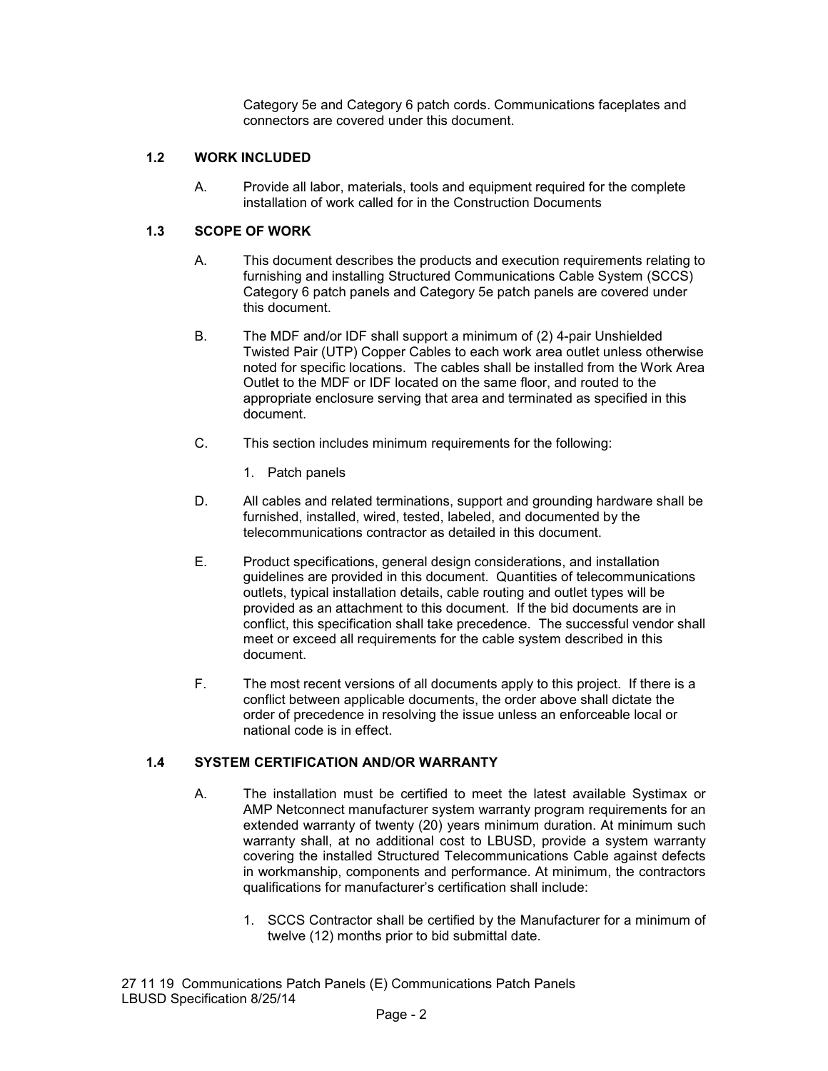Category 5e and Category 6 patch cords. Communications faceplates and connectors are covered under this document.

### 1.2 WORK INCLUDED

A. Provide all labor, materials, tools and equipment required for the complete installation of work called for in the Construction Documents

### 1.3 SCOPE OF WORK

A. This document describes the products and execution requirements relating to furnishing and installing Structured Communications Cable System (SCCS) Category 6 patch panels and Category 5e patch panels are covered under this document.

B. The MDF and/or IDF shall support a minimum of (2) 4-pair Unshielded Twisted Pair (UTP) Copper Cables to each work area outlet unless otherwise noted for specific locations. The cables shall be installed from the Work Area Outlet to the MDF or IDF located on the same floor, and routed to the appropriate enclosure serving that area and terminated as specified in this document.

C. This section includes minimum requirements for the following:

1. Patch panels

D. All cables and related terminations, support and grounding hardware shall be furnished, installed, wired, tested, labeled, and documented by the telecommunications contractor as detailed in this document.

E. Product specifications, general design considerations, and installation guidelines are provided in this document. Quantities of telecommunications outlets, typical installation details, cable routing and outlet types will be provided as an attachment to this document. If the bid documents are in conflict, this specification shall take precedence. The successful vendor shall meet or exceed all requirements for the cable system described in this document.

F. The most recent versions of all documents apply to this project. If there is a conflict between applicable documents, the order above shall dictate the order of precedence in resolving the issue unless an enforceable local or national code is in effect.

### 1.4 SYSTEM CERTIFICATION AND/OR WARRANTY

A. The installation must be certified to meet the latest available Systimax or AMP Netconnect manufacturer system warranty program requirements for an extended warranty of twenty (20) years minimum duration. At minimum such warranty shall, at no additional cost to LBUSD, provide a system warranty covering the installed Structured Telecommunications Cable against defects in workmanship, components and performance. At minimum, the contractors qualifications for manufacturer's certification shall include:

1. SCCS Contractor shall be certified by the Manufacturer for a minimum of twelve (12) months prior to bid submittal date.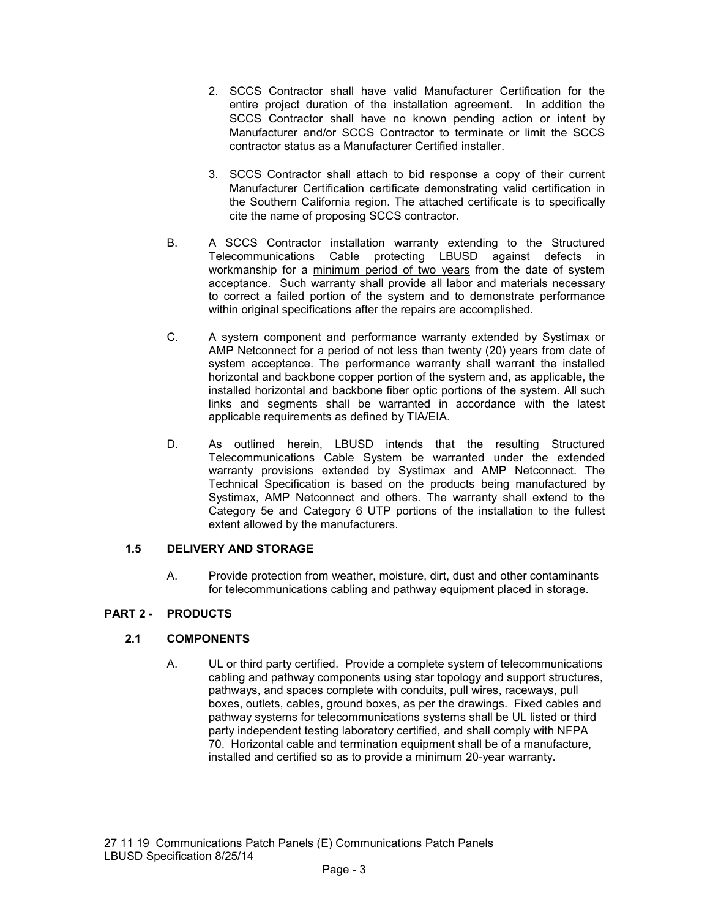2. SCCS Contractor shall have valid Manufacturer Certification for the entire project duration of the installation agreement. In addition the SCCS Contractor shall have no known pending action or intent by Manufacturer and/or SCCS Contractor to terminate or limit the SCCS contractor status as a Manufacturer Certified installer.

3. SCCS Contractor shall attach to bid response a copy of their current Manufacturer Certification certificate demonstrating valid certification in the Southern California region. The attached certificate is to specifically cite the name of proposing SCCS contractor.

B. A SCCS Contractor installation warranty extending to the Structured Telecommunications Cable protecting LBUSD against defects in workmanship for a minimum period of two years from the date of system acceptance. Such warranty shall provide all labor and materials necessary to correct a failed portion of the system and to demonstrate performance within original specifications after the repairs are accomplished.

C. A system component and performance warranty extended by Systimax or AMP Netconnect for a period of not less than twenty (20) years from date of system acceptance. The performance warranty shall warrant the installed horizontal and backbone copper portion of the system and, as applicable, the installed horizontal and backbone fiber optic portions of the system. All such links and segments shall be warranted in accordance with the latest applicable requirements as defined by TIA/EIA.

D. As outlined herein, LBUSD intends that the resulting Structured Telecommunications Cable System be warranted under the extended warranty provisions extended by Systimax and AMP Netconnect. The Technical Specification is based on the products being manufactured by Systimax, AMP Netconnect and others. The warranty shall extend to the Category 5e and Category 6 UTP portions of the installation to the fullest extent allowed by the manufacturers.

### 1.5 DELIVERY AND STORAGE

A. Provide protection from weather, moisture, dirt, dust and other contaminants for telecommunications cabling and pathway equipment placed in storage.

## PART 2 - PRODUCTS

### 2.1 COMPONENTS

A. UL or third party certified. Provide a complete system of telecommunications cabling and pathway components using star topology and support structures, pathways, and spaces complete with conduits, pull wires, raceways, pull boxes, outlets, cables, ground boxes, as per the drawings. Fixed cables and pathway systems for telecommunications systems shall be UL listed or third party independent testing laboratory certified, and shall comply with NFPA 70. Horizontal cable and termination equipment shall be of a manufacture, installed and certified so as to provide a minimum 20-year warranty.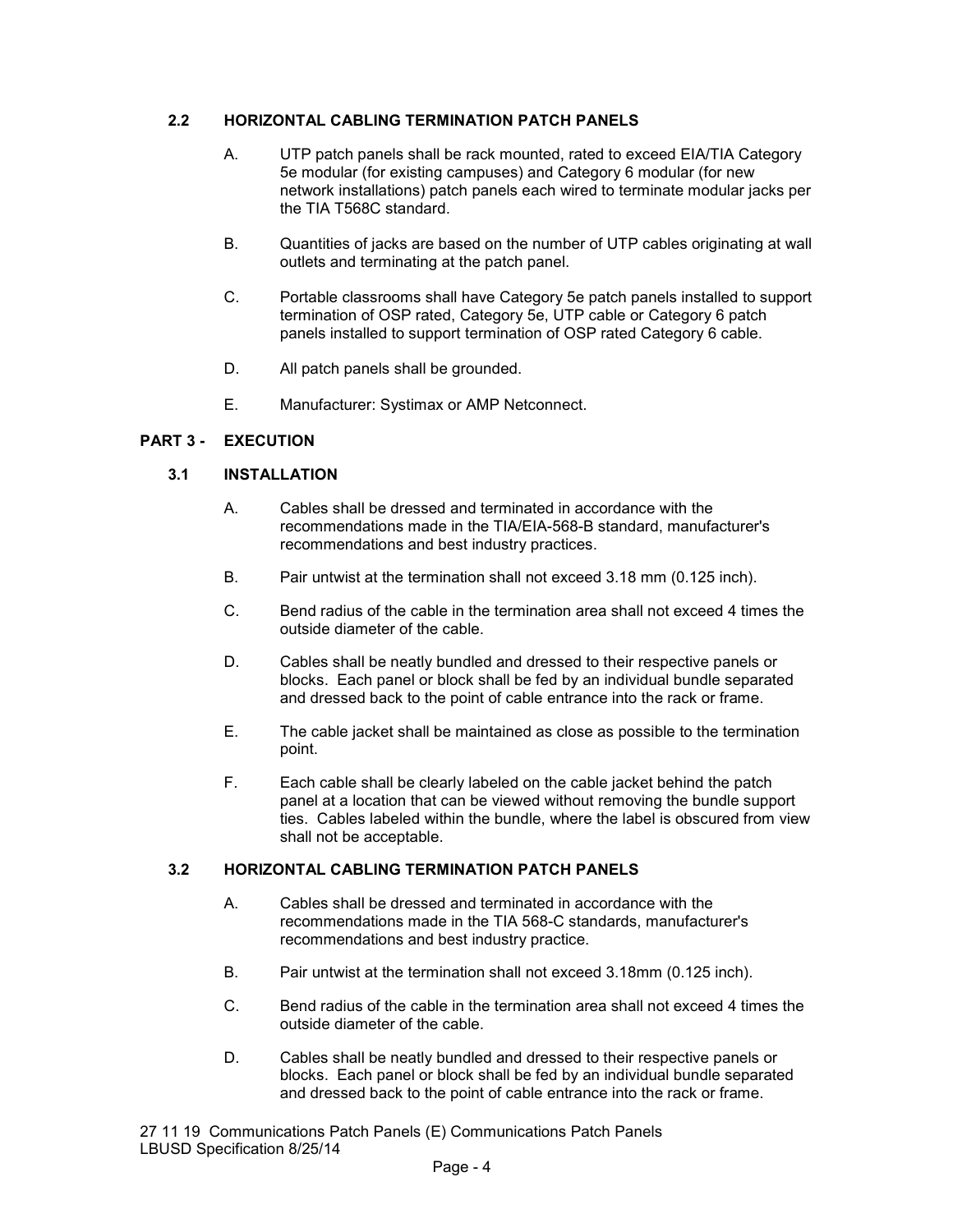### 2.2 HORIZONTAL CABLING TERMINATION PATCH PANELS

A. UTP patch panels shall be rack mounted, rated to exceed EIA/TIA Category 5e modular (for existing campuses) and Category 6 modular (for new network installations) patch panels each wired to terminate modular jacks per the TIA T568C standard.

B. Quantities of jacks are based on the number of UTP cables originating at wall outlets and terminating at the patch panel.

C. Portable classrooms shall have Category 5e patch panels installed to support termination of OSP rated, Category 5e, UTP cable or Category 6 patch panels installed to support termination of OSP rated Category 6 cable.

D. All patch panels shall be grounded.

E. Manufacturer: Systimax or AMP Netconnect.

## PART 3 - EXECUTION

### 3.1 INSTALLATION

A. Cables shall be dressed and terminated in accordance with the recommendations made in the TIA/EIA-568-B standard, manufacturer's recommendations and best industry practices.

B. Pair untwist at the termination shall not exceed 3.18 mm (0.125 inch).

C. Bend radius of the cable in the termination area shall not exceed 4 times the outside diameter of the cable.

D. Cables shall be neatly bundled and dressed to their respective panels or blocks. Each panel or block shall be fed by an individual bundle separated and dressed back to the point of cable entrance into the rack or frame.

E. The cable jacket shall be maintained as close as possible to the termination point.

F. Each cable shall be clearly labeled on the cable jacket behind the patch panel at a location that can be viewed without removing the bundle support ties. Cables labeled within the bundle, where the label is obscured from view shall not be acceptable.

### 3.2 HORIZONTAL CABLING TERMINATION PATCH PANELS

A. Cables shall be dressed and terminated in accordance with the recommendations made in the TIA 568-C standards, manufacturer's recommendations and best industry practice.

B. Pair untwist at the termination shall not exceed 3.18mm (0.125 inch).

C. Bend radius of the cable in the termination area shall not exceed 4 times the outside diameter of the cable.

D. Cables shall be neatly bundled and dressed to their respective panels or blocks. Each panel or block shall be fed by an individual bundle separated and dressed back to the point of cable entrance into the rack or frame.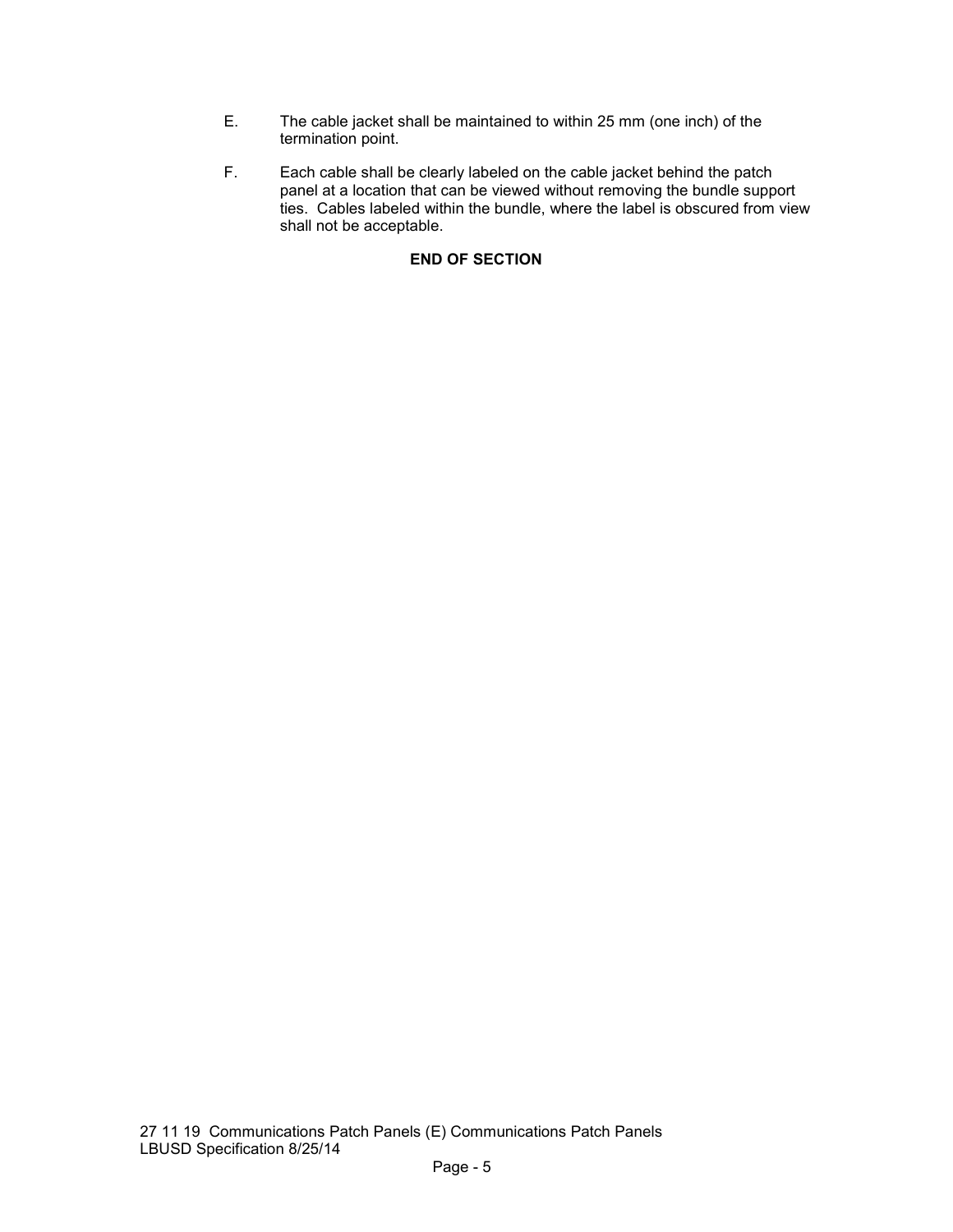E. The cable jacket shall be maintained to within 25 mm (one inch) of the termination point.

F. Each cable shall be clearly labeled on the cable jacket behind the patch panel at a location that can be viewed without removing the bundle support ties. Cables labeled within the bundle, where the label is obscured from view shall not be acceptable.

**END OF SECTION**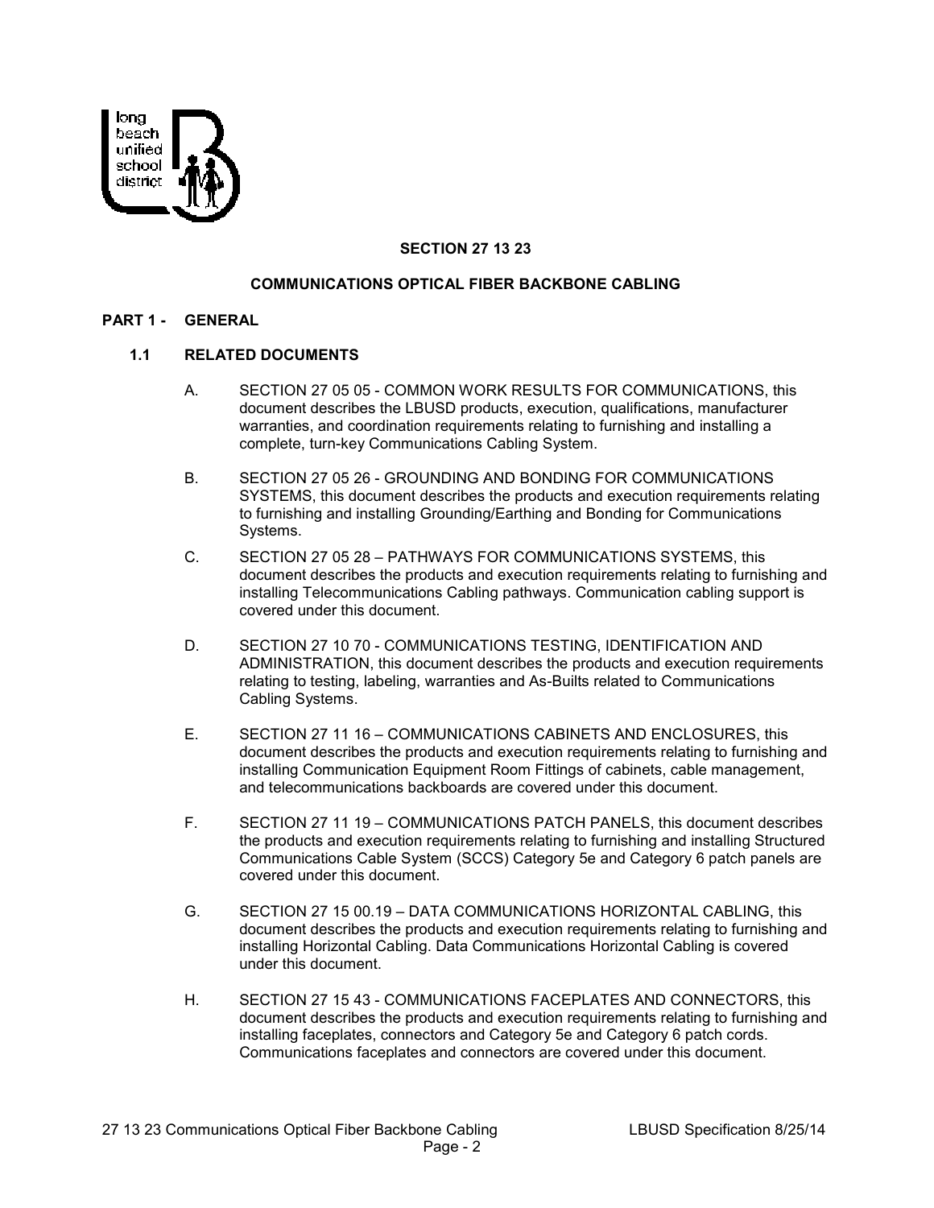**SECTION 27 13 23**

**COMMUNICATIONS OPTICAL FIBER BACKBONE CABLING**

## PART 1 - GENERAL

### 1.1 RELATED DOCUMENTS

A. SECTION 27 05 05 - COMMON WORK RESULTS FOR COMMUNICATIONS, this document describes the LBUSD products, execution, qualifications, manufacturer warranties, and coordination requirements relating to furnishing and installing a complete, turn-key Communications Cabling System.

B. SECTION 27 05 26 - GROUNDING AND BONDING FOR COMMUNICATIONS SYSTEMS, this document describes the products and execution requirements relating to furnishing and installing Grounding/Earthing and Bonding for Communications Systems.

C. SECTION 27 05 28 – PATHWAYS FOR COMMUNICATIONS SYSTEMS, this document describes the products and execution requirements relating to furnishing and installing Telecommunications Cabling pathways. Communication cabling support is covered under this document.

D. SECTION 27 10 70 - COMMUNICATIONS TESTING, IDENTIFICATION AND ADMINISTRATION, this document describes the products and execution requirements relating to testing, labeling, warranties and As-Builts related to Communications Cabling Systems.

E. SECTION 27 11 16 – COMMUNICATIONS CABINETS AND ENCLOSURES, this document describes the products and execution requirements relating to furnishing and installing Communication Equipment Room Fittings of cabinets, cable management, and telecommunications backboards are covered under this document.

F. SECTION 27 11 19 – COMMUNICATIONS PATCH PANELS, this document describes the products and execution requirements relating to furnishing and installing Structured Communications Cable System (SCCS) Category 5e and Category 6 patch panels are covered under this document.

G. SECTION 27 15 00.19 – DATA COMMUNICATIONS HORIZONTAL CABLING, this document describes the products and execution requirements relating to furnishing and installing Horizontal Cabling. Data Communications Horizontal Cabling is covered under this document.

H. SECTION 27 15 43 - COMMUNICATIONS FACEPLATES AND CONNECTORS, this document describes the products and execution requirements relating to furnishing and installing faceplates, connectors and Category 5e and Category 6 patch cords. Communications faceplates and connectors are covered under this document.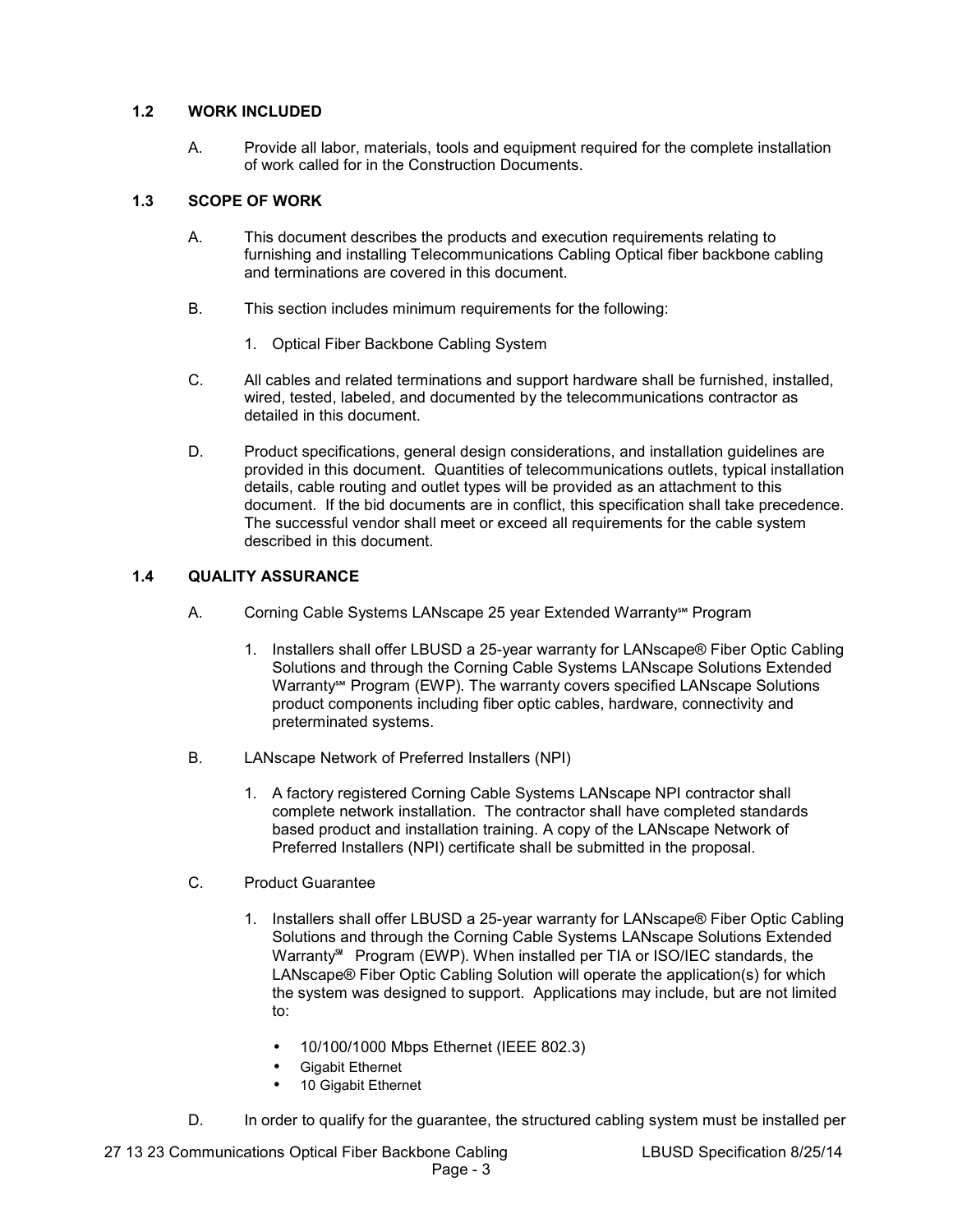## 1.2 WORK INCLUDED

A. Provide all labor, materials, tools and equipment required for the complete installation of work called for in the Construction Documents.

## 1.3 SCOPE OF WORK

A. This document describes the products and execution requirements relating to furnishing and installing Telecommunications Cabling Optical fiber backbone cabling and terminations are covered in this document.

B. This section includes minimum requirements for the following:

1. Optical Fiber Backbone Cabling System

C. All cables and related terminations and support hardware shall be furnished, installed, wired, tested, labeled, and documented by the telecommunications contractor as detailed in this document.

D. Product specifications, general design considerations, and installation guidelines are provided in this document. Quantities of telecommunications outlets, typical installation details, cable routing and outlet types will be provided as an attachment to this document. If the bid documents are in conflict, this specification shall take precedence. The successful vendor shall meet or exceed all requirements for the cable system described in this document.

## 1.4 QUALITY ASSURANCE

A. Corning Cable Systems LANscape 25 year Extended Warranty℠ Program

1. Installers shall offer LBUSD a 25-year warranty for LANscape® Fiber Optic Cabling Solutions and through the Corning Cable Systems LANscape Solutions Extended Warranty℠ Program (EWP). The warranty covers specified LANscape Solutions product components including fiber optic cables, hardware, connectivity and preterminated systems.

B. LANscape Network of Preferred Installers (NPI)

1. A factory registered Corning Cable Systems LANscape NPI contractor shall complete network installation. The contractor shall have completed standards based product and installation training. A copy of the LANscape Network of Preferred Installers (NPI) certificate shall be submitted in the proposal.

C. Product Guarantee

1. Installers shall offer LBUSD a 25-year warranty for LANscape® Fiber Optic Cabling Solutions and through the Corning Cable Systems LANscape Solutions Extended Warranty℠ Program (EWP). When installed per TIA or ISO/IEC standards, the LANscape® Fiber Optic Cabling Solution will operate the application(s) for which the system was designed to support. Applications may include, but are not limited to:

   - 10/100/1000 Mbps Ethernet (IEEE 802.3)
   - Gigabit Ethernet
   - 10 Gigabit Ethernet

D. In order to qualify for the guarantee, the structured cabling system must be installed per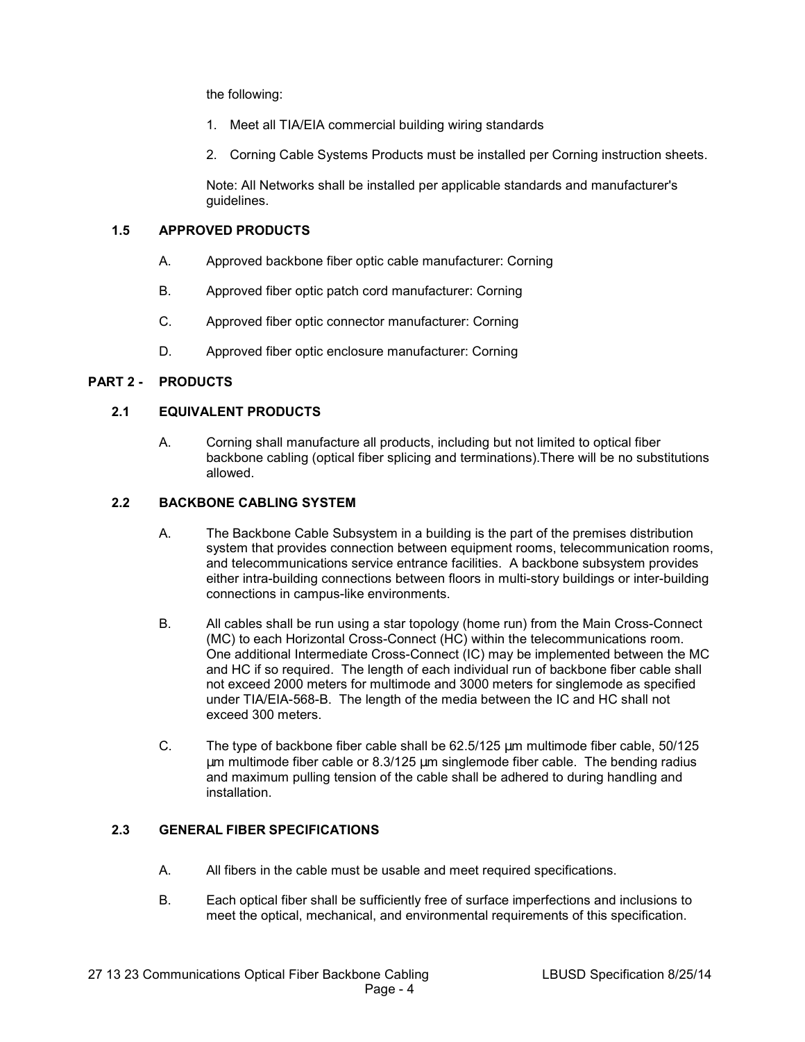the following:

1. Meet all TIA/EIA commercial building wiring standards
2. Corning Cable Systems Products must be installed per Corning instruction sheets.

Note: All Networks shall be installed per applicable standards and manufacturer's guidelines.

### 1.5 APPROVED PRODUCTS

A. Approved backbone fiber optic cable manufacturer: Corning

B. Approved fiber optic patch cord manufacturer: Corning

C. Approved fiber optic connector manufacturer: Corning

D. Approved fiber optic enclosure manufacturer: Corning

## PART 2 - PRODUCTS

### 2.1 EQUIVALENT PRODUCTS

A. Corning shall manufacture all products, including but not limited to optical fiber backbone cabling (optical fiber splicing and terminations).There will be no substitutions allowed.

### 2.2 BACKBONE CABLING SYSTEM

A. The Backbone Cable Subsystem in a building is the part of the premises distribution system that provides connection between equipment rooms, telecommunication rooms, and telecommunications service entrance facilities. A backbone subsystem provides either intra-building connections between floors in multi-story buildings or inter-building connections in campus-like environments.

B. All cables shall be run using a star topology (home run) from the Main Cross-Connect (MC) to each Horizontal Cross-Connect (HC) within the telecommunications room. One additional Intermediate Cross-Connect (IC) may be implemented between the MC and HC if so required. The length of each individual run of backbone fiber cable shall not exceed 2000 meters for multimode and 3000 meters for singlemode as specified under TIA/EIA-568-B. The length of the media between the IC and HC shall not exceed 300 meters.

C. The type of backbone fiber cable shall be 62.5/125 µm multimode fiber cable, 50/125 µm multimode fiber cable or 8.3/125 µm singlemode fiber cable. The bending radius and maximum pulling tension of the cable shall be adhered to during handling and installation.

### 2.3 GENERAL FIBER SPECIFICATIONS

A. All fibers in the cable must be usable and meet required specifications.

B. Each optical fiber shall be sufficiently free of surface imperfections and inclusions to meet the optical, mechanical, and environmental requirements of this specification.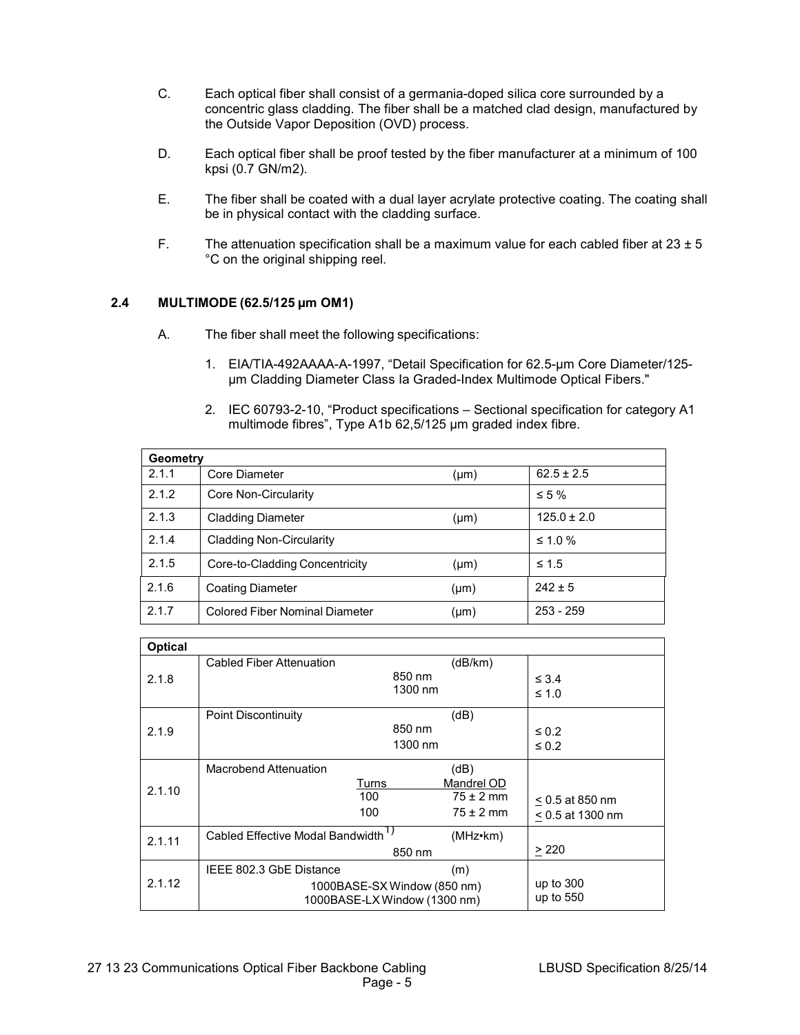C. Each optical fiber shall consist of a germania-doped silica core surrounded by a concentric glass cladding. The fiber shall be a matched clad design, manufactured by the Outside Vapor Deposition (OVD) process.

D. Each optical fiber shall be proof tested by the fiber manufacturer at a minimum of 100 kpsi (0.7 GN/m2).

E. The fiber shall be coated with a dual layer acrylate protective coating. The coating shall be in physical contact with the cladding surface.

F. The attenuation specification shall be a maximum value for each cabled fiber at 23 ± 5 °C on the original shipping reel.

### 2.4 MULTIMODE (62.5/125 µm OM1)

A. The fiber shall meet the following specifications:

1. EIA/TIA-492AAAA-A-1997, "Detail Specification for 62.5-µm Core Diameter/125-µm Cladding Diameter Class Ia Graded-Index Multimode Optical Fibers."
2. IEC 60793-2-10, "Product specifications – Sectional specification for category A1 multimode fibres", Type A1b 62,5/125 µm graded index fibre.

| **Geometry** | | | |
|---|---|---|---|
| 2.1.1 | Core Diameter | (µm) | 62.5 ± 2.5 |
| 2.1.2 | Core Non-Circularity | | ≤ 5 % |
| 2.1.3 | Cladding Diameter | (µm) | 125.0 ± 2.0 |
| 2.1.4 | Cladding Non-Circularity | | ≤ 1.0 % |
| 2.1.5 | Core-to-Cladding Concentricity | (µm) | ≤ 1.5 |
| 2.1.6 | Coating Diameter | (µm) | 242 ± 5 |
| 2.1.7 | Colored Fiber Nominal Diameter | (µm) | 253 - 259 |

| **Optical** | | | | |
|---|---|---|---|---|
| 2.1.8 | Cabled Fiber Attenuation | 850 nm<br>1300 nm | (dB/km) | ≤ 3.4<br>≤ 1.0 |
| 2.1.9 | Point Discontinuity | 850 nm<br>1300 nm | (dB) | ≤ 0.2<br>≤ 0.2 |
| 2.1.10 | Macrobend Attenuation | Turns<br>100<br>100 | (dB)<br>Mandrel OD<br>75 ± 2 mm<br>75 ± 2 mm | ≤ 0.5 at 850 nm<br>≤ 0.5 at 1300 nm |
| 2.1.11 | Cabled Effective Modal Bandwidth [1)] | 850 nm | (MHz•km) | ≥ 220 |
| 2.1.12 | IEEE 802.3 GbE Distance | 1000BASE-SX Window (850 nm)<br>1000BASE-LX Window (1300 nm) | (m) | up to 300<br>up to 550 |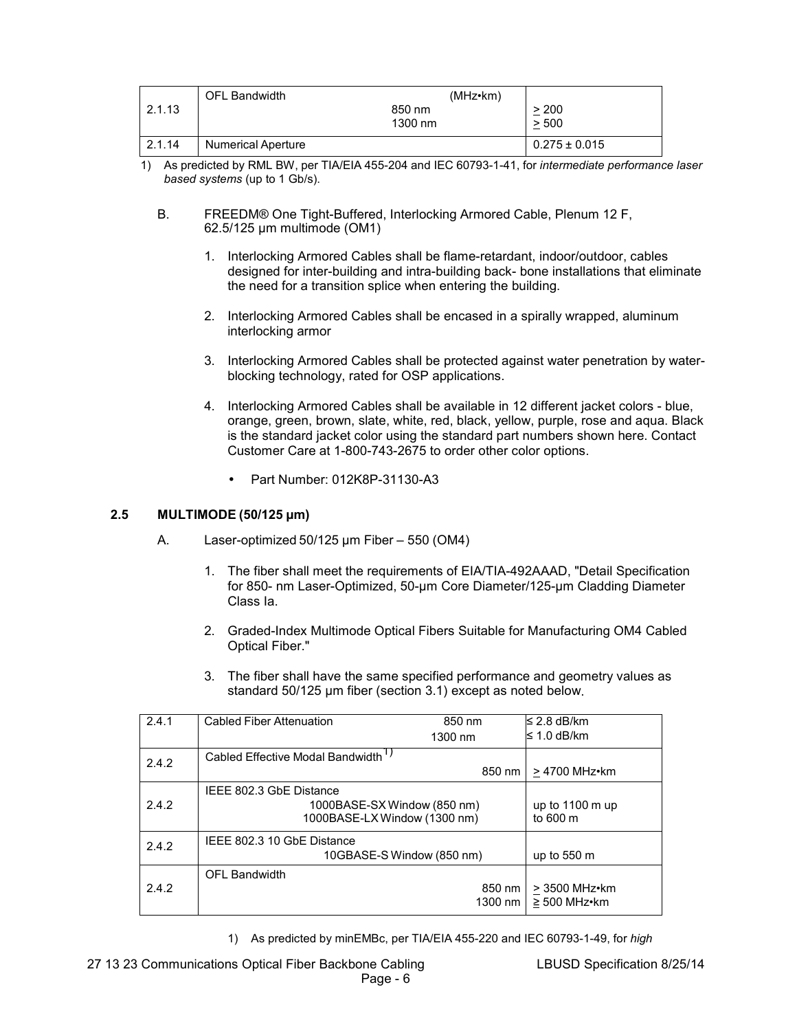| 2.1.13 | OFL Bandwidth (MHz•km)<br>850 nm<br>1300 nm | > 200<br>> 500 |
|---|---|---|
| 2.1.14 | Numerical Aperture | 0.275 ± 0.015 |

1) As predicted by RML BW, per TIA/EIA 455-204 and IEC 60793-1-41, for *intermediate performance laser based systems* (up to 1 Gb/s).

B. FREEDM® One Tight-Buffered, Interlocking Armored Cable, Plenum 12 F, 62.5/125 µm multimode (OM1)

1. Interlocking Armored Cables shall be flame-retardant, indoor/outdoor, cables designed for inter-building and intra-building back- bone installations that eliminate the need for a transition splice when entering the building.

2. Interlocking Armored Cables shall be encased in a spirally wrapped, aluminum interlocking armor

3. Interlocking Armored Cables shall be protected against water penetration by water-blocking technology, rated for OSP applications.

4. Interlocking Armored Cables shall be available in 12 different jacket colors - blue, orange, green, brown, slate, white, red, black, yellow, purple, rose and aqua. Black is the standard jacket color using the standard part numbers shown here. Contact Customer Care at 1-800-743-2675 to order other color options.

   - Part Number: 012K8P-31130-A3

### 2.5 MULTIMODE (50/125 µm)

A. Laser-optimized 50/125 µm Fiber – 550 (OM4)

1. The fiber shall meet the requirements of EIA/TIA-492AAAD, "Detail Specification for 850- nm Laser-Optimized, 50-µm Core Diameter/125-µm Cladding Diameter Class Ia.

2. Graded-Index Multimode Optical Fibers Suitable for Manufacturing OM4 Cabled Optical Fiber."

3. The fiber shall have the same specified performance and geometry values as standard 50/125 µm fiber (section 3.1) except as noted below.

| 2.4.1 | Cabled Fiber Attenuation 850 nm<br>1300 nm | ≤ 2.8 dB/km<br>≤ 1.0 dB/km |
|---|---|---|
| 2.4.2 | Cabled Effective Modal Bandwidth [1)]<br>850 nm | > 4700 MHz•km |
| 2.4.2 | IEEE 802.3 GbE Distance<br>1000BASE-SX Window (850 nm)<br>1000BASE-LX Window (1300 nm) | up to 1100 m up to 600 m |
| 2.4.2 | IEEE 802.3 10 GbE Distance<br>10GBASE-S Window (850 nm) | up to 550 m |
| 2.4.2 | OFL Bandwidth<br>850 nm<br>1300 nm | > 3500 MHz•km<br>≥ 500 MHz•km |

1) As predicted by minEMBc, per TIA/EIA 455-220 and IEC 60793-1-49, for *high*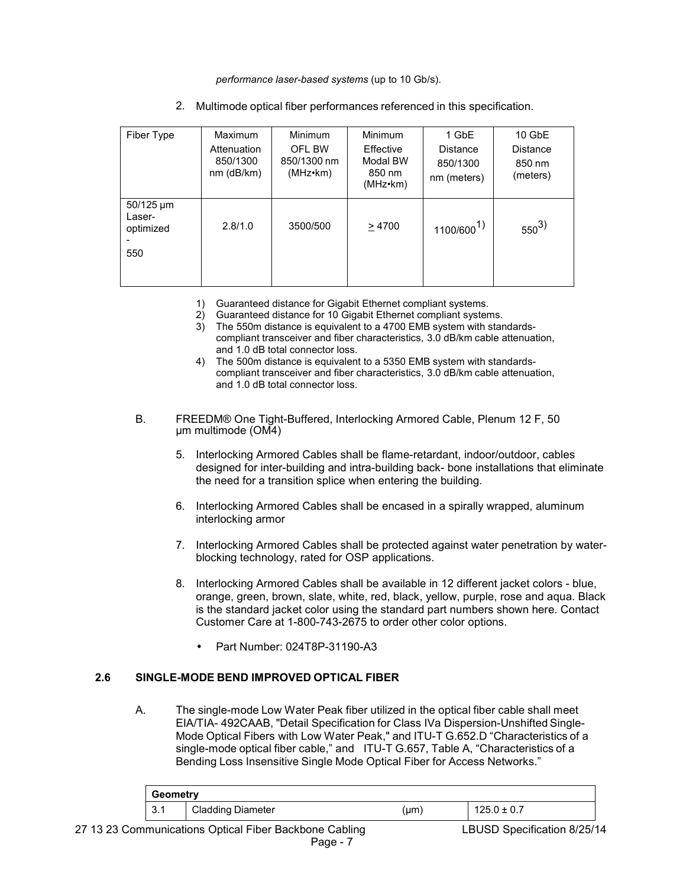*performance laser-based systems* (up to 10 Gb/s).

2. Multimode optical fiber performances referenced in this specification.

| Fiber Type | Maximum Attenuation 850/1300 nm (dB/km) | Minimum OFL BW 850/1300 nm (MHz•km) | Minimum Effective Modal BW 850 nm (MHz•km) | 1 GbE Distance 850/1300 nm (meters) | 10 GbE Distance 850 nm (meters) |
|---|---|---|---|---|---|
| 50/125 µm Laser-optimized - 550 | 2.8/1.0 | 3500/500 | > 4700 | 1100/600[1)] | 550[3)] |

1) Guaranteed distance for Gigabit Ethernet compliant systems.
2) Guaranteed distance for 10 Gigabit Ethernet compliant systems.
3) The 550m distance is equivalent to a 4700 EMB system with standards-compliant transceiver and fiber characteristics, 3.0 dB/km cable attenuation, and 1.0 dB total connector loss.
4) The 500m distance is equivalent to a 5350 EMB system with standards-compliant transceiver and fiber characteristics, 3.0 dB/km cable attenuation, and 1.0 dB total connector loss.

B. FREEDM® One Tight-Buffered, Interlocking Armored Cable, Plenum 12 F, 50 µm multimode (OM4)

5. Interlocking Armored Cables shall be flame-retardant, indoor/outdoor, cables designed for inter-building and intra-building back- bone installations that eliminate the need for a transition splice when entering the building.

6. Interlocking Armored Cables shall be encased in a spirally wrapped, aluminum interlocking armor

7. Interlocking Armored Cables shall be protected against water penetration by water-blocking technology, rated for OSP applications.

8. Interlocking Armored Cables shall be available in 12 different jacket colors - blue, orange, green, brown, slate, white, red, black, yellow, purple, rose and aqua. Black is the standard jacket color using the standard part numbers shown here. Contact Customer Care at 1-800-743-2675 to order other color options.

   - Part Number: 024T8P-31190-A3

### 2.6 SINGLE-MODE BEND IMPROVED OPTICAL FIBER

A. The single-mode Low Water Peak fiber utilized in the optical fiber cable shall meet EIA/TIA- 492CAAB, "Detail Specification for Class IVa Dispersion-Unshifted Single-Mode Optical Fibers with Low Water Peak," and ITU-T G.652.D "Characteristics of a single-mode optical fiber cable," and ITU-T G.657, Table A, "Characteristics of a Bending Loss Insensitive Single Mode Optical Fiber for Access Networks."

| Geometry | | | |
|---|---|---|---|
| 3.1 | Cladding Diameter | (µm) | 125.0 ± 0.7 |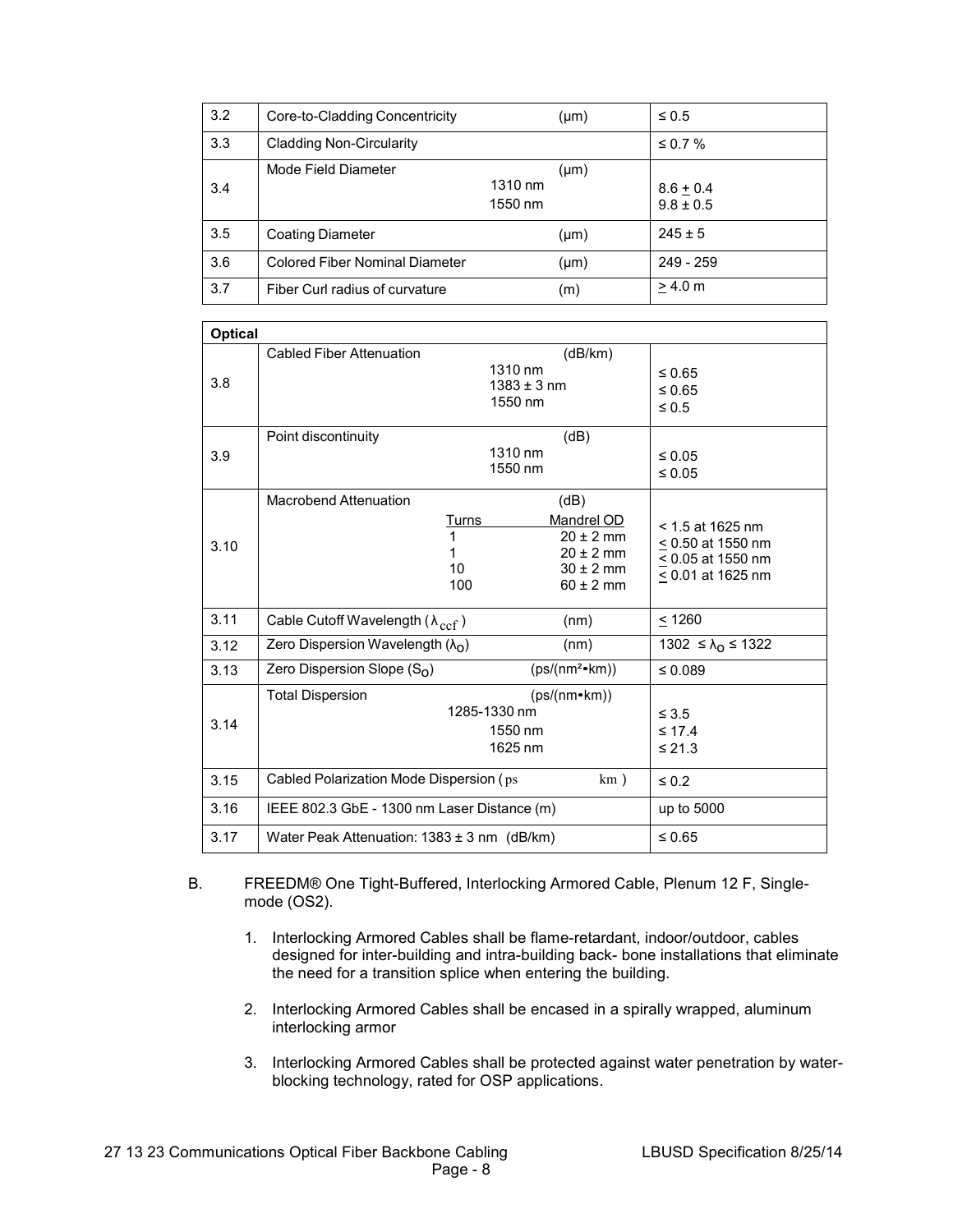| | | | |
|---|---|---|---|
| 3.2 | Core-to-Cladding Concentricity | (μm) | ≤ 0.5 |
| 3.3 | Cladding Non-Circularity | | ≤ 0.7 % |
| 3.4 | Mode Field Diameter<br>1310 nm<br>1550 nm | (μm) | 8.6 ± 0.4<br>9.8 ± 0.5 |
| 3.5 | Coating Diameter | (μm) | 245 ± 5 |
| 3.6 | Colored Fiber Nominal Diameter | (μm) | 249 - 259 |
| 3.7 | Fiber Curl radius of curvature | (m) | ≥ 4.0 m |

| **Optical** | | | |
|---|---|---|---|
| 3.8 | Cabled Fiber Attenuation<br>1310 nm<br>1383 ± 3 nm<br>1550 nm | (dB/km) | ≤ 0.65<br>≤ 0.65<br>≤ 0.5 |
| 3.9 | Point discontinuity<br>1310 nm<br>1550 nm | (dB) | ≤ 0.05<br>≤ 0.05 |
| 3.10 | Macrobend Attenuation<br>Turns: 1 / 1 / 10 / 100 | (dB)<br>Mandrel OD: 20 ± 2 mm / 20 ± 2 mm / 30 ± 2 mm / 60 ± 2 mm | < 1.5 at 1625 nm<br>≤ 0.50 at 1550 nm<br>≤ 0.05 at 1550 nm<br>≤ 0.01 at 1625 nm |
| 3.11 | Cable Cutoff Wavelength ($\lambda_{ccf}$) | (nm) | ≤ 1260 |
| 3.12 | Zero Dispersion Wavelength ($\lambda_o$) | (nm) | 1302 ≤ $\lambda_o$ ≤ 1322 |
| 3.13 | Zero Dispersion Slope ($S_o$) | (ps/(nm²•km)) | ≤ 0.089 |
| 3.14 | Total Dispersion<br>1285-1330 nm<br>1550 nm<br>1625 nm | (ps/(nm•km)) | ≤ 3.5<br>≤ 17.4<br>≤ 21.3 |
| 3.15 | Cabled Polarization Mode Dispersion | ($ps/\sqrt{km}$) | ≤ 0.2 |
| 3.16 | IEEE 802.3 GbE - 1300 nm Laser Distance (m) | | up to 5000 |
| 3.17 | Water Peak Attenuation: 1383 ± 3 nm (dB/km) | | ≤ 0.65 |

B. FREEDM® One Tight-Buffered, Interlocking Armored Cable, Plenum 12 F, Single-mode (OS2).

1. Interlocking Armored Cables shall be flame-retardant, indoor/outdoor, cables designed for inter-building and intra-building back- bone installations that eliminate the need for a transition splice when entering the building.

2. Interlocking Armored Cables shall be encased in a spirally wrapped, aluminum interlocking armor

3. Interlocking Armored Cables shall be protected against water penetration by water-blocking technology, rated for OSP applications.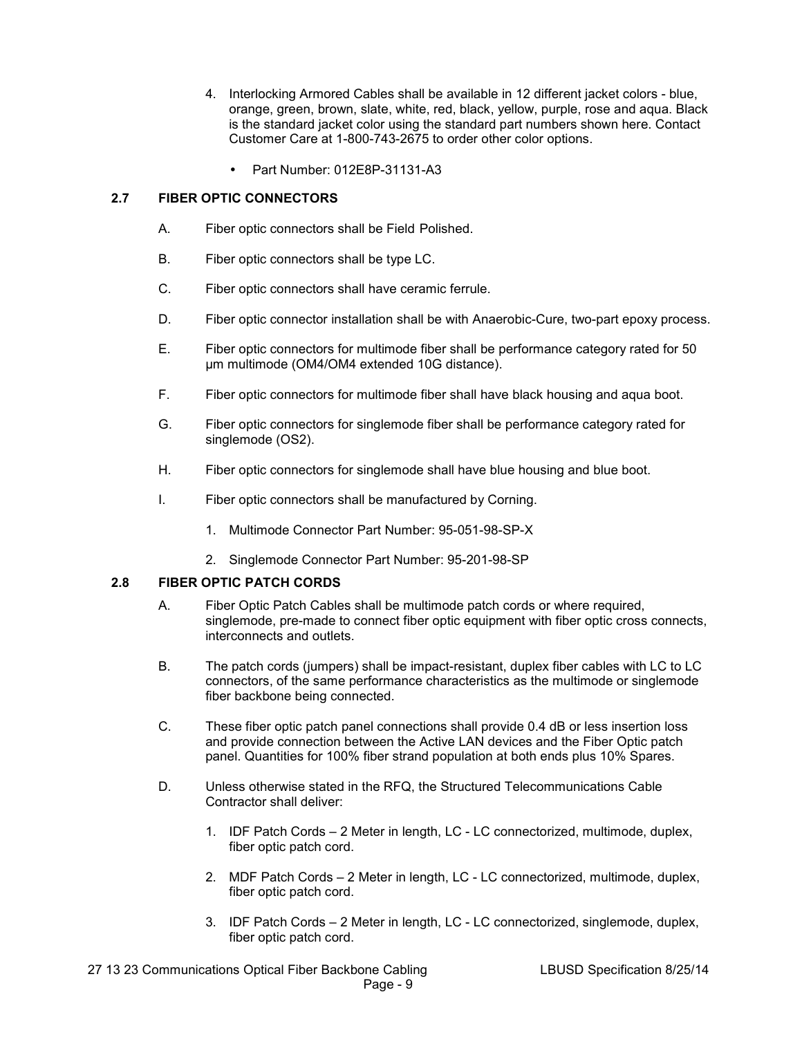4. Interlocking Armored Cables shall be available in 12 different jacket colors - blue, orange, green, brown, slate, white, red, black, yellow, purple, rose and aqua. Black is the standard jacket color using the standard part numbers shown here. Contact Customer Care at 1-800-743-2675 to order other color options.

   - Part Number: 012E8P-31131-A3

## 2.7 FIBER OPTIC CONNECTORS

A. Fiber optic connectors shall be Field Polished.

B. Fiber optic connectors shall be type LC.

C. Fiber optic connectors shall have ceramic ferrule.

D. Fiber optic connector installation shall be with Anaerobic-Cure, two-part epoxy process.

E. Fiber optic connectors for multimode fiber shall be performance category rated for 50 µm multimode (OM4/OM4 extended 10G distance).

F. Fiber optic connectors for multimode fiber shall have black housing and aqua boot.

G. Fiber optic connectors for singlemode fiber shall be performance category rated for singlemode (OS2).

H. Fiber optic connectors for singlemode shall have blue housing and blue boot.

I. Fiber optic connectors shall be manufactured by Corning.

   1. Multimode Connector Part Number: 95-051-98-SP-X
   2. Singlemode Connector Part Number: 95-201-98-SP

## 2.8 FIBER OPTIC PATCH CORDS

A. Fiber Optic Patch Cables shall be multimode patch cords or where required, singlemode, pre-made to connect fiber optic equipment with fiber optic cross connects, interconnects and outlets.

B. The patch cords (jumpers) shall be impact-resistant, duplex fiber cables with LC to LC connectors, of the same performance characteristics as the multimode or singlemode fiber backbone being connected.

C. These fiber optic patch panel connections shall provide 0.4 dB or less insertion loss and provide connection between the Active LAN devices and the Fiber Optic patch panel. Quantities for 100% fiber strand population at both ends plus 10% Spares.

D. Unless otherwise stated in the RFQ, the Structured Telecommunications Cable Contractor shall deliver:

   1. IDF Patch Cords – 2 Meter in length, LC - LC connectorized, multimode, duplex, fiber optic patch cord.
   2. MDF Patch Cords – 2 Meter in length, LC - LC connectorized, multimode, duplex, fiber optic patch cord.
   3. IDF Patch Cords – 2 Meter in length, LC - LC connectorized, singlemode, duplex, fiber optic patch cord.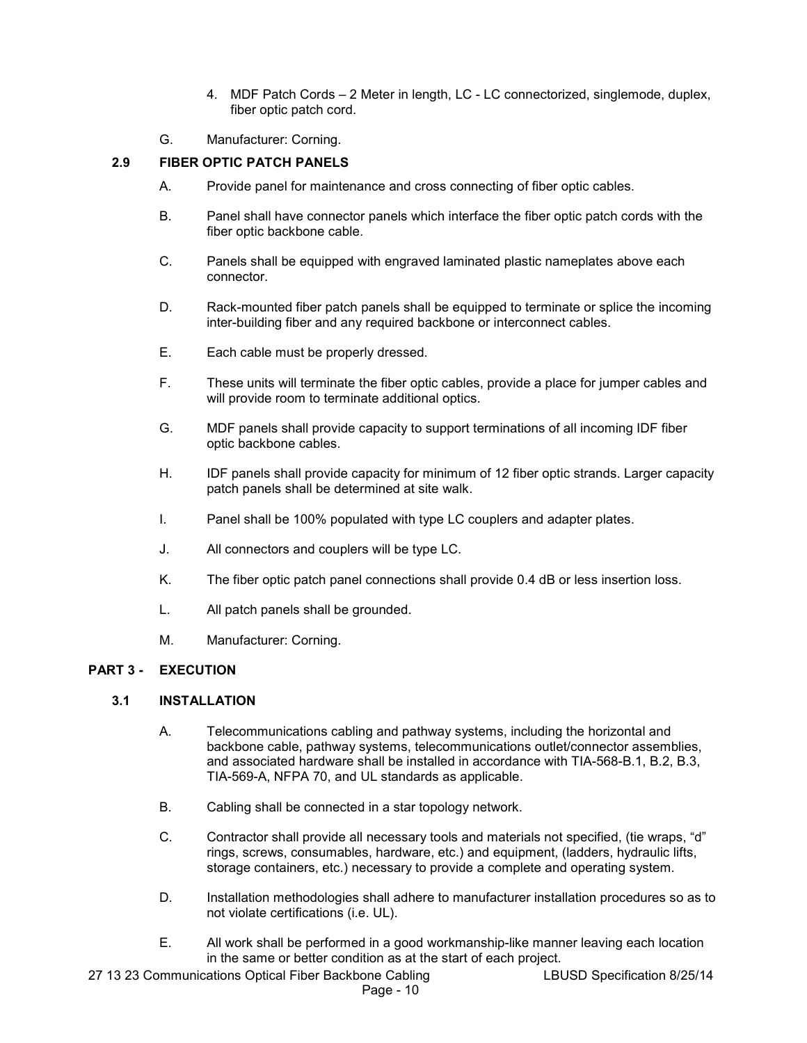4. MDF Patch Cords – 2 Meter in length, LC - LC connectorized, singlemode, duplex, fiber optic patch cord.

G. Manufacturer: Corning.

### 2.9 FIBER OPTIC PATCH PANELS

A. Provide panel for maintenance and cross connecting of fiber optic cables.

B. Panel shall have connector panels which interface the fiber optic patch cords with the fiber optic backbone cable.

C. Panels shall be equipped with engraved laminated plastic nameplates above each connector.

D. Rack-mounted fiber patch panels shall be equipped to terminate or splice the incoming inter-building fiber and any required backbone or interconnect cables.

E. Each cable must be properly dressed.

F. These units will terminate the fiber optic cables, provide a place for jumper cables and will provide room to terminate additional optics.

G. MDF panels shall provide capacity to support terminations of all incoming IDF fiber optic backbone cables.

H. IDF panels shall provide capacity for minimum of 12 fiber optic strands. Larger capacity patch panels shall be determined at site walk.

I. Panel shall be 100% populated with type LC couplers and adapter plates.

J. All connectors and couplers will be type LC.

K. The fiber optic patch panel connections shall provide 0.4 dB or less insertion loss.

L. All patch panels shall be grounded.

M. Manufacturer: Corning.

## PART 3 - EXECUTION

### 3.1 INSTALLATION

A. Telecommunications cabling and pathway systems, including the horizontal and backbone cable, pathway systems, telecommunications outlet/connector assemblies, and associated hardware shall be installed in accordance with TIA-568-B.1, B.2, B.3, TIA-569-A, NFPA 70, and UL standards as applicable.

B. Cabling shall be connected in a star topology network.

C. Contractor shall provide all necessary tools and materials not specified, (tie wraps, "d" rings, screws, consumables, hardware, etc.) and equipment, (ladders, hydraulic lifts, storage containers, etc.) necessary to provide a complete and operating system.

D. Installation methodologies shall adhere to manufacturer installation procedures so as to not violate certifications (i.e. UL).

E. All work shall be performed in a good workmanship-like manner leaving each location in the same or better condition as at the start of each project.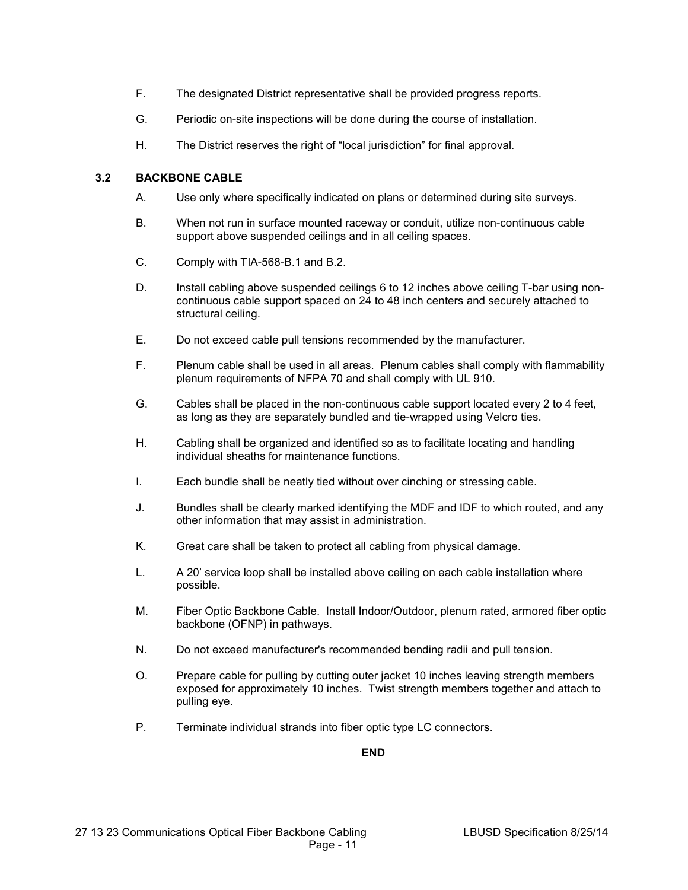F. The designated District representative shall be provided progress reports.

G. Periodic on-site inspections will be done during the course of installation.

H. The District reserves the right of “local jurisdiction” for final approval.

### 3.2 BACKBONE CABLE

A. Use only where specifically indicated on plans or determined during site surveys.

B. When not run in surface mounted raceway or conduit, utilize non-continuous cable support above suspended ceilings and in all ceiling spaces.

C. Comply with TIA-568-B.1 and B.2.

D. Install cabling above suspended ceilings 6 to 12 inches above ceiling T-bar using non-continuous cable support spaced on 24 to 48 inch centers and securely attached to structural ceiling.

E. Do not exceed cable pull tensions recommended by the manufacturer.

F. Plenum cable shall be used in all areas. Plenum cables shall comply with flammability plenum requirements of NFPA 70 and shall comply with UL 910.

G. Cables shall be placed in the non-continuous cable support located every 2 to 4 feet, as long as they are separately bundled and tie-wrapped using Velcro ties.

H. Cabling shall be organized and identified so as to facilitate locating and handling individual sheaths for maintenance functions.

I. Each bundle shall be neatly tied without over cinching or stressing cable.

J. Bundles shall be clearly marked identifying the MDF and IDF to which routed, and any other information that may assist in administration.

K. Great care shall be taken to protect all cabling from physical damage.

L. A 20’ service loop shall be installed above ceiling on each cable installation where possible.

M. Fiber Optic Backbone Cable. Install Indoor/Outdoor, plenum rated, armored fiber optic backbone (OFNP) in pathways.

N. Do not exceed manufacturer's recommended bending radii and pull tension.

O. Prepare cable for pulling by cutting outer jacket 10 inches leaving strength members exposed for approximately 10 inches. Twist strength members together and attach to pulling eye.

P. Terminate individual strands into fiber optic type LC connectors.

**END**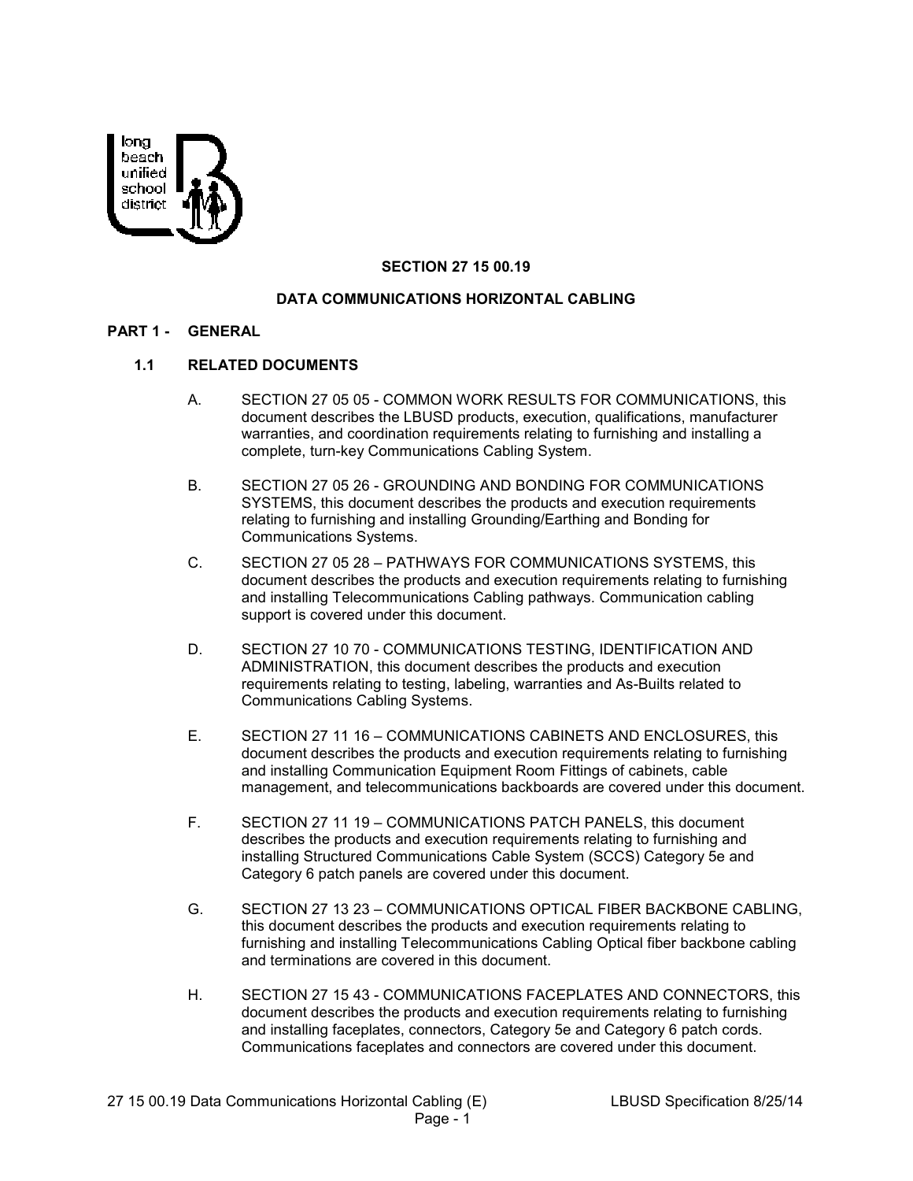## SECTION 27 15 00.19

## DATA COMMUNICATIONS HORIZONTAL CABLING

### PART 1 - GENERAL

#### 1.1 RELATED DOCUMENTS

A. SECTION 27 05 05 - COMMON WORK RESULTS FOR COMMUNICATIONS, this document describes the LBUSD products, execution, qualifications, manufacturer warranties, and coordination requirements relating to furnishing and installing a complete, turn-key Communications Cabling System.

B. SECTION 27 05 26 - GROUNDING AND BONDING FOR COMMUNICATIONS SYSTEMS, this document describes the products and execution requirements relating to furnishing and installing Grounding/Earthing and Bonding for Communications Systems.

C. SECTION 27 05 28 – PATHWAYS FOR COMMUNICATIONS SYSTEMS, this document describes the products and execution requirements relating to furnishing and installing Telecommunications Cabling pathways. Communication cabling support is covered under this document.

D. SECTION 27 10 70 - COMMUNICATIONS TESTING, IDENTIFICATION AND ADMINISTRATION, this document describes the products and execution requirements relating to testing, labeling, warranties and As-Builts related to Communications Cabling Systems.

E. SECTION 27 11 16 – COMMUNICATIONS CABINETS AND ENCLOSURES, this document describes the products and execution requirements relating to furnishing and installing Communication Equipment Room Fittings of cabinets, cable management, and telecommunications backboards are covered under this document.

F. SECTION 27 11 19 – COMMUNICATIONS PATCH PANELS, this document describes the products and execution requirements relating to furnishing and installing Structured Communications Cable System (SCCS) Category 5e and Category 6 patch panels are covered under this document.

G. SECTION 27 13 23 – COMMUNICATIONS OPTICAL FIBER BACKBONE CABLING, this document describes the products and execution requirements relating to furnishing and installing Telecommunications Cabling Optical fiber backbone cabling and terminations are covered in this document.

H. SECTION 27 15 43 - COMMUNICATIONS FACEPLATES AND CONNECTORS, this document describes the products and execution requirements relating to furnishing and installing faceplates, connectors, Category 5e and Category 6 patch cords. Communications faceplates and connectors are covered under this document.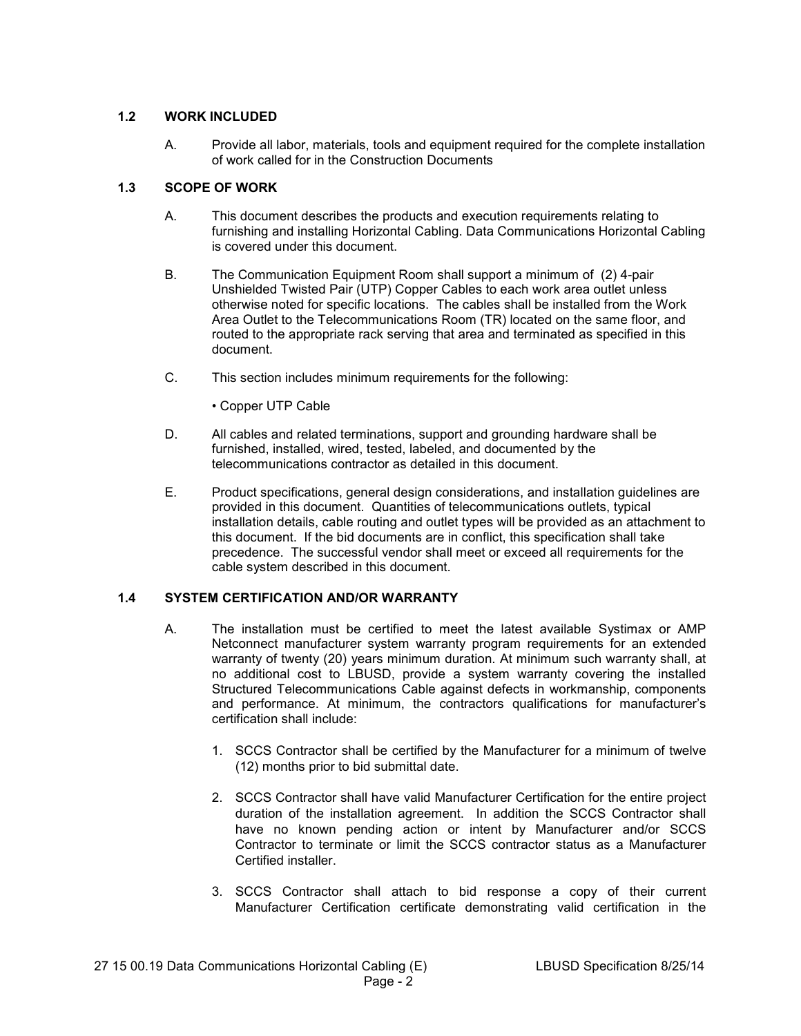### 1.2 WORK INCLUDED

A. Provide all labor, materials, tools and equipment required for the complete installation of work called for in the Construction Documents

### 1.3 SCOPE OF WORK

A. This document describes the products and execution requirements relating to furnishing and installing Horizontal Cabling. Data Communications Horizontal Cabling is covered under this document.

B. The Communication Equipment Room shall support a minimum of (2) 4-pair Unshielded Twisted Pair (UTP) Copper Cables to each work area outlet unless otherwise noted for specific locations. The cables shall be installed from the Work Area Outlet to the Telecommunications Room (TR) located on the same floor, and routed to the appropriate rack serving that area and terminated as specified in this document.

C. This section includes minimum requirements for the following:

• Copper UTP Cable

D. All cables and related terminations, support and grounding hardware shall be furnished, installed, wired, tested, labeled, and documented by the telecommunications contractor as detailed in this document.

E. Product specifications, general design considerations, and installation guidelines are provided in this document. Quantities of telecommunications outlets, typical installation details, cable routing and outlet types will be provided as an attachment to this document. If the bid documents are in conflict, this specification shall take precedence. The successful vendor shall meet or exceed all requirements for the cable system described in this document.

### 1.4 SYSTEM CERTIFICATION AND/OR WARRANTY

A. The installation must be certified to meet the latest available Systimax or AMP Netconnect manufacturer system warranty program requirements for an extended warranty of twenty (20) years minimum duration. At minimum such warranty shall, at no additional cost to LBUSD, provide a system warranty covering the installed Structured Telecommunications Cable against defects in workmanship, components and performance. At minimum, the contractors qualifications for manufacturer's certification shall include:

1. SCCS Contractor shall be certified by the Manufacturer for a minimum of twelve (12) months prior to bid submittal date.

2. SCCS Contractor shall have valid Manufacturer Certification for the entire project duration of the installation agreement. In addition the SCCS Contractor shall have no known pending action or intent by Manufacturer and/or SCCS Contractor to terminate or limit the SCCS contractor status as a Manufacturer Certified installer.

3. SCCS Contractor shall attach to bid response a copy of their current Manufacturer Certification certificate demonstrating valid certification in the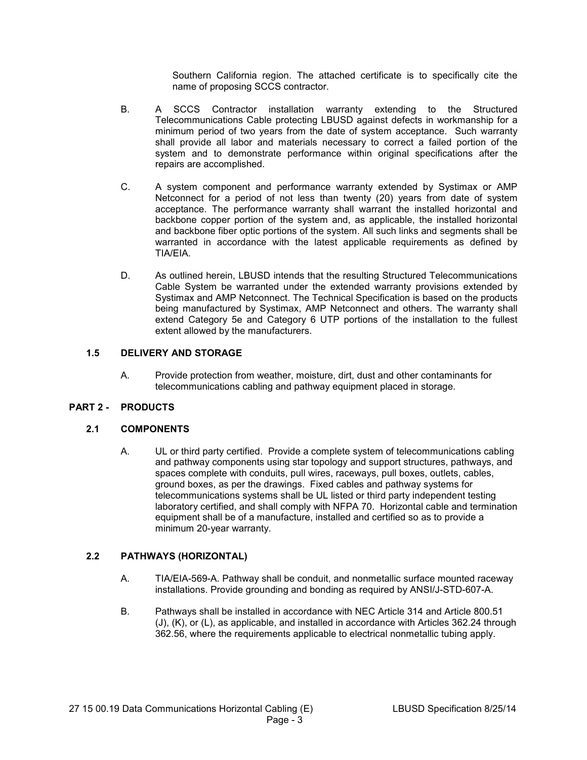Southern California region. The attached certificate is to specifically cite the name of proposing SCCS contractor.

B. A SCCS Contractor installation warranty extending to the Structured Telecommunications Cable protecting LBUSD against defects in workmanship for a minimum period of two years from the date of system acceptance. Such warranty shall provide all labor and materials necessary to correct a failed portion of the system and to demonstrate performance within original specifications after the repairs are accomplished.

C. A system component and performance warranty extended by Systimax or AMP Netconnect for a period of not less than twenty (20) years from date of system acceptance. The performance warranty shall warrant the installed horizontal and backbone copper portion of the system and, as applicable, the installed horizontal and backbone fiber optic portions of the system. All such links and segments shall be warranted in accordance with the latest applicable requirements as defined by TIA/EIA.

D. As outlined herein, LBUSD intends that the resulting Structured Telecommunications Cable System be warranted under the extended warranty provisions extended by Systimax and AMP Netconnect. The Technical Specification is based on the products being manufactured by Systimax, AMP Netconnect and others. The warranty shall extend Category 5e and Category 6 UTP portions of the installation to the fullest extent allowed by the manufacturers.

### 1.5 DELIVERY AND STORAGE

A. Provide protection from weather, moisture, dirt, dust and other contaminants for telecommunications cabling and pathway equipment placed in storage.

## PART 2 - PRODUCTS

### 2.1 COMPONENTS

A. UL or third party certified. Provide a complete system of telecommunications cabling and pathway components using star topology and support structures, pathways, and spaces complete with conduits, pull wires, raceways, pull boxes, outlets, cables, ground boxes, as per the drawings. Fixed cables and pathway systems for telecommunications systems shall be UL listed or third party independent testing laboratory certified, and shall comply with NFPA 70. Horizontal cable and termination equipment shall be of a manufacture, installed and certified so as to provide a minimum 20-year warranty.

### 2.2 PATHWAYS (HORIZONTAL)

A. TIA/EIA-569-A. Pathway shall be conduit, and nonmetallic surface mounted raceway installations. Provide grounding and bonding as required by ANSI/J-STD-607-A.

B. Pathways shall be installed in accordance with NEC Article 314 and Article 800.51 (J), (K), or (L), as applicable, and installed in accordance with Articles 362.24 through 362.56, where the requirements applicable to electrical nonmetallic tubing apply.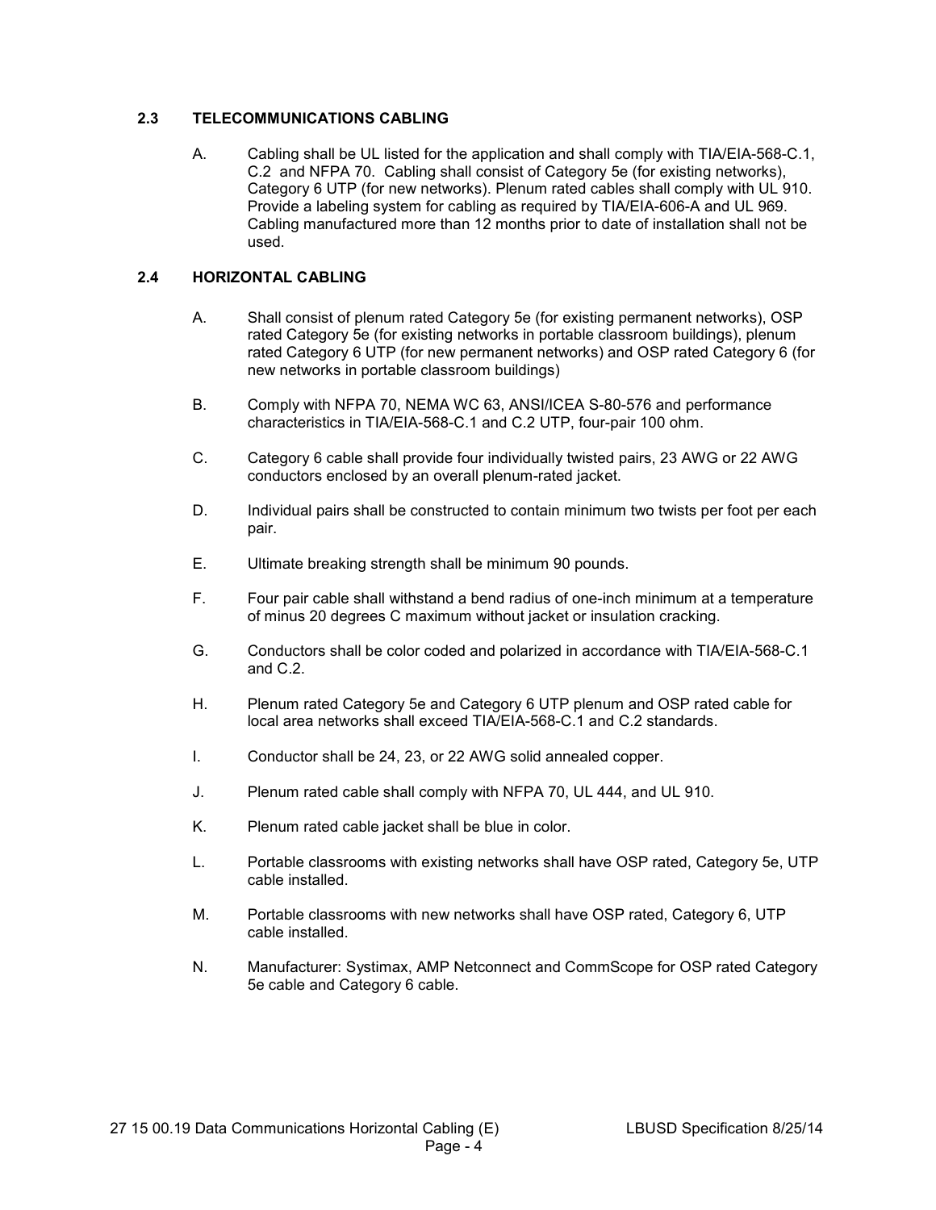### 2.3 TELECOMMUNICATIONS CABLING

A. Cabling shall be UL listed for the application and shall comply with TIA/EIA-568-C.1, C.2 and NFPA 70. Cabling shall consist of Category 5e (for existing networks), Category 6 UTP (for new networks). Plenum rated cables shall comply with UL 910. Provide a labeling system for cabling as required by TIA/EIA-606-A and UL 969. Cabling manufactured more than 12 months prior to date of installation shall not be used.

### 2.4 HORIZONTAL CABLING

A. Shall consist of plenum rated Category 5e (for existing permanent networks), OSP rated Category 5e (for existing networks in portable classroom buildings), plenum rated Category 6 UTP (for new permanent networks) and OSP rated Category 6 (for new networks in portable classroom buildings)

B. Comply with NFPA 70, NEMA WC 63, ANSI/ICEA S-80-576 and performance characteristics in TIA/EIA-568-C.1 and C.2 UTP, four-pair 100 ohm.

C. Category 6 cable shall provide four individually twisted pairs, 23 AWG or 22 AWG conductors enclosed by an overall plenum-rated jacket.

D. Individual pairs shall be constructed to contain minimum two twists per foot per each pair.

E. Ultimate breaking strength shall be minimum 90 pounds.

F. Four pair cable shall withstand a bend radius of one-inch minimum at a temperature of minus 20 degrees C maximum without jacket or insulation cracking.

G. Conductors shall be color coded and polarized in accordance with TIA/EIA-568-C.1 and C.2.

H. Plenum rated Category 5e and Category 6 UTP plenum and OSP rated cable for local area networks shall exceed TIA/EIA-568-C.1 and C.2 standards.

I. Conductor shall be 24, 23, or 22 AWG solid annealed copper.

J. Plenum rated cable shall comply with NFPA 70, UL 444, and UL 910.

K. Plenum rated cable jacket shall be blue in color.

L. Portable classrooms with existing networks shall have OSP rated, Category 5e, UTP cable installed.

M. Portable classrooms with new networks shall have OSP rated, Category 6, UTP cable installed.

N. Manufacturer: Systimax, AMP Netconnect and CommScope for OSP rated Category 5e cable and Category 6 cable.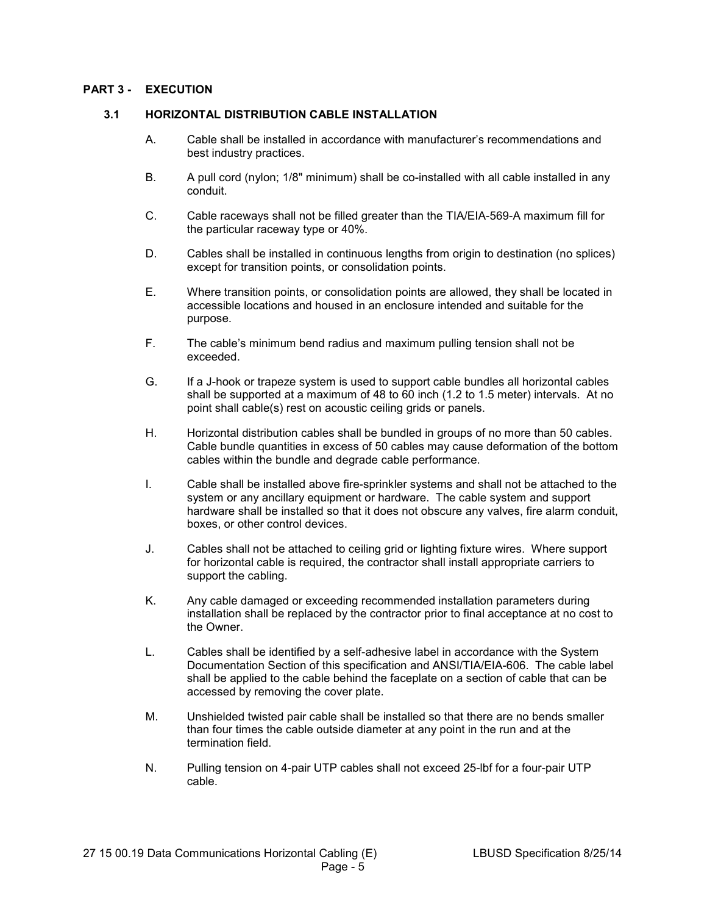## PART 3 - EXECUTION

### 3.1 HORIZONTAL DISTRIBUTION CABLE INSTALLATION

A. Cable shall be installed in accordance with manufacturer's recommendations and best industry practices.

B. A pull cord (nylon; 1/8" minimum) shall be co-installed with all cable installed in any conduit.

C. Cable raceways shall not be filled greater than the TIA/EIA-569-A maximum fill for the particular raceway type or 40%.

D. Cables shall be installed in continuous lengths from origin to destination (no splices) except for transition points, or consolidation points.

E. Where transition points, or consolidation points are allowed, they shall be located in accessible locations and housed in an enclosure intended and suitable for the purpose.

F. The cable's minimum bend radius and maximum pulling tension shall not be exceeded.

G. If a J-hook or trapeze system is used to support cable bundles all horizontal cables shall be supported at a maximum of 48 to 60 inch (1.2 to 1.5 meter) intervals. At no point shall cable(s) rest on acoustic ceiling grids or panels.

H. Horizontal distribution cables shall be bundled in groups of no more than 50 cables. Cable bundle quantities in excess of 50 cables may cause deformation of the bottom cables within the bundle and degrade cable performance.

I. Cable shall be installed above fire-sprinkler systems and shall not be attached to the system or any ancillary equipment or hardware. The cable system and support hardware shall be installed so that it does not obscure any valves, fire alarm conduit, boxes, or other control devices.

J. Cables shall not be attached to ceiling grid or lighting fixture wires. Where support for horizontal cable is required, the contractor shall install appropriate carriers to support the cabling.

K. Any cable damaged or exceeding recommended installation parameters during installation shall be replaced by the contractor prior to final acceptance at no cost to the Owner.

L. Cables shall be identified by a self-adhesive label in accordance with the System Documentation Section of this specification and ANSI/TIA/EIA-606. The cable label shall be applied to the cable behind the faceplate on a section of cable that can be accessed by removing the cover plate.

M. Unshielded twisted pair cable shall be installed so that there are no bends smaller than four times the cable outside diameter at any point in the run and at the termination field.

N. Pulling tension on 4-pair UTP cables shall not exceed 25-lbf for a four-pair UTP cable.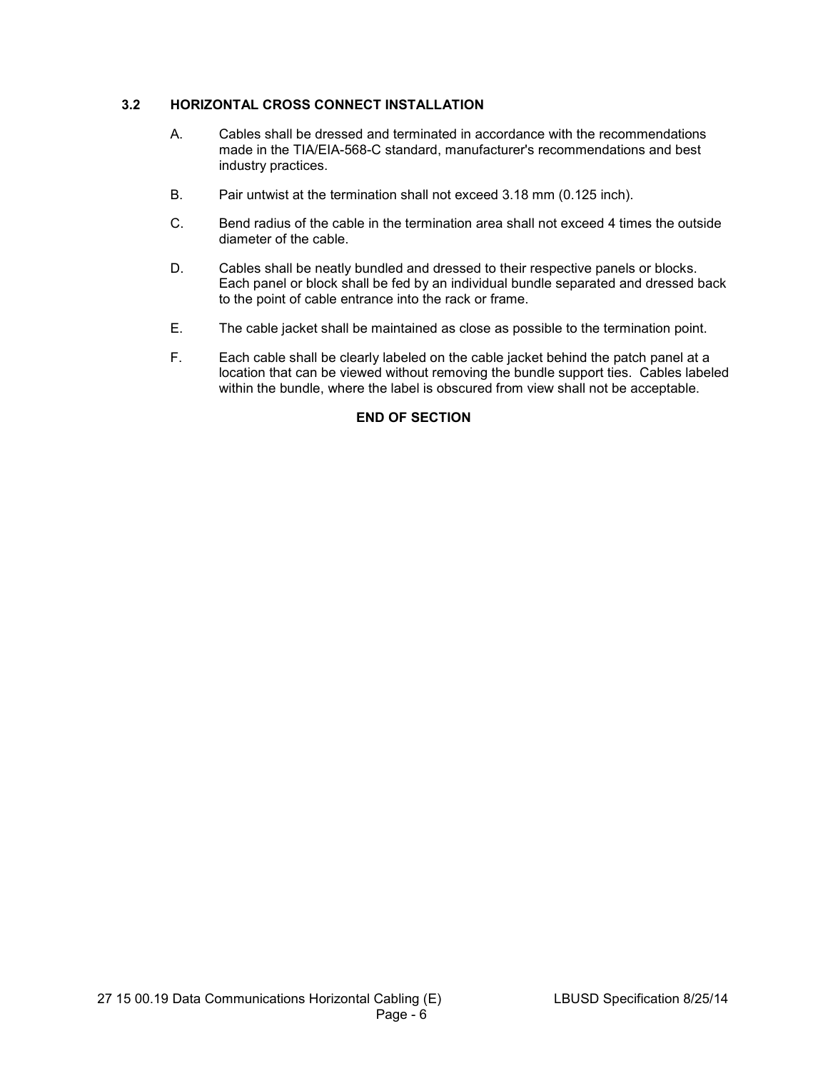### 3.2 HORIZONTAL CROSS CONNECT INSTALLATION

A. Cables shall be dressed and terminated in accordance with the recommendations made in the TIA/EIA-568-C standard, manufacturer's recommendations and best industry practices.

B. Pair untwist at the termination shall not exceed 3.18 mm (0.125 inch).

C. Bend radius of the cable in the termination area shall not exceed 4 times the outside diameter of the cable.

D. Cables shall be neatly bundled and dressed to their respective panels or blocks. Each panel or block shall be fed by an individual bundle separated and dressed back to the point of cable entrance into the rack or frame.

E. The cable jacket shall be maintained as close as possible to the termination point.

F. Each cable shall be clearly labeled on the cable jacket behind the patch panel at a location that can be viewed without removing the bundle support ties. Cables labeled within the bundle, where the label is obscured from view shall not be acceptable.

**END OF SECTION**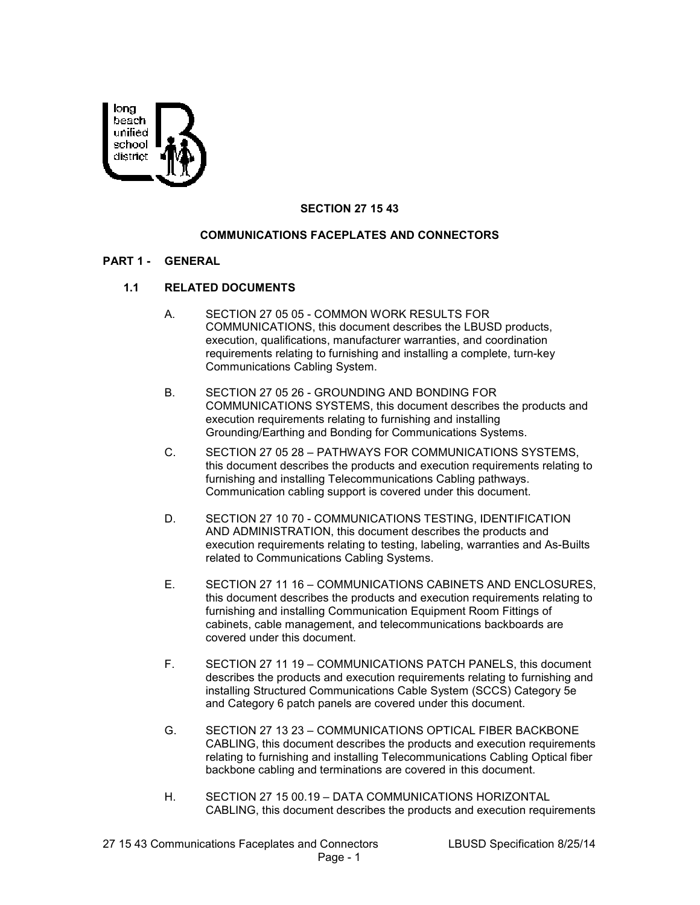## SECTION 27 15 43

## COMMUNICATIONS FACEPLATES AND CONNECTORS

### PART 1 - GENERAL

#### 1.1 RELATED DOCUMENTS

A. SECTION 27 05 05 - COMMON WORK RESULTS FOR COMMUNICATIONS, this document describes the LBUSD products, execution, qualifications, manufacturer warranties, and coordination requirements relating to furnishing and installing a complete, turn-key Communications Cabling System.

B. SECTION 27 05 26 - GROUNDING AND BONDING FOR COMMUNICATIONS SYSTEMS, this document describes the products and execution requirements relating to furnishing and installing Grounding/Earthing and Bonding for Communications Systems.

C. SECTION 27 05 28 – PATHWAYS FOR COMMUNICATIONS SYSTEMS, this document describes the products and execution requirements relating to furnishing and installing Telecommunications Cabling pathways. Communication cabling support is covered under this document.

D. SECTION 27 10 70 - COMMUNICATIONS TESTING, IDENTIFICATION AND ADMINISTRATION, this document describes the products and execution requirements relating to testing, labeling, warranties and As-Builts related to Communications Cabling Systems.

E. SECTION 27 11 16 – COMMUNICATIONS CABINETS AND ENCLOSURES, this document describes the products and execution requirements relating to furnishing and installing Communication Equipment Room Fittings of cabinets, cable management, and telecommunications backboards are covered under this document.

F. SECTION 27 11 19 – COMMUNICATIONS PATCH PANELS, this document describes the products and execution requirements relating to furnishing and installing Structured Communications Cable System (SCCS) Category 5e and Category 6 patch panels are covered under this document.

G. SECTION 27 13 23 – COMMUNICATIONS OPTICAL FIBER BACKBONE CABLING, this document describes the products and execution requirements relating to furnishing and installing Telecommunications Cabling Optical fiber backbone cabling and terminations are covered in this document.

H. SECTION 27 15 00.19 – DATA COMMUNICATIONS HORIZONTAL CABLING, this document describes the products and execution requirements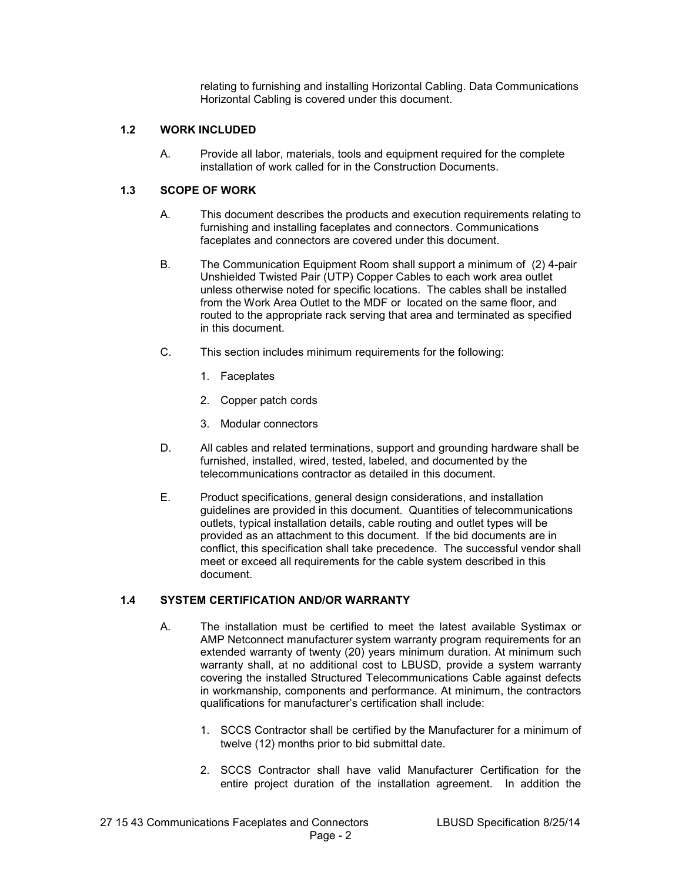relating to furnishing and installing Horizontal Cabling. Data Communications Horizontal Cabling is covered under this document.

### 1.2 WORK INCLUDED

A. Provide all labor, materials, tools and equipment required for the complete installation of work called for in the Construction Documents.

### 1.3 SCOPE OF WORK

A. This document describes the products and execution requirements relating to furnishing and installing faceplates and connectors. Communications faceplates and connectors are covered under this document.

B. The Communication Equipment Room shall support a minimum of (2) 4-pair Unshielded Twisted Pair (UTP) Copper Cables to each work area outlet unless otherwise noted for specific locations. The cables shall be installed from the Work Area Outlet to the MDF or located on the same floor, and routed to the appropriate rack serving that area and terminated as specified in this document.

C. This section includes minimum requirements for the following:

1. Faceplates
2. Copper patch cords
3. Modular connectors

D. All cables and related terminations, support and grounding hardware shall be furnished, installed, wired, tested, labeled, and documented by the telecommunications contractor as detailed in this document.

E. Product specifications, general design considerations, and installation guidelines are provided in this document. Quantities of telecommunications outlets, typical installation details, cable routing and outlet types will be provided as an attachment to this document. If the bid documents are in conflict, this specification shall take precedence. The successful vendor shall meet or exceed all requirements for the cable system described in this document.

### 1.4 SYSTEM CERTIFICATION AND/OR WARRANTY

A. The installation must be certified to meet the latest available Systimax or AMP Netconnect manufacturer system warranty program requirements for an extended warranty of twenty (20) years minimum duration. At minimum such warranty shall, at no additional cost to LBUSD, provide a system warranty covering the installed Structured Telecommunications Cable against defects in workmanship, components and performance. At minimum, the contractors qualifications for manufacturer's certification shall include:

1. SCCS Contractor shall be certified by the Manufacturer for a minimum of twelve (12) months prior to bid submittal date.
2. SCCS Contractor shall have valid Manufacturer Certification for the entire project duration of the installation agreement. In addition the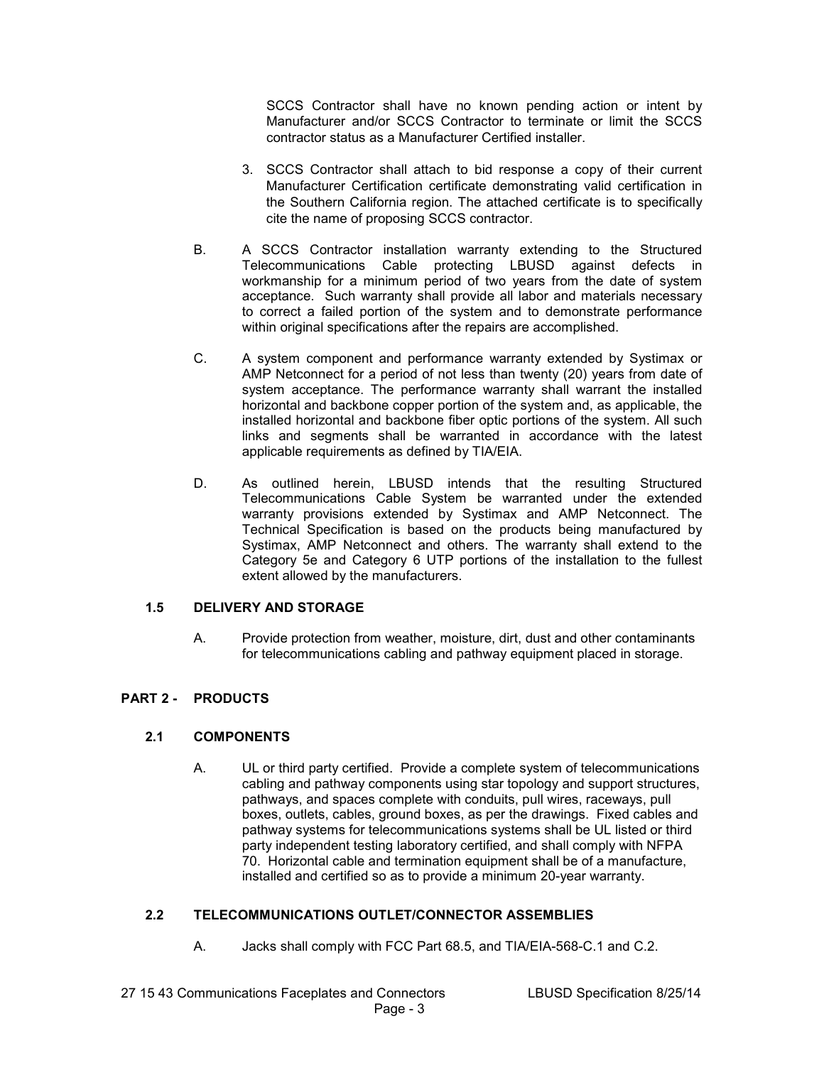SCCS Contractor shall have no known pending action or intent by Manufacturer and/or SCCS Contractor to terminate or limit the SCCS contractor status as a Manufacturer Certified installer.

3. SCCS Contractor shall attach to bid response a copy of their current Manufacturer Certification certificate demonstrating valid certification in the Southern California region. The attached certificate is to specifically cite the name of proposing SCCS contractor.

B. A SCCS Contractor installation warranty extending to the Structured Telecommunications Cable protecting LBUSD against defects in workmanship for a minimum period of two years from the date of system acceptance. Such warranty shall provide all labor and materials necessary to correct a failed portion of the system and to demonstrate performance within original specifications after the repairs are accomplished.

C. A system component and performance warranty extended by Systimax or AMP Netconnect for a period of not less than twenty (20) years from date of system acceptance. The performance warranty shall warrant the installed horizontal and backbone copper portion of the system and, as applicable, the installed horizontal and backbone fiber optic portions of the system. All such links and segments shall be warranted in accordance with the latest applicable requirements as defined by TIA/EIA.

D. As outlined herein, LBUSD intends that the resulting Structured Telecommunications Cable System be warranted under the extended warranty provisions extended by Systimax and AMP Netconnect. The Technical Specification is based on the products being manufactured by Systimax, AMP Netconnect and others. The warranty shall extend to the Category 5e and Category 6 UTP portions of the installation to the fullest extent allowed by the manufacturers.

### 1.5 DELIVERY AND STORAGE

A. Provide protection from weather, moisture, dirt, dust and other contaminants for telecommunications cabling and pathway equipment placed in storage.

## PART 2 - PRODUCTS

### 2.1 COMPONENTS

A. UL or third party certified. Provide a complete system of telecommunications cabling and pathway components using star topology and support structures, pathways, and spaces complete with conduits, pull wires, raceways, pull boxes, outlets, cables, ground boxes, as per the drawings. Fixed cables and pathway systems for telecommunications systems shall be UL listed or third party independent testing laboratory certified, and shall comply with NFPA 70. Horizontal cable and termination equipment shall be of a manufacture, installed and certified so as to provide a minimum 20-year warranty.

### 2.2 TELECOMMUNICATIONS OUTLET/CONNECTOR ASSEMBLIES

A. Jacks shall comply with FCC Part 68.5, and TIA/EIA-568-C.1 and C.2.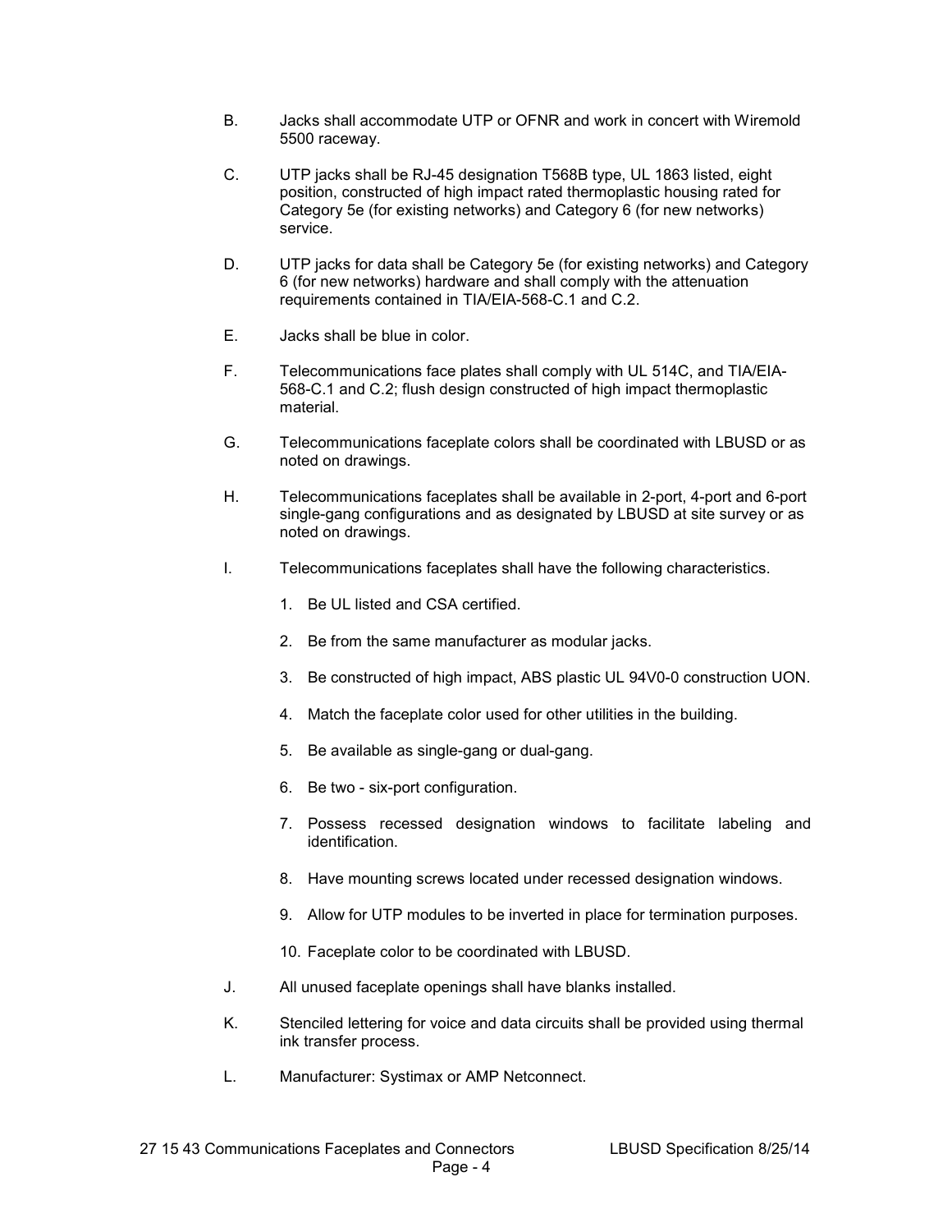B. Jacks shall accommodate UTP or OFNR and work in concert with Wiremold 5500 raceway.

C. UTP jacks shall be RJ-45 designation T568B type, UL 1863 listed, eight position, constructed of high impact rated thermoplastic housing rated for Category 5e (for existing networks) and Category 6 (for new networks) service.

D. UTP jacks for data shall be Category 5e (for existing networks) and Category 6 (for new networks) hardware and shall comply with the attenuation requirements contained in TIA/EIA-568-C.1 and C.2.

E. Jacks shall be blue in color.

F. Telecommunications face plates shall comply with UL 514C, and TIA/EIA-568-C.1 and C.2; flush design constructed of high impact thermoplastic material.

G. Telecommunications faceplate colors shall be coordinated with LBUSD or as noted on drawings.

H. Telecommunications faceplates shall be available in 2-port, 4-port and 6-port single-gang configurations and as designated by LBUSD at site survey or as noted on drawings.

I. Telecommunications faceplates shall have the following characteristics.

1. Be UL listed and CSA certified.
2. Be from the same manufacturer as modular jacks.
3. Be constructed of high impact, ABS plastic UL 94V0-0 construction UON.
4. Match the faceplate color used for other utilities in the building.
5. Be available as single-gang or dual-gang.
6. Be two - six-port configuration.
7. Possess recessed designation windows to facilitate labeling and identification.
8. Have mounting screws located under recessed designation windows.
9. Allow for UTP modules to be inverted in place for termination purposes.
10. Faceplate color to be coordinated with LBUSD.

J. All unused faceplate openings shall have blanks installed.

K. Stenciled lettering for voice and data circuits shall be provided using thermal ink transfer process.

L. Manufacturer: Systimax or AMP Netconnect.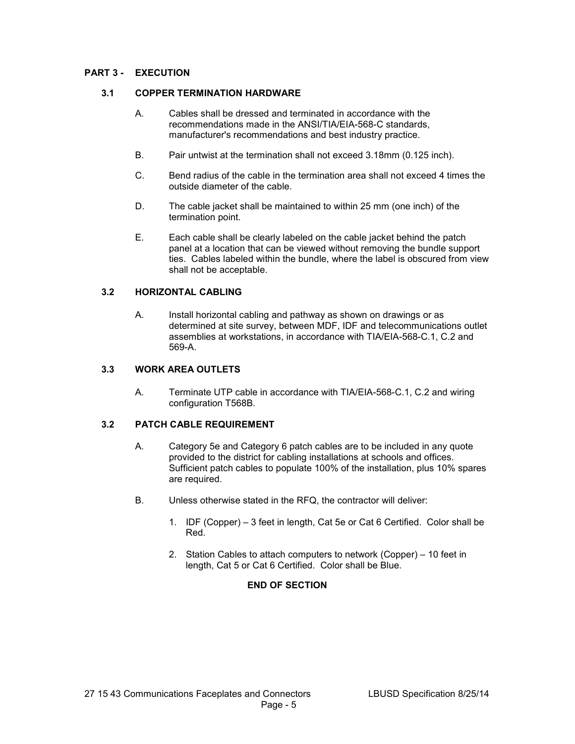## PART 3 - EXECUTION

### 3.1 COPPER TERMINATION HARDWARE

A. Cables shall be dressed and terminated in accordance with the recommendations made in the ANSI/TIA/EIA-568-C standards, manufacturer's recommendations and best industry practice.

B. Pair untwist at the termination shall not exceed 3.18mm (0.125 inch).

C. Bend radius of the cable in the termination area shall not exceed 4 times the outside diameter of the cable.

D. The cable jacket shall be maintained to within 25 mm (one inch) of the termination point.

E. Each cable shall be clearly labeled on the cable jacket behind the patch panel at a location that can be viewed without removing the bundle support ties. Cables labeled within the bundle, where the label is obscured from view shall not be acceptable.

### 3.2 HORIZONTAL CABLING

A. Install horizontal cabling and pathway as shown on drawings or as determined at site survey, between MDF, IDF and telecommunications outlet assemblies at workstations, in accordance with TIA/EIA-568-C.1, C.2 and 569-A.

### 3.3 WORK AREA OUTLETS

A. Terminate UTP cable in accordance with TIA/EIA-568-C.1, C.2 and wiring configuration T568B.

### 3.2 PATCH CABLE REQUIREMENT

A. Category 5e and Category 6 patch cables are to be included in any quote provided to the district for cabling installations at schools and offices. Sufficient patch cables to populate 100% of the installation, plus 10% spares are required.

B. Unless otherwise stated in the RFQ, the contractor will deliver:

1. IDF (Copper) – 3 feet in length, Cat 5e or Cat 6 Certified. Color shall be Red.

2. Station Cables to attach computers to network (Copper) – 10 feet in length, Cat 5 or Cat 6 Certified. Color shall be Blue.

**END OF SECTION**